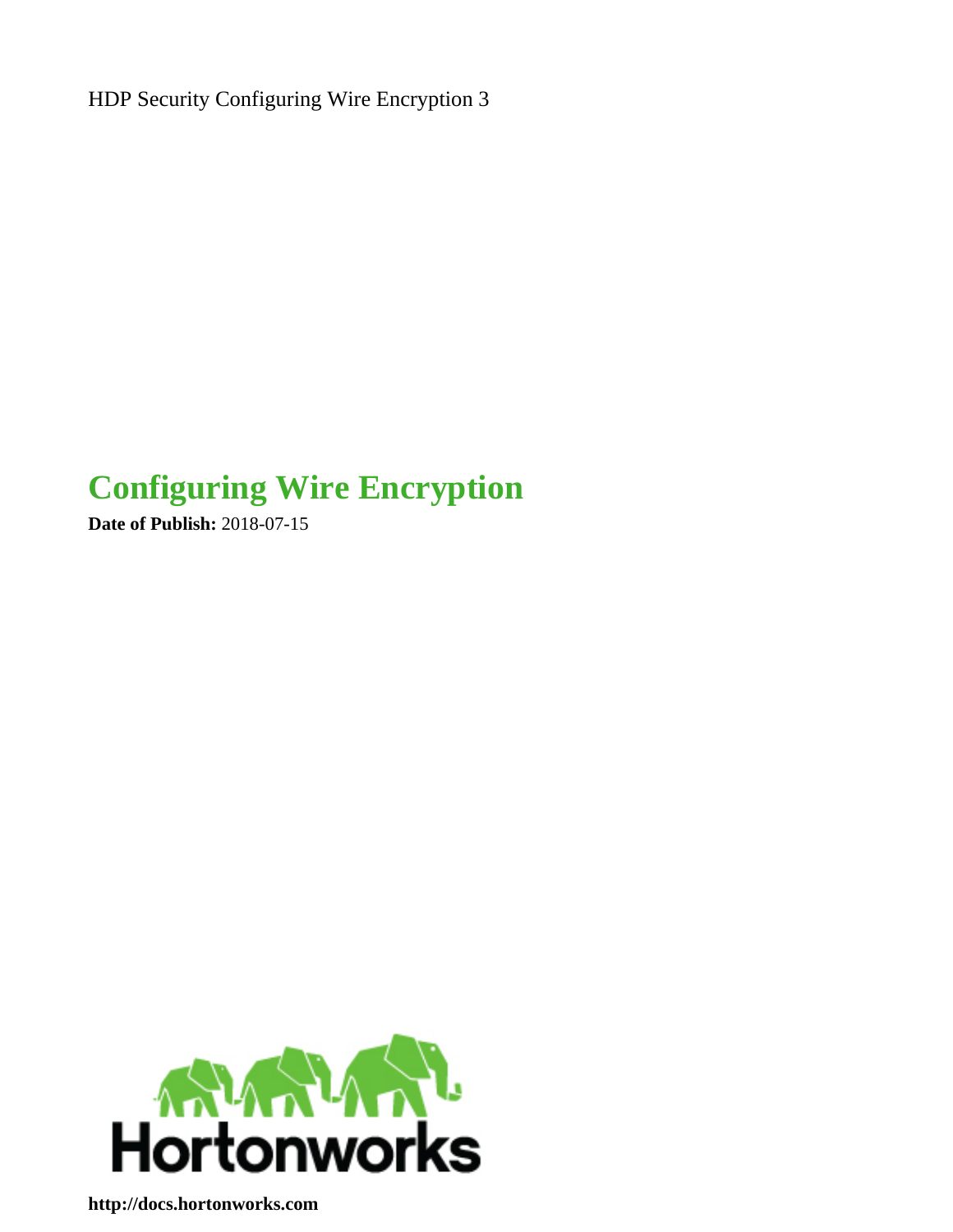HDP Security Configuring Wire Encryption 3

# Configuring Wire Encryption

**Date of Publish:** 2018-07-15

**http://docs.hortonworks.com**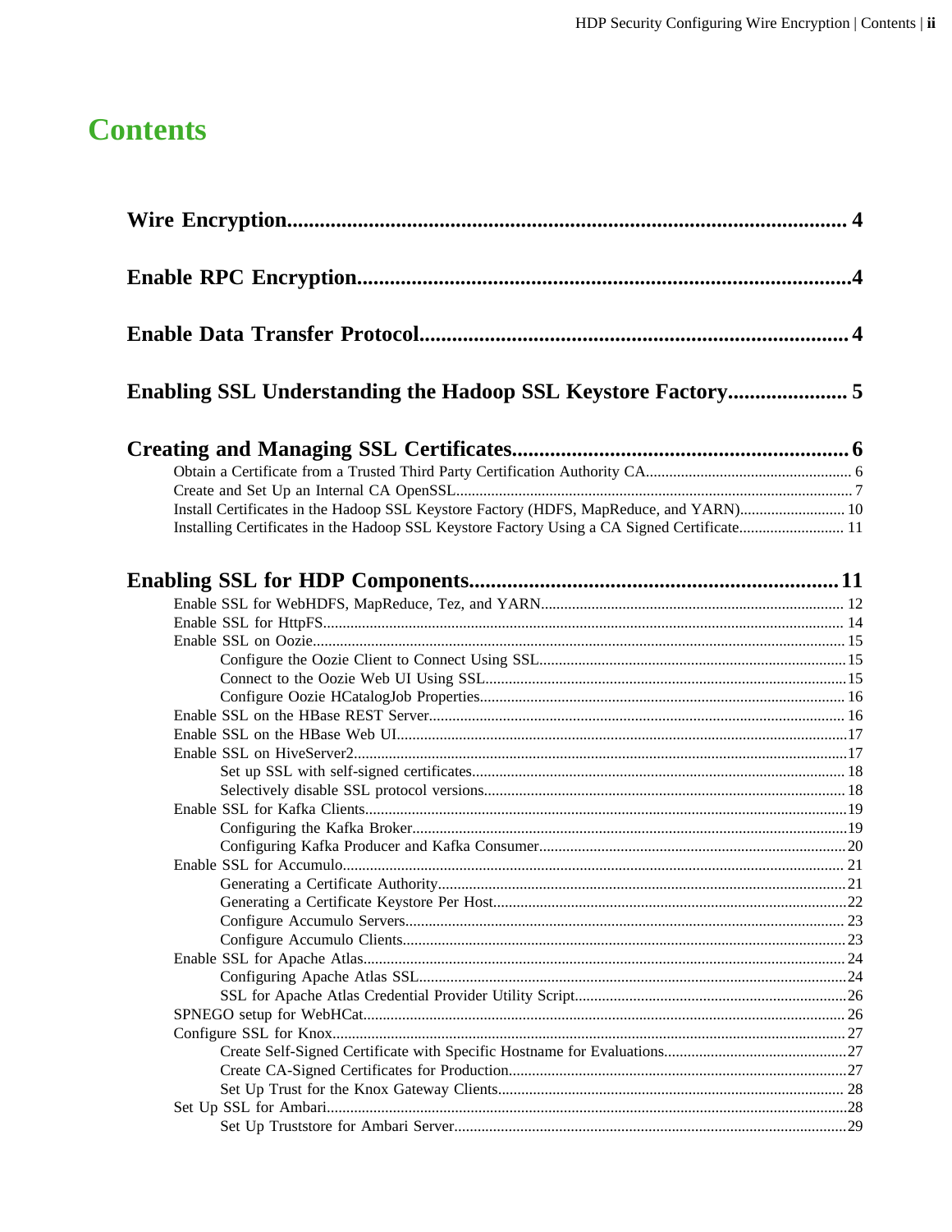# Contents

**Wire Encryption.......................................................................................... 4**

**Enable RPC Encryption..............................................................................4**

**Enable Data Transfer Protocol.................................................................4**

**Enabling SSL Understanding the Hadoop SSL Keystore Factory..................... 5**

**Creating and Managing SSL Certificates..................................................6**

- Obtain a Certificate from a Trusted Third Party Certification Authority CA.................................................... 6
- Create and Set Up an Internal CA OpenSSL..................................................................................................... 7
- Install Certificates in the Hadoop SSL Keystore Factory (HDFS, MapReduce, and YARN)........................... 10
- Installing Certificates in the Hadoop SSL Keystore Factory Using a CA Signed Certificate........................... 11

**Enabling SSL for HDP Components........................................................11**

- Enable SSL for WebHDFS, MapReduce, Tez, and YARN............................................................................. 12
- Enable SSL for HttpFS.................................................................................................................................... 14
- Enable SSL on Oozie....................................................................................................................................... 15
  - Configure the Oozie Client to Connect Using SSL...............................................................................15
  - Connect to the Oozie Web UI Using SSL..............................................................................................15
  - Configure Oozie HCatalogJob Properties............................................................................................... 16
- Enable SSL on the HBase REST Server.......................................................................................................... 16
- Enable SSL on the HBase Web UI...................................................................................................................17
- Enable SSL on HiveServer2.............................................................................................................................17
  - Set up SSL with self-signed certificates................................................................................................. 18
  - Selectively disable SSL protocol versions.............................................................................................. 18
- Enable SSL for Kafka Clients...........................................................................................................................19
  - Configuring the Kafka Broker................................................................................................................19
  - Configuring Kafka Producer and Kafka Consumer................................................................................20
- Enable SSL for Accumulo................................................................................................................................ 21
  - Generating a Certificate Authority..........................................................................................................21
  - Generating a Certificate Keystore Per Host............................................................................................22
  - Configure Accumulo Servers.................................................................................................................. 23
  - Configure Accumulo Clients...................................................................................................................23
- Enable SSL for Apache Atlas........................................................................................................................... 24
  - Configuring Apache Atlas SSL...............................................................................................................24
  - SSL for Apache Atlas Credential Provider Utility Script.......................................................................26
- SPNEGO setup for WebHCat........................................................................................................................... 26
- Configure SSL for Knox................................................................................................................................... 27
  - Create Self-Signed Certificate with Specific Hostname for Evaluations................................................27
  - Create CA-Signed Certificates for Production........................................................................................27
  - Set Up Trust for the Knox Gateway Clients.......................................................................................... 28
- Set Up SSL for Ambari.....................................................................................................................................28
  - Set Up Truststore for Ambari Server......................................................................................................29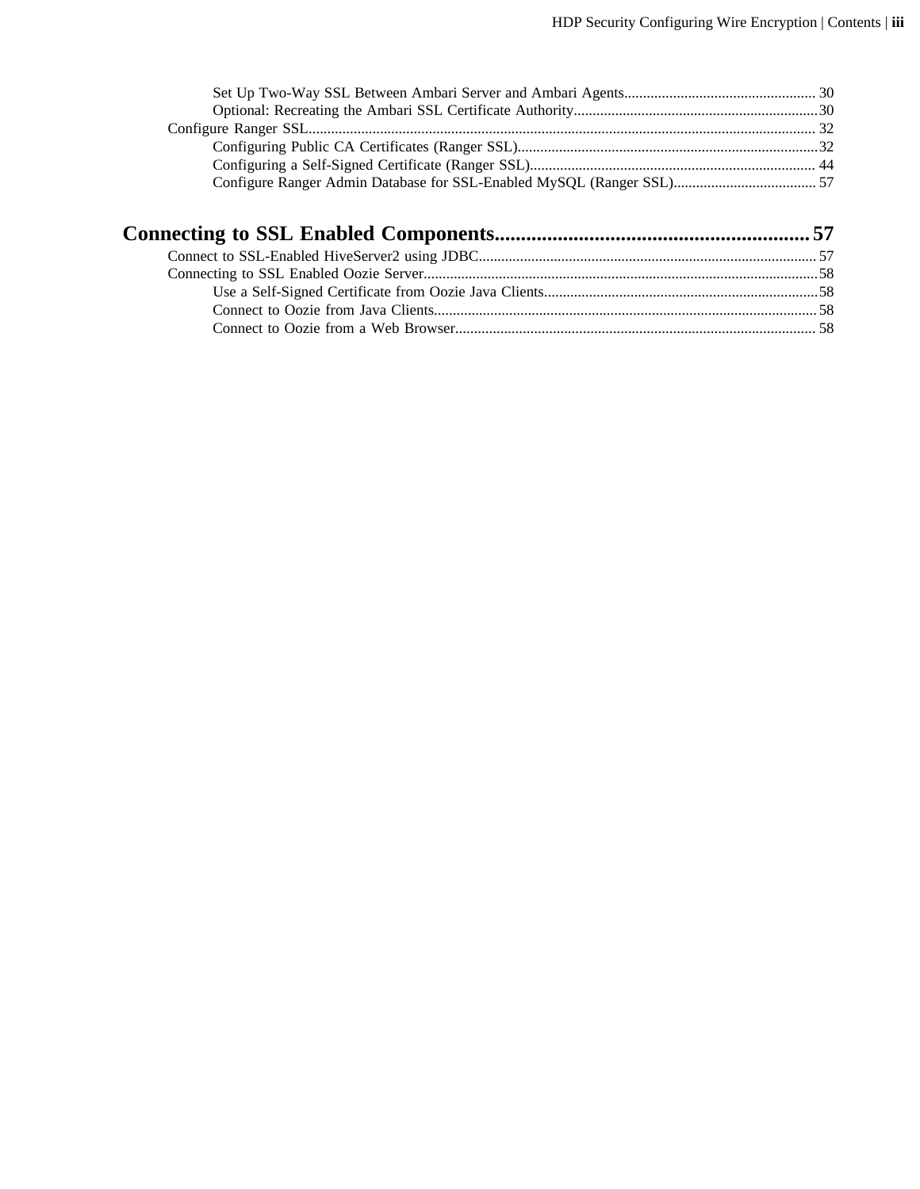- Set Up Two-Way SSL Between Ambari Server and Ambari Agents........................................ 30
- Optional: Recreating the Ambari SSL Certificate Authority........................................30

Configure Ranger SSL........................................ 32

- Configuring Public CA Certificates (Ranger SSL)........................................32
- Configuring a Self-Signed Certificate (Ranger SSL)........................................ 44
- Configure Ranger Admin Database for SSL-Enabled MySQL (Ranger SSL)........................................ 57

## Connecting to SSL Enabled Components........................................57

Connect to SSL-Enabled HiveServer2 using JDBC........................................ 57

Connecting to SSL Enabled Oozie Server........................................58

- Use a Self-Signed Certificate from Oozie Java Clients........................................58
- Connect to Oozie from Java Clients........................................ 58
- Connect to Oozie from a Web Browser........................................ 58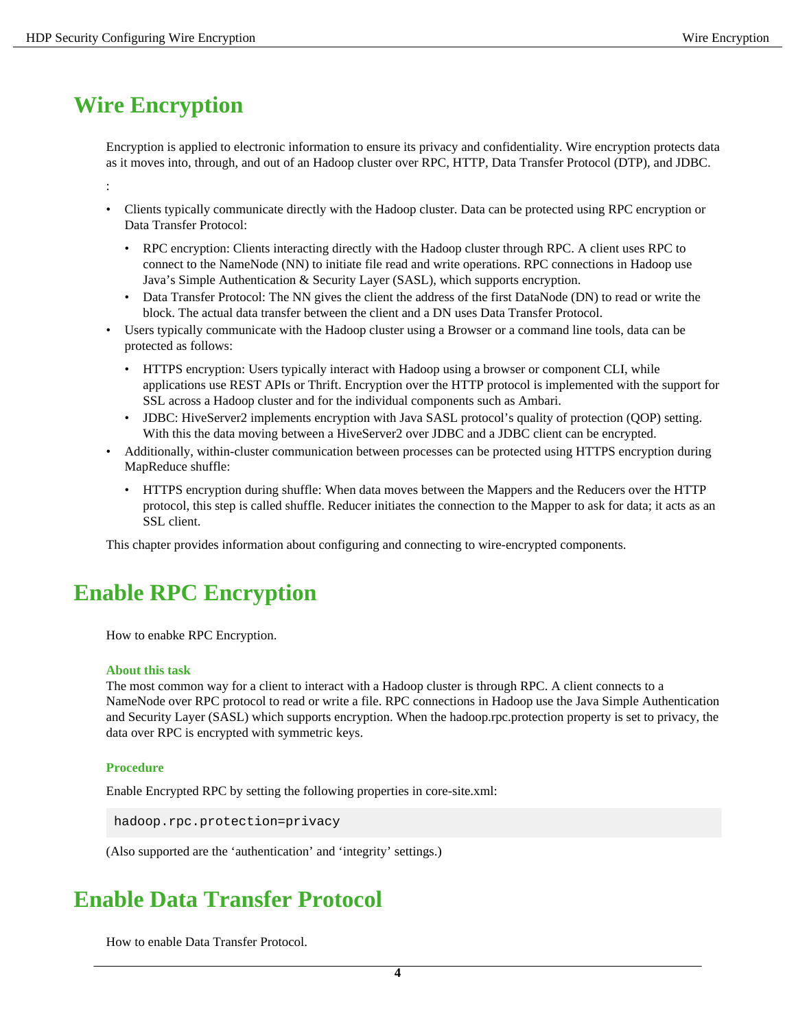# Wire Encryption

Encryption is applied to electronic information to ensure its privacy and confidentiality. Wire encryption protects data as it moves into, through, and out of an Hadoop cluster over RPC, HTTP, Data Transfer Protocol (DTP), and JDBC.

:

- Clients typically communicate directly with the Hadoop cluster. Data can be protected using RPC encryption or Data Transfer Protocol:
    - RPC encryption: Clients interacting directly with the Hadoop cluster through RPC. A client uses RPC to connect to the NameNode (NN) to initiate file read and write operations. RPC connections in Hadoop use Java's Simple Authentication & Security Layer (SASL), which supports encryption.
    - Data Transfer Protocol: The NN gives the client the address of the first DataNode (DN) to read or write the block. The actual data transfer between the client and a DN uses Data Transfer Protocol.
- Users typically communicate with the Hadoop cluster using a Browser or a command line tools, data can be protected as follows:
    - HTTPS encryption: Users typically interact with Hadoop using a browser or component CLI, while applications use REST APIs or Thrift. Encryption over the HTTP protocol is implemented with the support for SSL across a Hadoop cluster and for the individual components such as Ambari.
    - JDBC: HiveServer2 implements encryption with Java SASL protocol's quality of protection (QOP) setting. With this the data moving between a HiveServer2 over JDBC and a JDBC client can be encrypted.
- Additionally, within-cluster communication between processes can be protected using HTTPS encryption during MapReduce shuffle:
    - HTTPS encryption during shuffle: When data moves between the Mappers and the Reducers over the HTTP protocol, this step is called shuffle. Reducer initiates the connection to the Mapper to ask for data; it acts as an SSL client.

This chapter provides information about configuring and connecting to wire-encrypted components.

# Enable RPC Encryption

How to enabke RPC Encryption.

### About this task

The most common way for a client to interact with a Hadoop cluster is through RPC. A client connects to a NameNode over RPC protocol to read or write a file. RPC connections in Hadoop use the Java Simple Authentication and Security Layer (SASL) which supports encryption. When the hadoop.rpc.protection property is set to privacy, the data over RPC is encrypted with symmetric keys.

### Procedure

Enable Encrypted RPC by setting the following properties in core-site.xml:

```
hadoop.rpc.protection=privacy
```

(Also supported are the 'authentication' and 'integrity' settings.)

# Enable Data Transfer Protocol

How to enable Data Transfer Protocol.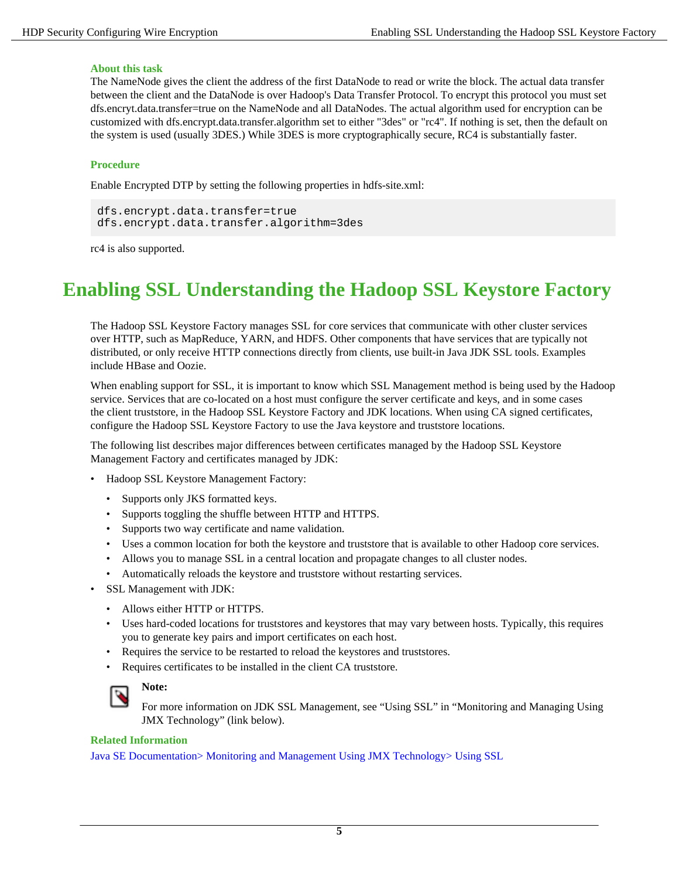**About this task**

The NameNode gives the client the address of the first DataNode to read or write the block. The actual data transfer between the client and the DataNode is over Hadoop's Data Transfer Protocol. To encrypt this protocol you must set dfs.encryt.data.transfer=true on the NameNode and all DataNodes. The actual algorithm used for encryption can be customized with dfs.encrypt.data.transfer.algorithm set to either "3des" or "rc4". If nothing is set, then the default on the system is used (usually 3DES.) While 3DES is more cryptographically secure, RC4 is substantially faster.

**Procedure**

Enable Encrypted DTP by setting the following properties in hdfs-site.xml:

```
dfs.encrypt.data.transfer=true
dfs.encrypt.data.transfer.algorithm=3des
```

rc4 is also supported.

# Enabling SSL Understanding the Hadoop SSL Keystore Factory

The Hadoop SSL Keystore Factory manages SSL for core services that communicate with other cluster services over HTTP, such as MapReduce, YARN, and HDFS. Other components that have services that are typically not distributed, or only receive HTTP connections directly from clients, use built-in Java JDK SSL tools. Examples include HBase and Oozie.

When enabling support for SSL, it is important to know which SSL Management method is being used by the Hadoop service. Services that are co-located on a host must configure the server certificate and keys, and in some cases the client truststore, in the Hadoop SSL Keystore Factory and JDK locations. When using CA signed certificates, configure the Hadoop SSL Keystore Factory to use the Java keystore and truststore locations.

The following list describes major differences between certificates managed by the Hadoop SSL Keystore Management Factory and certificates managed by JDK:

- Hadoop SSL Keystore Management Factory:
  - Supports only JKS formatted keys.
  - Supports toggling the shuffle between HTTP and HTTPS.
  - Supports two way certificate and name validation.
  - Uses a common location for both the keystore and truststore that is available to other Hadoop core services.
  - Allows you to manage SSL in a central location and propagate changes to all cluster nodes.
  - Automatically reloads the keystore and truststore without restarting services.
- SSL Management with JDK:
  - Allows either HTTP or HTTPS.
  - Uses hard-coded locations for truststores and keystores that may vary between hosts. Typically, this requires you to generate key pairs and import certificates on each host.
  - Requires the service to be restarted to reload the keystores and truststores.
  - Requires certificates to be installed in the client CA truststore.

**Note:**

For more information on JDK SSL Management, see “Using SSL” in “Monitoring and Managing Using JMX Technology” (link below).

**Related Information**

Java SE Documentation> Monitoring and Management Using JMX Technology> Using SSL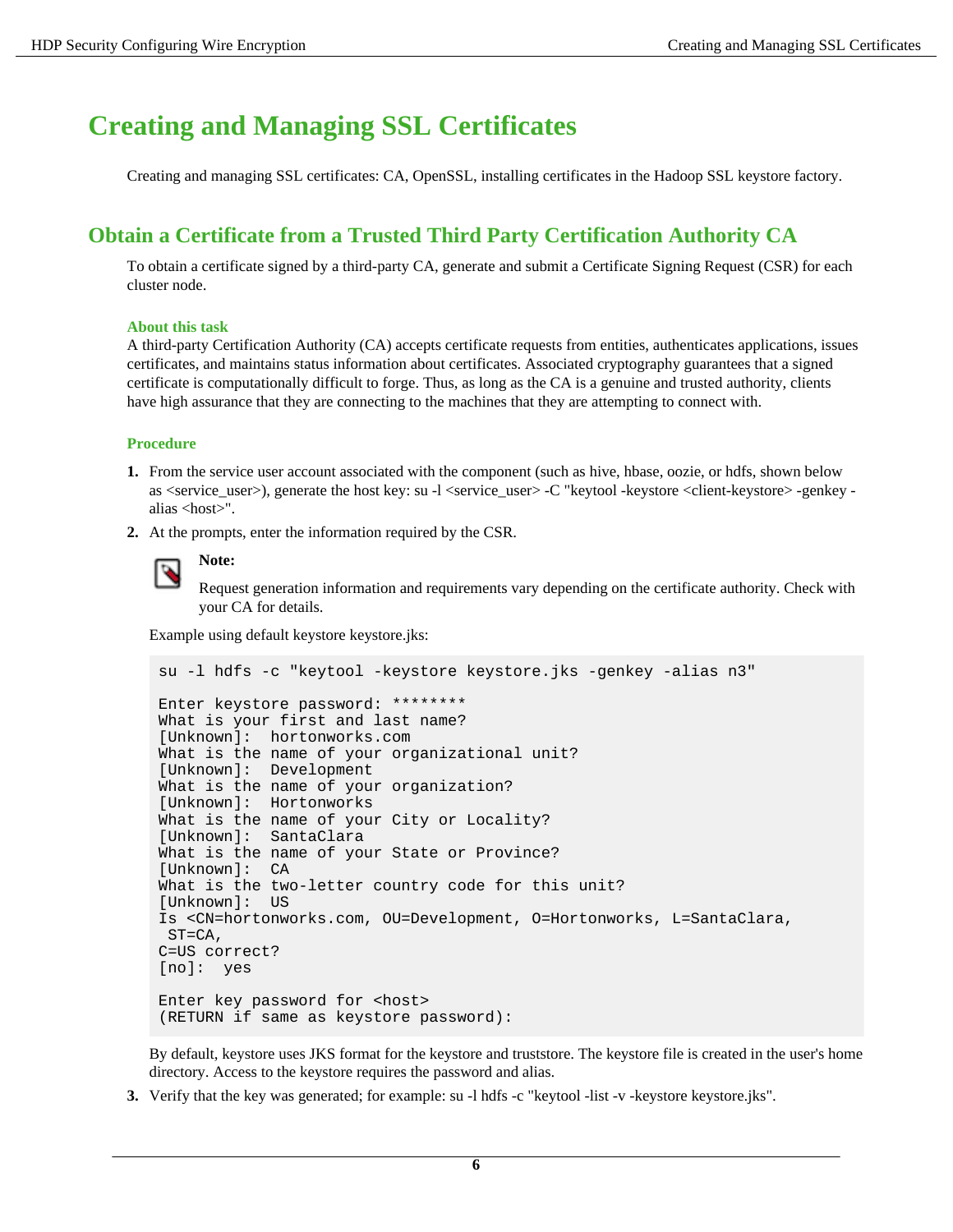# Creating and Managing SSL Certificates

Creating and managing SSL certificates: CA, OpenSSL, installing certificates in the Hadoop SSL keystore factory.

## Obtain a Certificate from a Trusted Third Party Certification Authority CA

To obtain a certificate signed by a third-party CA, generate and submit a Certificate Signing Request (CSR) for each cluster node.

### About this task

A third-party Certification Authority (CA) accepts certificate requests from entities, authenticates applications, issues certificates, and maintains status information about certificates. Associated cryptography guarantees that a signed certificate is computationally difficult to forge. Thus, as long as the CA is a genuine and trusted authority, clients have high assurance that they are connecting to the machines that they are attempting to connect with.

### Procedure

1. From the service user account associated with the component (such as hive, hbase, oozie, or hdfs, shown below as <service_user>), generate the host key: su -l <service_user> -C "keytool -keystore <client-keystore> -genkey -alias <host>".
2. At the prompts, enter the information required by the CSR.

   **Note:**

   Request generation information and requirements vary depending on the certificate authority. Check with your CA for details.

   Example using default keystore keystore.jks:

   ```
   su -l hdfs -c "keytool -keystore keystore.jks -genkey -alias n3"

   Enter keystore password: ********
   What is your first and last name?
   [Unknown]:  hortonworks.com
   What is the name of your organizational unit?
   [Unknown]:  Development
   What is the name of your organization?
   [Unknown]:  Hortonworks
   What is the name of your City or Locality?
   [Unknown]:  SantaClara
   What is the name of your State or Province?
   [Unknown]:  CA
   What is the two-letter country code for this unit?
   [Unknown]:  US
   Is <CN=hortonworks.com, OU=Development, O=Hortonworks, L=SantaClara,
    ST=CA,
   C=US correct?
   [no]:  yes

   Enter key password for <host>
   (RETURN if same as keystore password):
   ```

   By default, keystore uses JKS format for the keystore and truststore. The keystore file is created in the user's home directory. Access to the keystore requires the password and alias.

3. Verify that the key was generated; for example: su -l hdfs -c "keytool -list -v -keystore keystore.jks".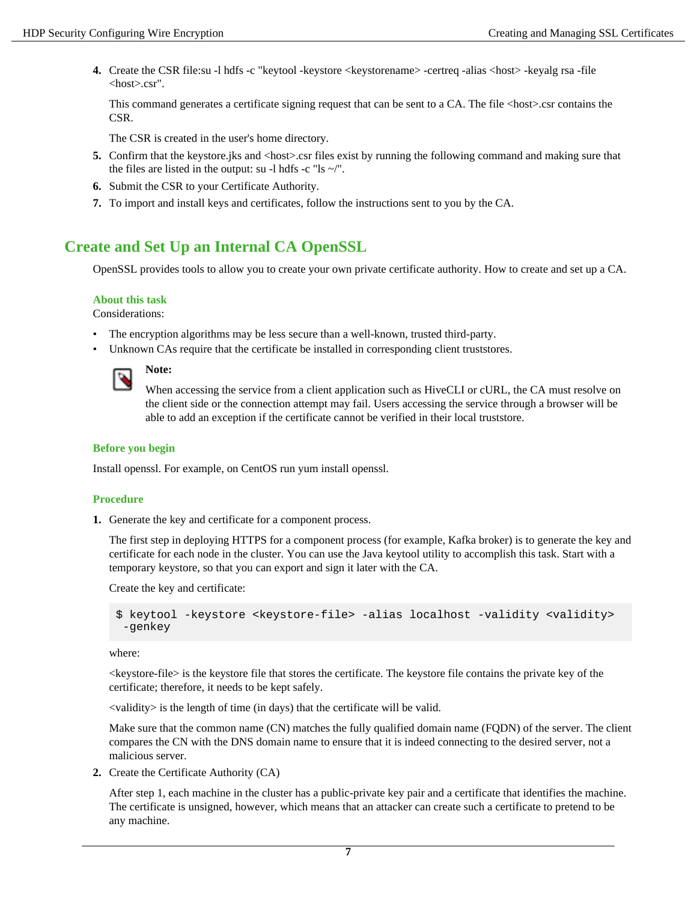4. Create the CSR file:su -l hdfs -c "keytool -keystore <keystorename> -certreq -alias <host> -keyalg rsa -file <host>.csr".

   This command generates a certificate signing request that can be sent to a CA. The file <host>.csr contains the CSR.

   The CSR is created in the user's home directory.
5. Confirm that the keystore.jks and <host>.csr files exist by running the following command and making sure that the files are listed in the output: su -l hdfs -c "ls ~/".
6. Submit the CSR to your Certificate Authority.
7. To import and install keys and certificates, follow the instructions sent to you by the CA.

## Create and Set Up an Internal CA OpenSSL

OpenSSL provides tools to allow you to create your own private certificate authority. How to create and set up a CA.

### About this task

Considerations:

- The encryption algorithms may be less secure than a well-known, trusted third-party.
- Unknown CAs require that the certificate be installed in corresponding client truststores.

> **Note:**
>
> When accessing the service from a client application such as HiveCLI or cURL, the CA must resolve on the client side or the connection attempt may fail. Users accessing the service through a browser will be able to add an exception if the certificate cannot be verified in their local truststore.

### Before you begin

Install openssl. For example, on CentOS run yum install openssl.

### Procedure

1. Generate the key and certificate for a component process.

   The first step in deploying HTTPS for a component process (for example, Kafka broker) is to generate the key and certificate for each node in the cluster. You can use the Java keytool utility to accomplish this task. Start with a temporary keystore, so that you can export and sign it later with the CA.

   Create the key and certificate:

   ```
   $ keytool -keystore <keystore-file> -alias localhost -validity <validity>
    -genkey
   ```

   where:

   <keystore-file> is the keystore file that stores the certificate. The keystore file contains the private key of the certificate; therefore, it needs to be kept safely.

   <validity> is the length of time (in days) that the certificate will be valid.

   Make sure that the common name (CN) matches the fully qualified domain name (FQDN) of the server. The client compares the CN with the DNS domain name to ensure that it is indeed connecting to the desired server, not a malicious server.
2. Create the Certificate Authority (CA)

   After step 1, each machine in the cluster has a public-private key pair and a certificate that identifies the machine. The certificate is unsigned, however, which means that an attacker can create such a certificate to pretend to be any machine.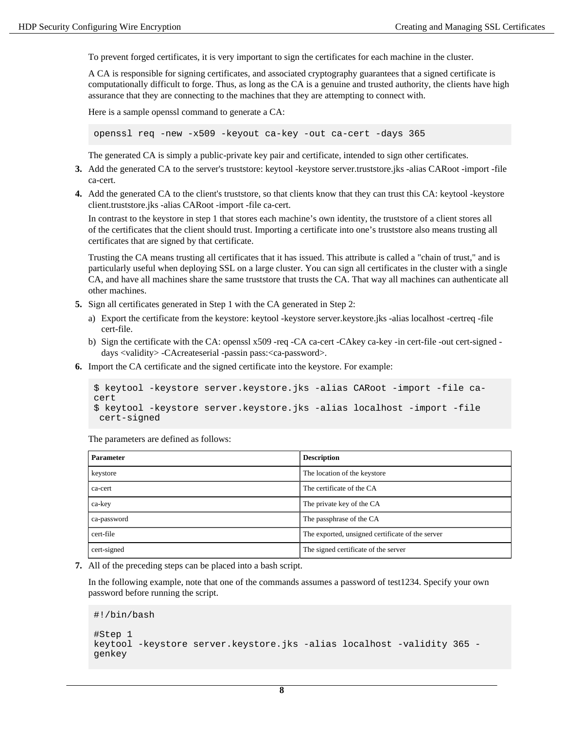To prevent forged certificates, it is very important to sign the certificates for each machine in the cluster.

A CA is responsible for signing certificates, and associated cryptography guarantees that a signed certificate is computationally difficult to forge. Thus, as long as the CA is a genuine and trusted authority, the clients have high assurance that they are connecting to the machines that they are attempting to connect with.

Here is a sample openssl command to generate a CA:

```
openssl req -new -x509 -keyout ca-key -out ca-cert -days 365
```

The generated CA is simply a public-private key pair and certificate, intended to sign other certificates.

3. Add the generated CA to the server's truststore: keytool -keystore server.truststore.jks -alias CARoot -import -file ca-cert.
4. Add the generated CA to the client's truststore, so that clients know that they can trust this CA: keytool -keystore client.truststore.jks -alias CARoot -import -file ca-cert.

   In contrast to the keystore in step 1 that stores each machine's own identity, the truststore of a client stores all of the certificates that the client should trust. Importing a certificate into one's truststore also means trusting all certificates that are signed by that certificate.

   Trusting the CA means trusting all certificates that it has issued. This attribute is called a "chain of trust," and is particularly useful when deploying SSL on a large cluster. You can sign all certificates in the cluster with a single CA, and have all machines share the same truststore that trusts the CA. That way all machines can authenticate all other machines.
5. Sign all certificates generated in Step 1 with the CA generated in Step 2:
   a) Export the certificate from the keystore: keytool -keystore server.keystore.jks -alias localhost -certreq -file cert-file.
   b) Sign the certificate with the CA: openssl x509 -req -CA ca-cert -CAkey ca-key -in cert-file -out cert-signed -days <validity> -CAcreateserial -passin pass:<ca-password>.
6. Import the CA certificate and the signed certificate into the keystore. For example:

   ```
   $ keytool -keystore server.keystore.jks -alias CARoot -import -file ca-
   cert
   $ keytool -keystore server.keystore.jks -alias localhost -import -file
    cert-signed
   ```

   The parameters are defined as follows:

   | Parameter | Description |
   | --- | --- |
   | keystore | The location of the keystore |
   | ca-cert | The certificate of the CA |
   | ca-key | The private key of the CA |
   | ca-password | The passphrase of the CA |
   | cert-file | The exported, unsigned certificate of the server |
   | cert-signed | The signed certificate of the server |
7. All of the preceding steps can be placed into a bash script.

   In the following example, note that one of the commands assumes a password of test1234. Specify your own password before running the script.

   ```
   #!/bin/bash

   #Step 1
   keytool -keystore server.keystore.jks -alias localhost -validity 365 -
   genkey
   ```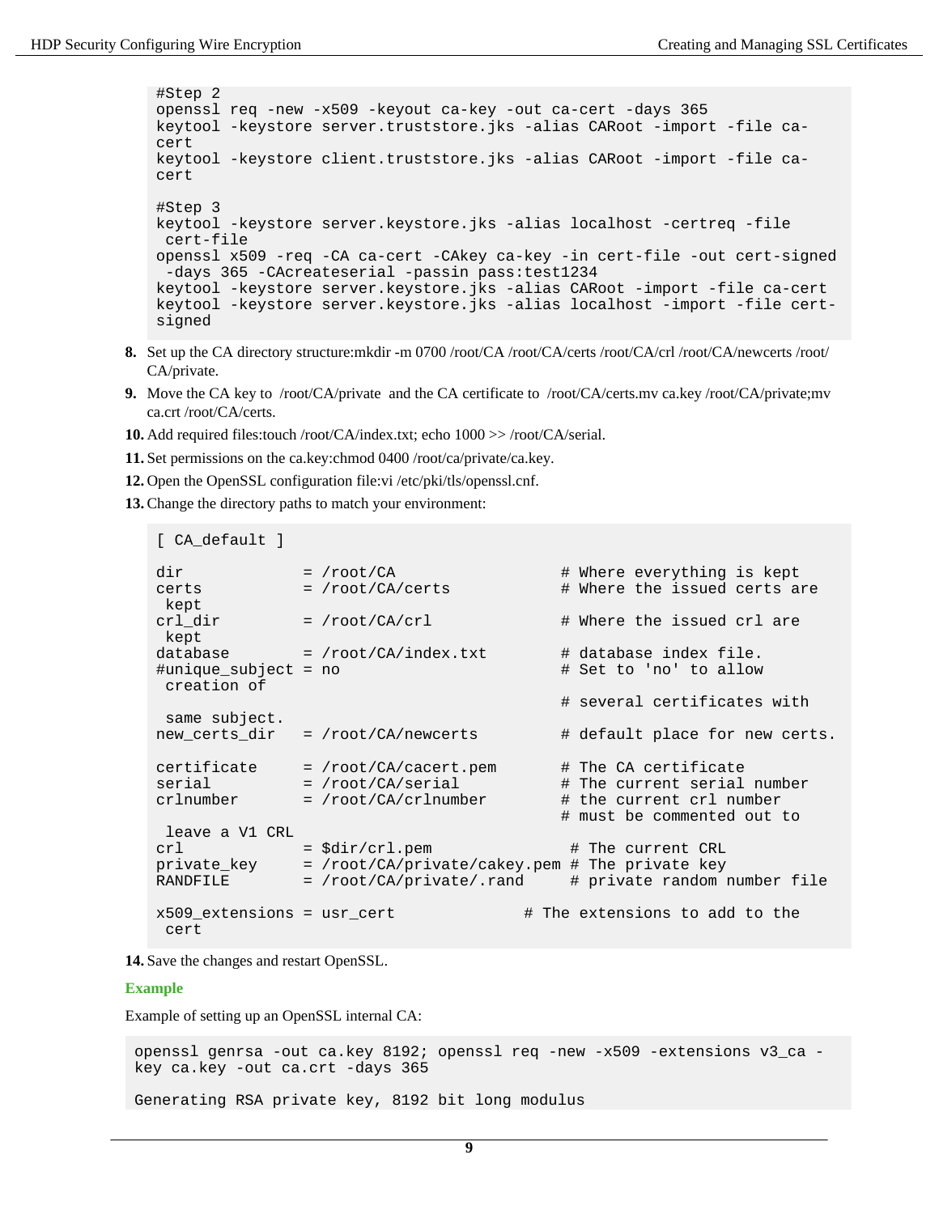```
#Step 2
openssl req -new -x509 -keyout ca-key -out ca-cert -days 365
keytool -keystore server.truststore.jks -alias CARoot -import -file ca-cert
keytool -keystore client.truststore.jks -alias CARoot -import -file ca-cert

#Step 3
keytool -keystore server.keystore.jks -alias localhost -certreq -file
 cert-file
openssl x509 -req -CA ca-cert -CAkey ca-key -in cert-file -out cert-signed
 -days 365 -CAcreateserial -passin pass:test1234
keytool -keystore server.keystore.jks -alias CARoot -import -file ca-cert
keytool -keystore server.keystore.jks -alias localhost -import -file cert-signed
```

8. Set up the CA directory structure:mkdir -m 0700 /root/CA /root/CA/certs /root/CA/crl /root/CA/newcerts /root/CA/private.
9. Move the CA key to /root/CA/private and the CA certificate to /root/CA/certs.mv ca.key /root/CA/private;mv ca.crt /root/CA/certs.
10. Add required files:touch /root/CA/index.txt; echo 1000 >> /root/CA/serial.
11. Set permissions on the ca.key:chmod 0400 /root/ca/private/ca.key.
12. Open the OpenSSL configuration file:vi /etc/pki/tls/openssl.cnf.
13. Change the directory paths to match your environment:

```
[ CA_default ]

dir             = /root/CA                  # Where everything is kept
certs           = /root/CA/certs            # Where the issued certs are
 kept
crl_dir         = /root/CA/crl              # Where the issued crl are
 kept
database        = /root/CA/index.txt        # database index file.
#unique_subject = no                        # Set to 'no' to allow
 creation of
                                            # several certificates with
 same subject.
new_certs_dir   = /root/CA/newcerts         # default place for new certs.

certificate     = /root/CA/cacert.pem       # The CA certificate
serial          = /root/CA/serial           # The current serial number
crlnumber       = /root/CA/crlnumber        # the current crl number
                                            # must be commented out to
 leave a V1 CRL
crl             = $dir/crl.pem               # The current CRL
private_key     = /root/CA/private/cakey.pem # The private key
RANDFILE        = /root/CA/private/.rand     # private random number file

x509_extensions = usr_cert              # The extensions to add to the
 cert
```

14. Save the changes and restart OpenSSL.

**Example**

Example of setting up an OpenSSL internal CA:

```
openssl genrsa -out ca.key 8192; openssl req -new -x509 -extensions v3_ca -
key ca.key -out ca.crt -days 365

Generating RSA private key, 8192 bit long modulus
```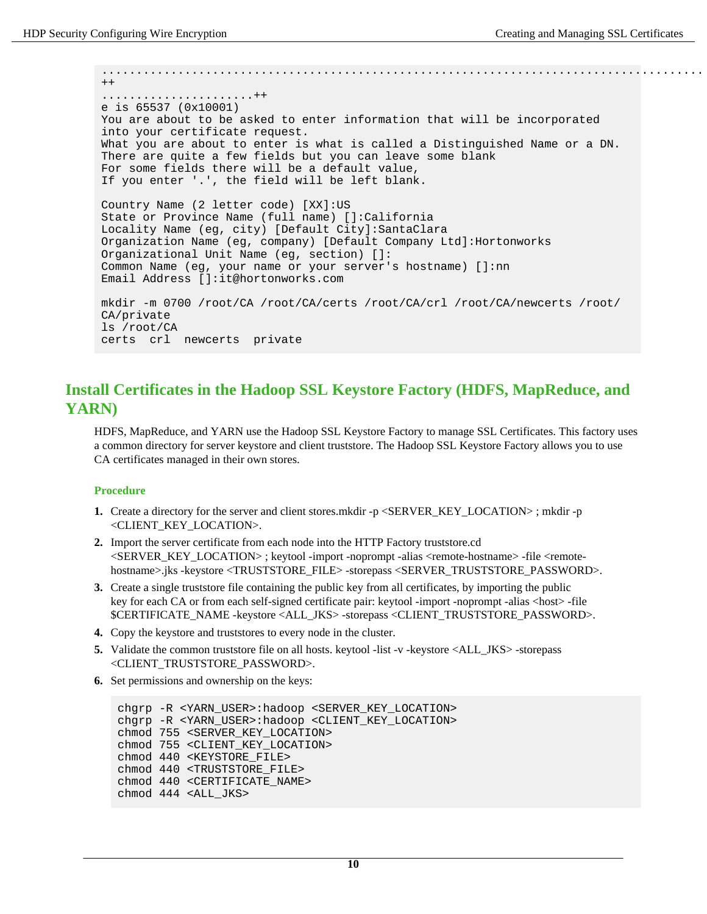```
.......................................................................................
++
......................++
e is 65537 (0x10001)
You are about to be asked to enter information that will be incorporated
into your certificate request.
What you are about to enter is what is called a Distinguished Name or a DN.
There are quite a few fields but you can leave some blank
For some fields there will be a default value,
If you enter '.', the field will be left blank.

Country Name (2 letter code) [XX]:US
State or Province Name (full name) []:California
Locality Name (eg, city) [Default City]:SantaClara
Organization Name (eg, company) [Default Company Ltd]:Hortonworks
Organizational Unit Name (eg, section) []:
Common Name (eg, your name or your server's hostname) []:nn
Email Address []:it@hortonworks.com

mkdir -m 0700 /root/CA /root/CA/certs /root/CA/crl /root/CA/newcerts /root/
CA/private
ls /root/CA
certs  crl  newcerts  private
```

## Install Certificates in the Hadoop SSL Keystore Factory (HDFS, MapReduce, and YARN)

HDFS, MapReduce, and YARN use the Hadoop SSL Keystore Factory to manage SSL Certificates. This factory uses a common directory for server keystore and client truststore. The Hadoop SSL Keystore Factory allows you to use CA certificates managed in their own stores.

### Procedure

1. Create a directory for the server and client stores.mkdir -p <SERVER_KEY_LOCATION> ; mkdir -p <CLIENT_KEY_LOCATION>.
2. Import the server certificate from each node into the HTTP Factory truststore.cd <SERVER_KEY_LOCATION> ; keytool -import -noprompt -alias <remote-hostname> -file <remote-hostname>.jks -keystore <TRUSTSTORE_FILE> -storepass <SERVER_TRUSTSTORE_PASSWORD>.
3. Create a single truststore file containing the public key from all certificates, by importing the public key for each CA or from each self-signed certificate pair: keytool -import -noprompt -alias <host> -file $CERTIFICATE_NAME -keystore <ALL_JKS> -storepass <CLIENT_TRUSTSTORE_PASSWORD>.
4. Copy the keystore and truststores to every node in the cluster.
5. Validate the common truststore file on all hosts. keytool -list -v -keystore <ALL_JKS> -storepass <CLIENT_TRUSTSTORE_PASSWORD>.
6. Set permissions and ownership on the keys:

```
chgrp -R <YARN_USER>:hadoop <SERVER_KEY_LOCATION>
chgrp -R <YARN_USER>:hadoop <CLIENT_KEY_LOCATION>
chmod 755 <SERVER_KEY_LOCATION>
chmod 755 <CLIENT_KEY_LOCATION>
chmod 440 <KEYSTORE_FILE>
chmod 440 <TRUSTSTORE_FILE>
chmod 440 <CERTIFICATE_NAME>
chmod 444 <ALL_JKS>
```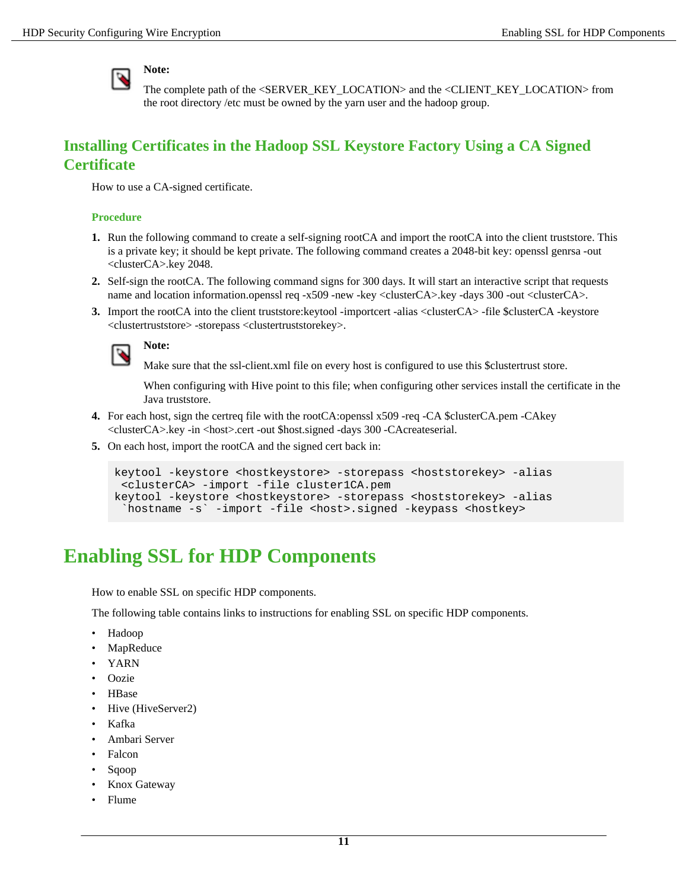**Note:**

The complete path of the <SERVER_KEY_LOCATION> and the <CLIENT_KEY_LOCATION> from the root directory /etc must be owned by the yarn user and the hadoop group.

## Installing Certificates in the Hadoop SSL Keystore Factory Using a CA Signed Certificate

How to use a CA-signed certificate.

### Procedure

1. Run the following command to create a self-signing rootCA and import the rootCA into the client truststore. This is a private key; it should be kept private. The following command creates a 2048-bit key: openssl genrsa -out <clusterCA>.key 2048.
2. Self-sign the rootCA. The following command signs for 300 days. It will start an interactive script that requests name and location information.openssl req -x509 -new -key <clusterCA>.key -days 300 -out <clusterCA>.
3. Import the rootCA into the client truststore:keytool -importcert -alias <clusterCA> -file $clusterCA -keystore <clustertruststore> -storepass <clustertruststorekey>.

   **Note:**

   Make sure that the ssl-client.xml file on every host is configured to use this $clustertrust store.

   When configuring with Hive point to this file; when configuring other services install the certificate in the Java truststore.
4. For each host, sign the certreq file with the rootCA:openssl x509 -req -CA $clusterCA.pem -CAkey <clusterCA>.key -in <host>.cert -out $host.signed -days 300 -CAcreateserial.
5. On each host, import the rootCA and the signed cert back in:

```
keytool -keystore <hostkeystore> -storepass <hoststorekey> -alias
 <clusterCA> -import -file cluster1CA.pem
keytool -keystore <hostkeystore> -storepass <hoststorekey> -alias
 `hostname -s` -import -file <host>.signed -keypass <hostkey>
```

# Enabling SSL for HDP Components

How to enable SSL on specific HDP components.

The following table contains links to instructions for enabling SSL on specific HDP components.

- Hadoop
- MapReduce
- YARN
- Oozie
- HBase
- Hive (HiveServer2)
- Kafka
- Ambari Server
- Falcon
- Sqoop
- Knox Gateway
- Flume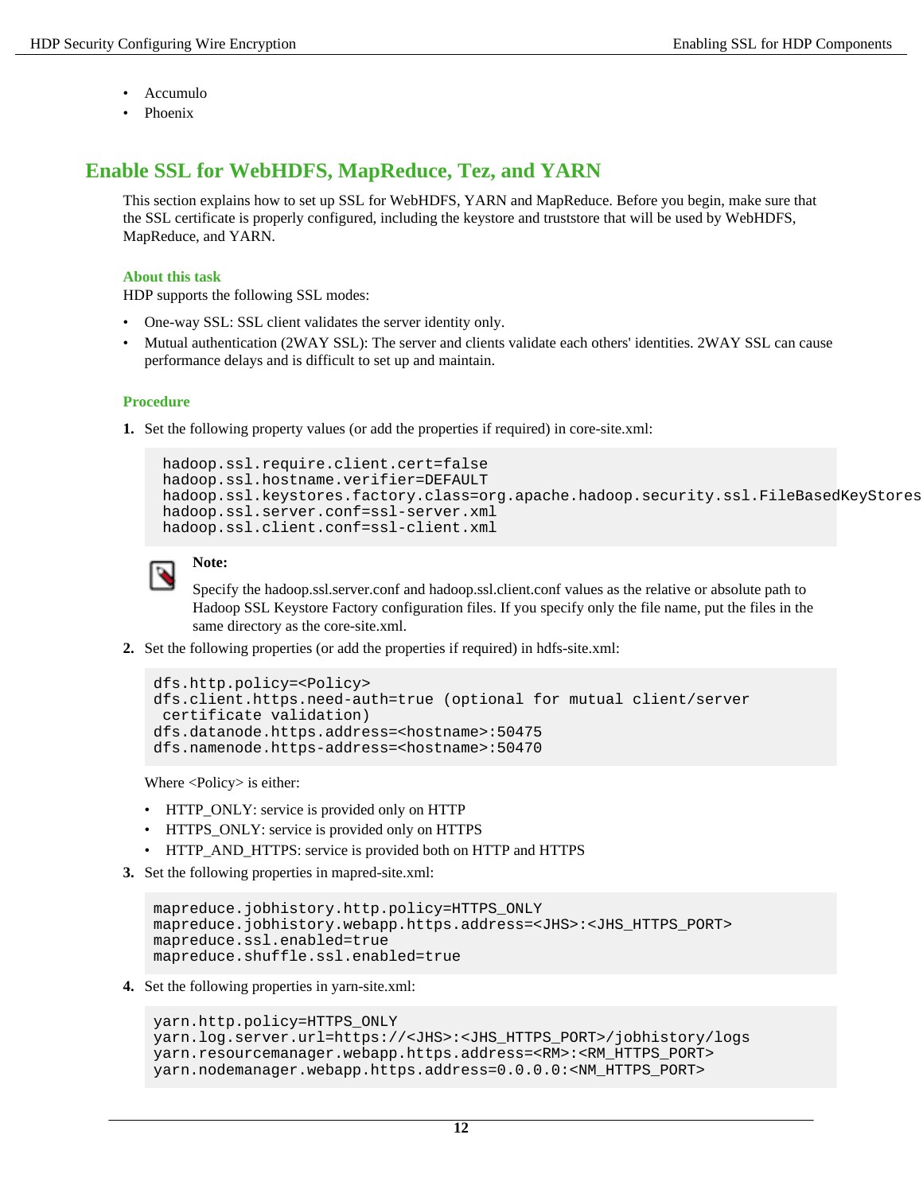- Accumulo
- Phoenix

## Enable SSL for WebHDFS, MapReduce, Tez, and YARN

This section explains how to set up SSL for WebHDFS, YARN and MapReduce. Before you begin, make sure that the SSL certificate is properly configured, including the keystore and truststore that will be used by WebHDFS, MapReduce, and YARN.

### About this task

HDP supports the following SSL modes:

- One-way SSL: SSL client validates the server identity only.
- Mutual authentication (2WAY SSL): The server and clients validate each others' identities. 2WAY SSL can cause performance delays and is difficult to set up and maintain.

### Procedure

1. Set the following property values (or add the properties if required) in core-site.xml:

```
hadoop.ssl.require.client.cert=false
hadoop.ssl.hostname.verifier=DEFAULT
hadoop.ssl.keystores.factory.class=org.apache.hadoop.security.ssl.FileBasedKeyStores
hadoop.ssl.server.conf=ssl-server.xml
hadoop.ssl.client.conf=ssl-client.xml
```

   **Note:**

   Specify the hadoop.ssl.server.conf and hadoop.ssl.client.conf values as the relative or absolute path to Hadoop SSL Keystore Factory configuration files. If you specify only the file name, put the files in the same directory as the core-site.xml.

2. Set the following properties (or add the properties if required) in hdfs-site.xml:

```
dfs.http.policy=<Policy>
dfs.client.https.need-auth=true (optional for mutual client/server
 certificate validation)
dfs.datanode.https.address=<hostname>:50475
dfs.namenode.https-address=<hostname>:50470
```

   Where <Policy> is either:

   - HTTP_ONLY: service is provided only on HTTP
   - HTTPS_ONLY: service is provided only on HTTPS
   - HTTP_AND_HTTPS: service is provided both on HTTP and HTTPS

3. Set the following properties in mapred-site.xml:

```
mapreduce.jobhistory.http.policy=HTTPS_ONLY
mapreduce.jobhistory.webapp.https.address=<JHS>:<JHS_HTTPS_PORT>
mapreduce.ssl.enabled=true
mapreduce.shuffle.ssl.enabled=true
```

4. Set the following properties in yarn-site.xml:

```
yarn.http.policy=HTTPS_ONLY
yarn.log.server.url=https://<JHS>:<JHS_HTTPS_PORT>/jobhistory/logs
yarn.resourcemanager.webapp.https.address=<RM>:<RM_HTTPS_PORT>
yarn.nodemanager.webapp.https.address=0.0.0.0:<NM_HTTPS_PORT>
```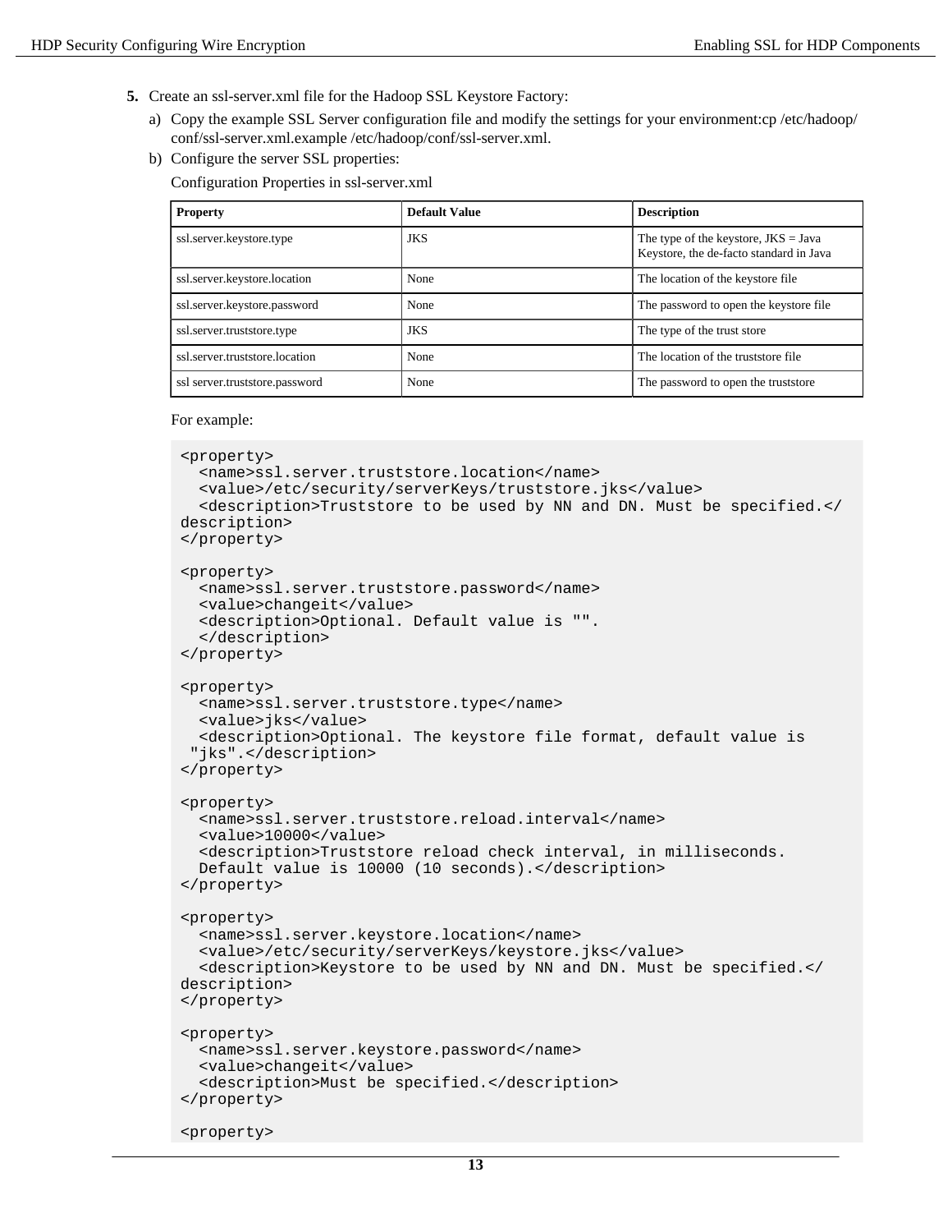5. Create an ssl-server.xml file for the Hadoop SSL Keystore Factory:

   a) Copy the example SSL Server configuration file and modify the settings for your environment:cp /etc/hadoop/conf/ssl-server.xml.example /etc/hadoop/conf/ssl-server.xml.

   b) Configure the server SSL properties:

   Configuration Properties in ssl-server.xml

| Property | Default Value | Description |
|---|---|---|
| ssl.server.keystore.type | JKS | The type of the keystore, JKS = Java Keystore, the de-facto standard in Java |
| ssl.server.keystore.location | None | The location of the keystore file |
| ssl.server.keystore.password | None | The password to open the keystore file |
| ssl.server.truststore.type | JKS | The type of the trust store |
| ssl.server.truststore.location | None | The location of the truststore file |
| ssl server.truststore.password | None | The password to open the truststore |

   For example:

```
<property>
  <name>ssl.server.truststore.location</name>
  <value>/etc/security/serverKeys/truststore.jks</value>
  <description>Truststore to be used by NN and DN. Must be specified.</
description>
</property>

<property>
  <name>ssl.server.truststore.password</name>
  <value>changeit</value>
  <description>Optional. Default value is "".
  </description>
</property>

<property>
  <name>ssl.server.truststore.type</name>
  <value>jks</value>
  <description>Optional. The keystore file format, default value is
 "jks".</description>
</property>

<property>
  <name>ssl.server.truststore.reload.interval</name>
  <value>10000</value>
  <description>Truststore reload check interval, in milliseconds.
  Default value is 10000 (10 seconds).</description>
</property>

<property>
  <name>ssl.server.keystore.location</name>
  <value>/etc/security/serverKeys/keystore.jks</value>
  <description>Keystore to be used by NN and DN. Must be specified.</
description>
</property>

<property>
  <name>ssl.server.keystore.password</name>
  <value>changeit</value>
  <description>Must be specified.</description>
</property>

<property>
```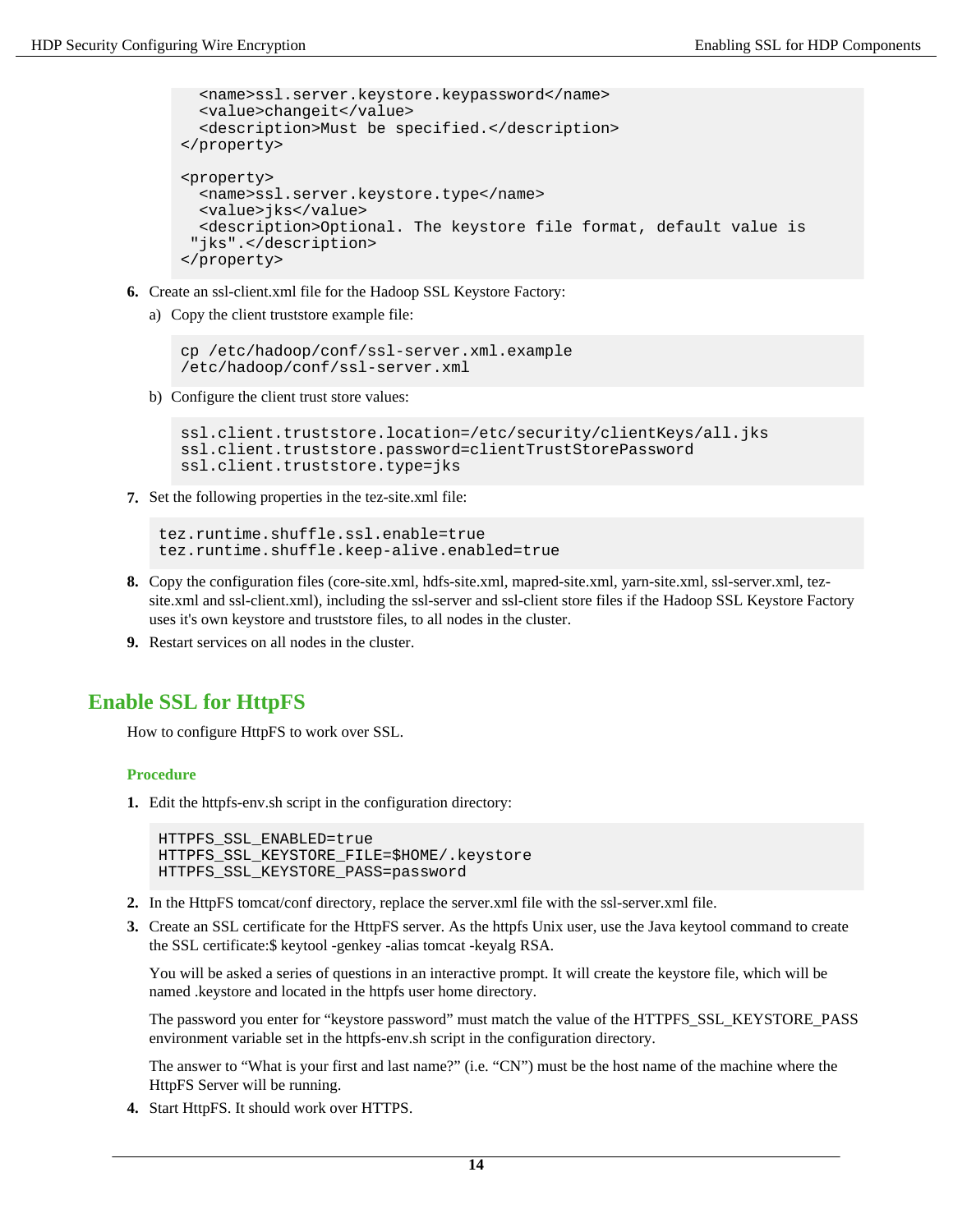```
  <name>ssl.server.keystore.keypassword</name>
  <value>changeit</value>
  <description>Must be specified.</description>
</property>

<property>
  <name>ssl.server.keystore.type</name>
  <value>jks</value>
  <description>Optional. The keystore file format, default value is
 "jks".</description>
</property>
```

6. Create an ssl-client.xml file for the Hadoop SSL Keystore Factory:

   a) Copy the client truststore example file:

   ```
   cp /etc/hadoop/conf/ssl-server.xml.example
   /etc/hadoop/conf/ssl-server.xml
   ```

   b) Configure the client trust store values:

   ```
   ssl.client.truststore.location=/etc/security/clientKeys/all.jks
   ssl.client.truststore.password=clientTrustStorePassword
   ssl.client.truststore.type=jks
   ```

7. Set the following properties in the tez-site.xml file:

   ```
   tez.runtime.shuffle.ssl.enable=true
   tez.runtime.shuffle.keep-alive.enabled=true
   ```

8. Copy the configuration files (core-site.xml, hdfs-site.xml, mapred-site.xml, yarn-site.xml, ssl-server.xml, tez-site.xml and ssl-client.xml), including the ssl-server and ssl-client store files if the Hadoop SSL Keystore Factory uses it's own keystore and truststore files, to all nodes in the cluster.
9. Restart services on all nodes in the cluster.

## Enable SSL for HttpFS

How to configure HttpFS to work over SSL.

### Procedure

1. Edit the httpfs-env.sh script in the configuration directory:

   ```
   HTTPFS_SSL_ENABLED=true
   HTTPFS_SSL_KEYSTORE_FILE=$HOME/.keystore
   HTTPFS_SSL_KEYSTORE_PASS=password
   ```

2. In the HttpFS tomcat/conf directory, replace the server.xml file with the ssl-server.xml file.
3. Create an SSL certificate for the HttpFS server. As the httpfs Unix user, use the Java keytool command to create the SSL certificate:$ keytool -genkey -alias tomcat -keyalg RSA.

   You will be asked a series of questions in an interactive prompt. It will create the keystore file, which will be named .keystore and located in the httpfs user home directory.

   The password you enter for “keystore password” must match the value of the HTTPFS_SSL_KEYSTORE_PASS environment variable set in the httpfs-env.sh script in the configuration directory.

   The answer to “What is your first and last name?” (i.e. “CN”) must be the host name of the machine where the HttpFS Server will be running.

4. Start HttpFS. It should work over HTTPS.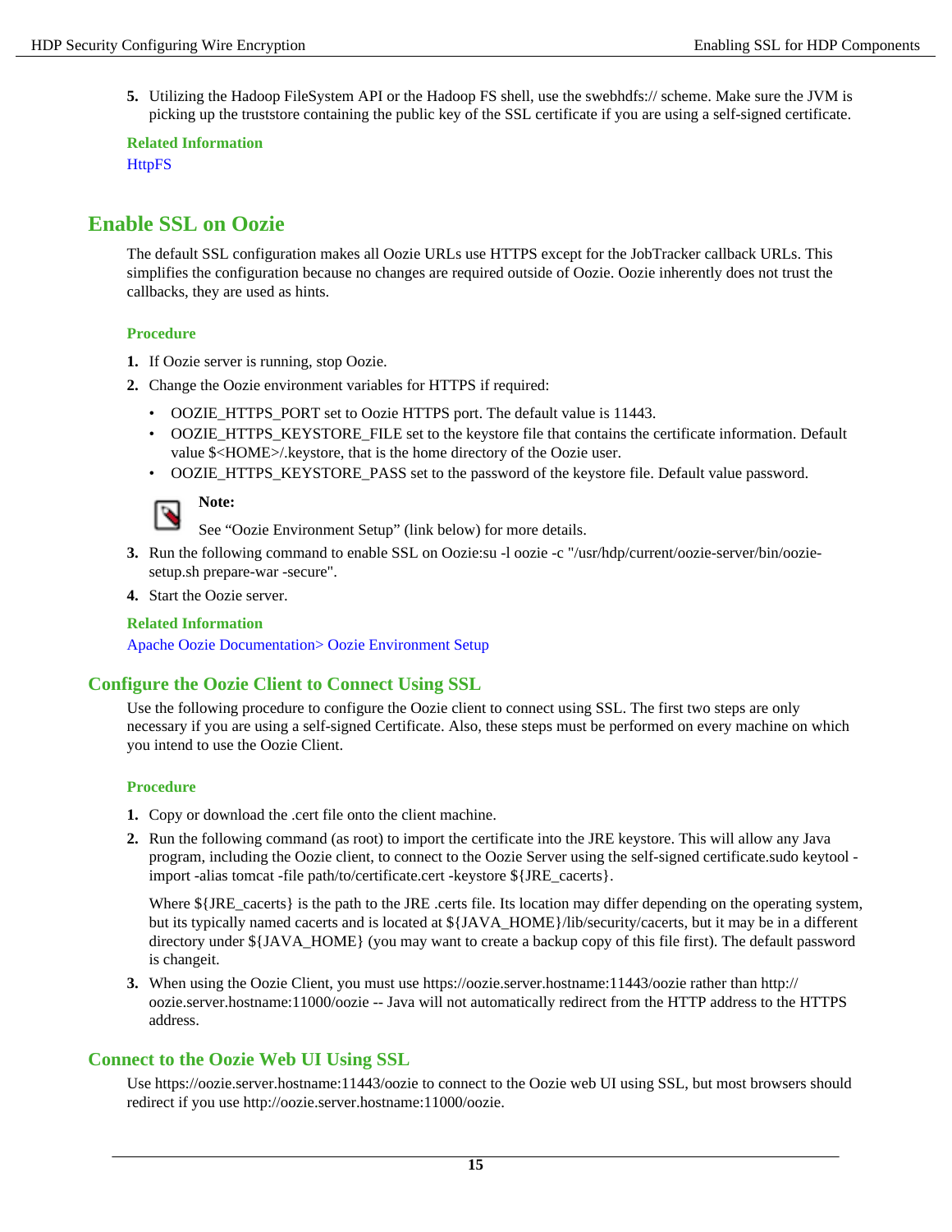5. Utilizing the Hadoop FileSystem API or the Hadoop FS shell, use the swebhdfs:// scheme. Make sure the JVM is picking up the truststore containing the public key of the SSL certificate if you are using a self-signed certificate.

**Related Information**

HttpFS

## Enable SSL on Oozie

The default SSL configuration makes all Oozie URLs use HTTPS except for the JobTracker callback URLs. This simplifies the configuration because no changes are required outside of Oozie. Oozie inherently does not trust the callbacks, they are used as hints.

**Procedure**

1. If Oozie server is running, stop Oozie.
2. Change the Oozie environment variables for HTTPS if required:
   - OOZIE_HTTPS_PORT set to Oozie HTTPS port. The default value is 11443.
   - OOZIE_HTTPS_KEYSTORE_FILE set to the keystore file that contains the certificate information. Default value $<HOME>/.keystore, that is the home directory of the Oozie user.
   - OOZIE_HTTPS_KEYSTORE_PASS set to the password of the keystore file. Default value password.

   **Note:**

   See "Oozie Environment Setup" (link below) for more details.
3. Run the following command to enable SSL on Oozie:su -l oozie -c "/usr/hdp/current/oozie-server/bin/oozie-setup.sh prepare-war -secure".
4. Start the Oozie server.

**Related Information**

Apache Oozie Documentation> Oozie Environment Setup

### Configure the Oozie Client to Connect Using SSL

Use the following procedure to configure the Oozie client to connect using SSL. The first two steps are only necessary if you are using a self-signed Certificate. Also, these steps must be performed on every machine on which you intend to use the Oozie Client.

**Procedure**

1. Copy or download the .cert file onto the client machine.
2. Run the following command (as root) to import the certificate into the JRE keystore. This will allow any Java program, including the Oozie client, to connect to the Oozie Server using the self-signed certificate.sudo keytool -import -alias tomcat -file path/to/certificate.cert -keystore ${JRE_cacerts}.

   Where ${JRE_cacerts} is the path to the JRE .certs file. Its location may differ depending on the operating system, but its typically named cacerts and is located at ${JAVA_HOME}/lib/security/cacerts, but it may be in a different directory under ${JAVA_HOME} (you may want to create a backup copy of this file first). The default password is changeit.
3. When using the Oozie Client, you must use https://oozie.server.hostname:11443/oozie rather than http://oozie.server.hostname:11000/oozie -- Java will not automatically redirect from the HTTP address to the HTTPS address.

### Connect to the Oozie Web UI Using SSL

Use https://oozie.server.hostname:11443/oozie to connect to the Oozie web UI using SSL, but most browsers should redirect if you use http://oozie.server.hostname:11000/oozie.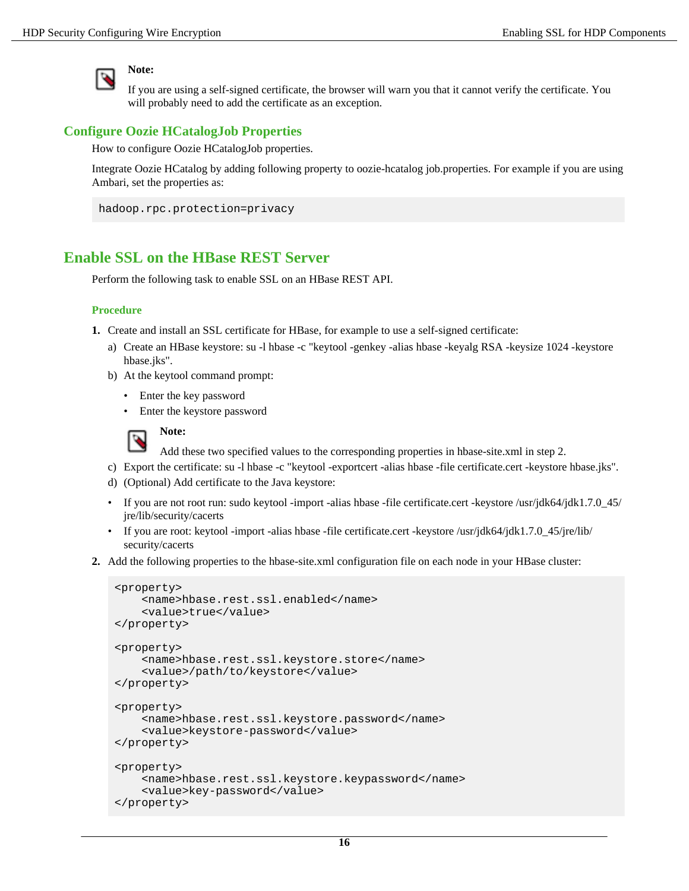> **Note:**
>
> If you are using a self-signed certificate, the browser will warn you that it cannot verify the certificate. You will probably need to add the certificate as an exception.

### Configure Oozie HCatalogJob Properties

How to configure Oozie HCatalogJob properties.

Integrate Oozie HCatalog by adding following property to oozie-hcatalog job.properties. For example if you are using Ambari, set the properties as:

```
hadoop.rpc.protection=privacy
```

## Enable SSL on the HBase REST Server

Perform the following task to enable SSL on an HBase REST API.

#### Procedure

1. Create and install an SSL certificate for HBase, for example to use a self-signed certificate:
   a) Create an HBase keystore: su -l hbase -c "keytool -genkey -alias hbase -keyalg RSA -keysize 1024 -keystore hbase.jks".
   b) At the keytool command prompt:
      - Enter the key password
      - Enter the keystore password

      > **Note:**
      >
      > Add these two specified values to the corresponding properties in hbase-site.xml in step 2.

   c) Export the certificate: su -l hbase -c "keytool -exportcert -alias hbase -file certificate.cert -keystore hbase.jks".
   d) (Optional) Add certificate to the Java keystore:
   - If you are not root run: sudo keytool -import -alias hbase -file certificate.cert -keystore /usr/jdk64/jdk1.7.0_45/jre/lib/security/cacerts
   - If you are root: keytool -import -alias hbase -file certificate.cert -keystore /usr/jdk64/jdk1.7.0_45/jre/lib/security/cacerts
2. Add the following properties to the hbase-site.xml configuration file on each node in your HBase cluster:

```
<property>
    <name>hbase.rest.ssl.enabled</name>
    <value>true</value>
</property>

<property>
    <name>hbase.rest.ssl.keystore.store</name>
    <value>/path/to/keystore</value>
</property>

<property>
    <name>hbase.rest.ssl.keystore.password</name>
    <value>keystore-password</value>
</property>

<property>
    <name>hbase.rest.ssl.keystore.keypassword</name>
    <value>key-password</value>
</property>
```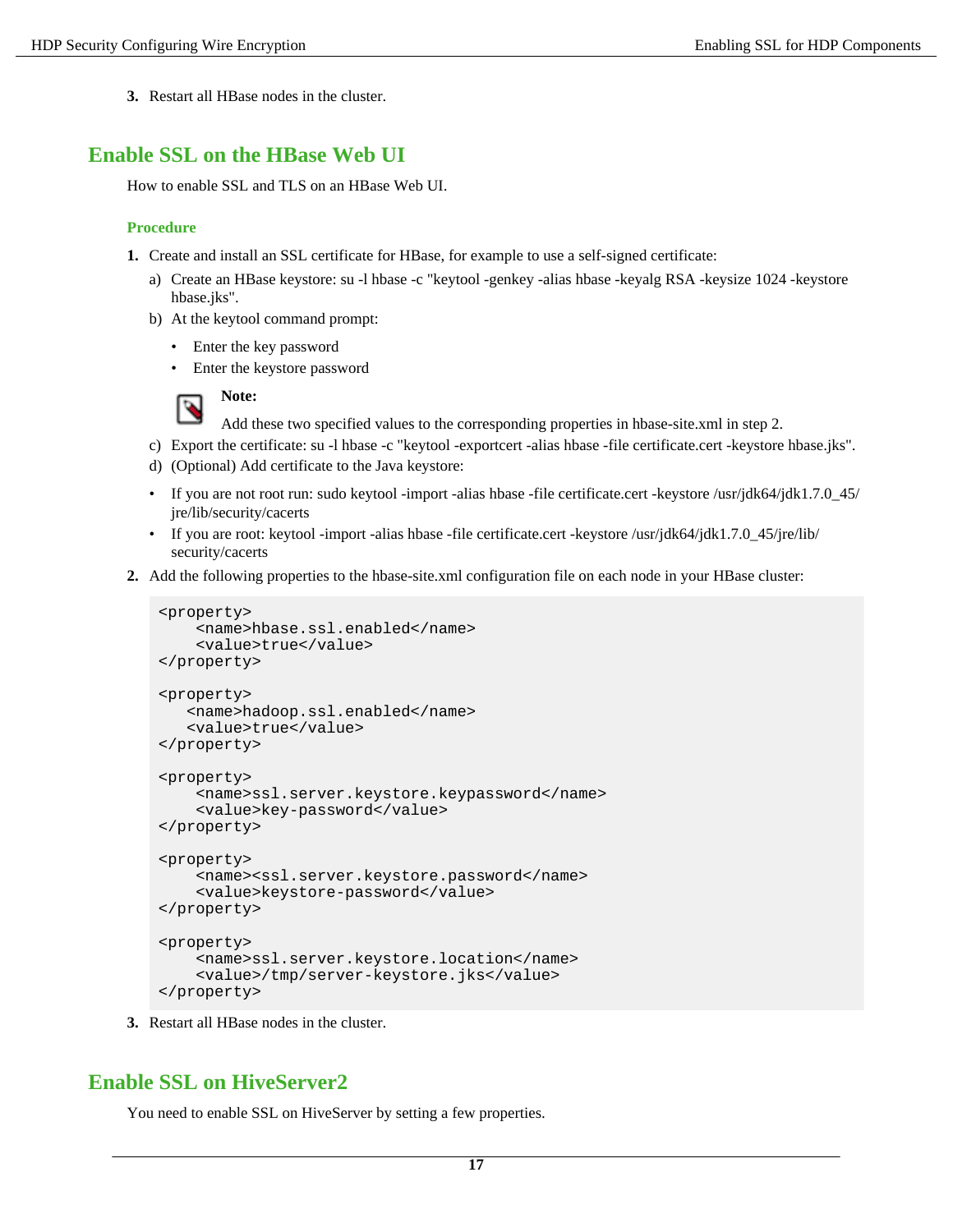3. Restart all HBase nodes in the cluster.

## Enable SSL on the HBase Web UI

How to enable SSL and TLS on an HBase Web UI.

### Procedure

1. Create and install an SSL certificate for HBase, for example to use a self-signed certificate:
   a) Create an HBase keystore: su -l hbase -c "keytool -genkey -alias hbase -keyalg RSA -keysize 1024 -keystore hbase.jks".
   b) At the keytool command prompt:
      - Enter the key password
      - Enter the keystore password

      **Note:**

      Add these two specified values to the corresponding properties in hbase-site.xml in step 2.
   c) Export the certificate: su -l hbase -c "keytool -exportcert -alias hbase -file certificate.cert -keystore hbase.jks".
   d) (Optional) Add certificate to the Java keystore:
   - If you are not root run: sudo keytool -import -alias hbase -file certificate.cert -keystore /usr/jdk64/jdk1.7.0_45/jre/lib/security/cacerts
   - If you are root: keytool -import -alias hbase -file certificate.cert -keystore /usr/jdk64/jdk1.7.0_45/jre/lib/security/cacerts
2. Add the following properties to the hbase-site.xml configuration file on each node in your HBase cluster:

```
<property>
    <name>hbase.ssl.enabled</name>
    <value>true</value>
</property>

<property>
   <name>hadoop.ssl.enabled</name>
   <value>true</value>
</property>

<property>
    <name>ssl.server.keystore.keypassword</name>
    <value>key-password</value>
</property>

<property>
    <name><ssl.server.keystore.password</name>
    <value>keystore-password</value>
</property>

<property>
    <name>ssl.server.keystore.location</name>
    <value>/tmp/server-keystore.jks</value>
</property>
```

3. Restart all HBase nodes in the cluster.

## Enable SSL on HiveServer2

You need to enable SSL on HiveServer by setting a few properties.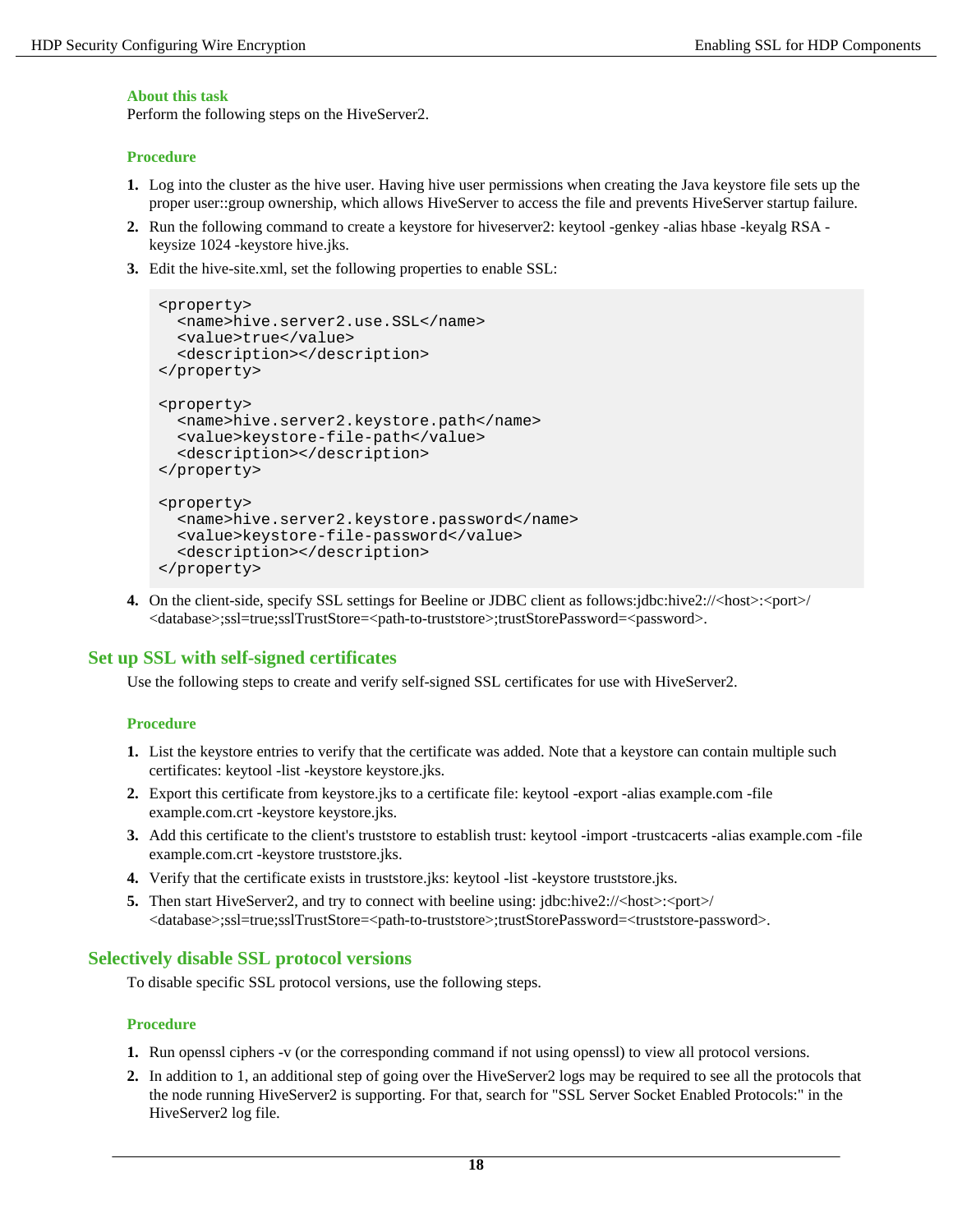**About this task**

Perform the following steps on the HiveServer2.

**Procedure**

1. Log into the cluster as the hive user. Having hive user permissions when creating the Java keystore file sets up the proper user::group ownership, which allows HiveServer to access the file and prevents HiveServer startup failure.
2. Run the following command to create a keystore for hiveserver2: keytool -genkey -alias hbase -keyalg RSA -keysize 1024 -keystore hive.jks.
3. Edit the hive-site.xml, set the following properties to enable SSL:

```
<property>
  <name>hive.server2.use.SSL</name>
  <value>true</value>
  <description></description>
</property>

<property>
  <name>hive.server2.keystore.path</name>
  <value>keystore-file-path</value>
  <description></description>
</property>

<property>
  <name>hive.server2.keystore.password</name>
  <value>keystore-file-password</value>
  <description></description>
</property>
```

4. On the client-side, specify SSL settings for Beeline or JDBC client as follows:jdbc:hive2://<host>:<port>/<database>;ssl=true;sslTrustStore=<path-to-truststore>;trustStorePassword=<password>.

## Set up SSL with self-signed certificates

Use the following steps to create and verify self-signed SSL certificates for use with HiveServer2.

**Procedure**

1. List the keystore entries to verify that the certificate was added. Note that a keystore can contain multiple such certificates: keytool -list -keystore keystore.jks.
2. Export this certificate from keystore.jks to a certificate file: keytool -export -alias example.com -file example.com.crt -keystore keystore.jks.
3. Add this certificate to the client's truststore to establish trust: keytool -import -trustcacerts -alias example.com -file example.com.crt -keystore truststore.jks.
4. Verify that the certificate exists in truststore.jks: keytool -list -keystore truststore.jks.
5. Then start HiveServer2, and try to connect with beeline using: jdbc:hive2://<host>:<port>/<database>;ssl=true;sslTrustStore=<path-to-truststore>;trustStorePassword=<truststore-password>.

## Selectively disable SSL protocol versions

To disable specific SSL protocol versions, use the following steps.

**Procedure**

1. Run openssl ciphers -v (or the corresponding command if not using openssl) to view all protocol versions.
2. In addition to 1, an additional step of going over the HiveServer2 logs may be required to see all the protocols that the node running HiveServer2 is supporting. For that, search for "SSL Server Socket Enabled Protocols:" in the HiveServer2 log file.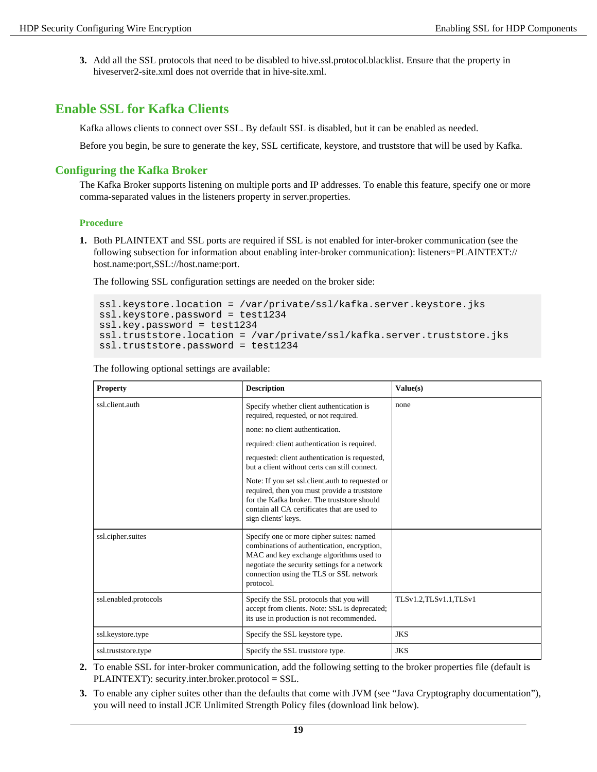3. Add all the SSL protocols that need to be disabled to hive.ssl.protocol.blacklist. Ensure that the property in hiveserver2-site.xml does not override that in hive-site.xml.

## Enable SSL for Kafka Clients

Kafka allows clients to connect over SSL. By default SSL is disabled, but it can be enabled as needed.

Before you begin, be sure to generate the key, SSL certificate, keystore, and truststore that will be used by Kafka.

### Configuring the Kafka Broker

The Kafka Broker supports listening on multiple ports and IP addresses. To enable this feature, specify one or more comma-separated values in the listeners property in server.properties.

#### Procedure

1. Both PLAINTEXT and SSL ports are required if SSL is not enabled for inter-broker communication (see the following subsection for information about enabling inter-broker communication): listeners=PLAINTEXT://host.name:port,SSL://host.name:port.

   The following SSL configuration settings are needed on the broker side:

   ```
   ssl.keystore.location = /var/private/ssl/kafka.server.keystore.jks
   ssl.keystore.password = test1234
   ssl.key.password = test1234
   ssl.truststore.location = /var/private/ssl/kafka.server.truststore.jks
   ssl.truststore.password = test1234
   ```

   The following optional settings are available:

| Property | Description | Value(s) |
| --- | --- | --- |
| ssl.client.auth | Specify whether client authentication is required, requested, or not required. none: no client authentication. required: client authentication is required. requested: client authentication is requested, but a client without certs can still connect. Note: If you set ssl.client.auth to requested or required, then you must provide a truststore for the Kafka broker. The truststore should contain all CA certificates that are used to sign clients' keys. | none |
| ssl.cipher.suites | Specify one or more cipher suites: named combinations of authentication, encryption, MAC and key exchange algorithms used to negotiate the security settings for a network connection using the TLS or SSL network protocol. | |
| ssl.enabled.protocols | Specify the SSL protocols that you will accept from clients. Note: SSL is deprecated; its use in production is not recommended. | TLSv1.2,TLSv1.1,TLSv1 |
| ssl.keystore.type | Specify the SSL keystore type. | JKS |
| ssl.truststore.type | Specify the SSL truststore type. | JKS |

2. To enable SSL for inter-broker communication, add the following setting to the broker properties file (default is PLAINTEXT): security.inter.broker.protocol = SSL.
3. To enable any cipher suites other than the defaults that come with JVM (see "Java Cryptography documentation"), you will need to install JCE Unlimited Strength Policy files (download link below).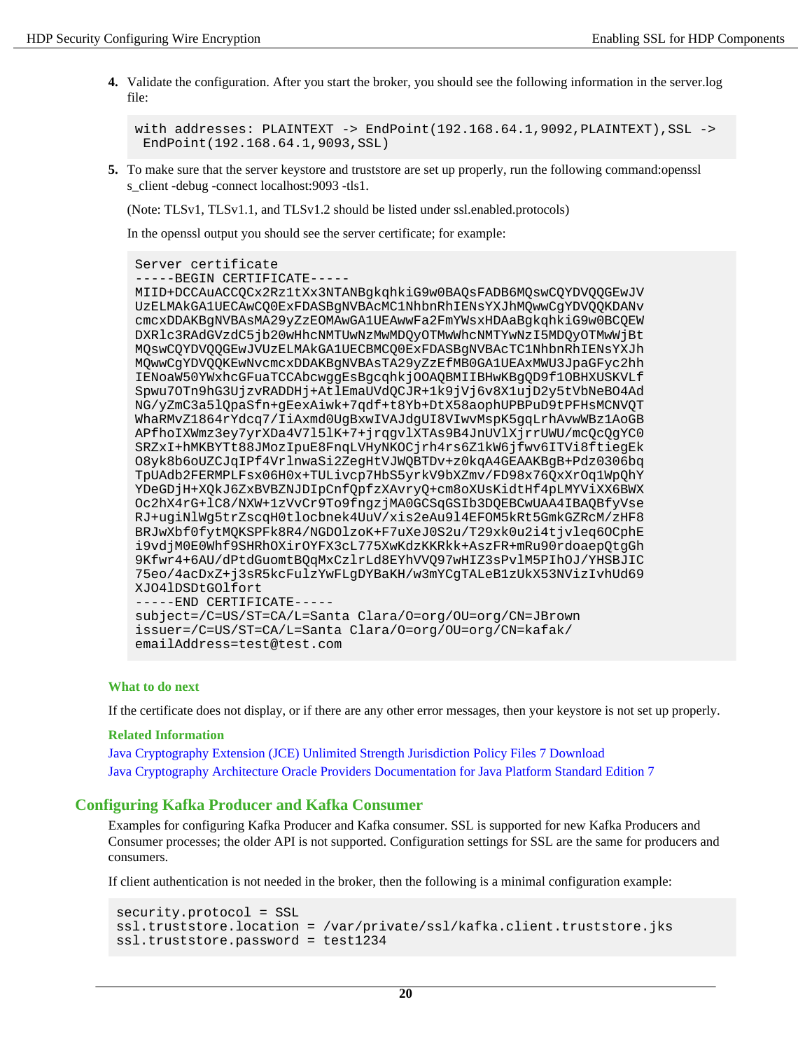4. Validate the configuration. After you start the broker, you should see the following information in the server.log file:

```
with addresses: PLAINTEXT -> EndPoint(192.168.64.1,9092,PLAINTEXT),SSL ->
 EndPoint(192.168.64.1,9093,SSL)
```

5. To make sure that the server keystore and truststore are set up properly, run the following command:openssl s_client -debug -connect localhost:9093 -tls1.

   (Note: TLSv1, TLSv1.1, and TLSv1.2 should be listed under ssl.enabled.protocols)

   In the openssl output you should see the server certificate; for example:

```
Server certificate
-----BEGIN CERTIFICATE-----
MIID+DCCAuACCQCx2Rz1tXx3NTANBgkqhkiG9w0BAQsFADB6MQswCQYDVQQGEwJV
UzELMAkGA1UECAwCQ0ExFDASBgNVBAcMC1NhbnRhIENsYXJhMQwwCgYDVQQKDANv
cmcxDDAKBgNVBAsMA29yZzEOMAwGA1UEAwwFa2FmYWsxHDAaBgkqhkiG9w0BCQEW
DXRlc3RAdGVzdC5jb20wHhcNMTUwNzMwMDQyOTMwWhcNMTYwNzI5MDQyOTMwWjBt
MQswCQYDVQQGEwJVUzELMAkGA1UECBMCQ0ExFDASBgNVBAcTC1NhbnRhIENsYXJh
MQwwCgYDVQQKEwNvcmcxDDAKBgNVBAsTA29yZzEfMB0GA1UEAxMWU3JpaGFyc2hh
IENoaW50YWxhcGFuaTCCAbcwggEsBgcqhkjOOAQBMIIBHwKBgQD9f1OBHXUSKVLf
Spwu7OTn9hG3UjzvRADDHj+AtlEmaUVdQCJR+1k9jVj6v8X1ujD2y5tVbNeBO4Ad
NG/yZmC3a5lQpaSfn+gEexAiwk+7qdf+t8Yb+DtX58aophUPBPuD9tPFHsMCNVQT
WhaRMvZ1864rYdcq7/IiAxmd0UgBxwIVAJdgUI8VIwvMspK5gqLrhAvwWBz1AoGB
APfhoIXWmz3ey7yrXDa4V7l5lK+7+jrqgvlXTAs9B4JnUVlXjrrUWU/mcQcQgYC0
SRZxI+hMKBYTt88JMozIpuE8FnqLVHyNKOCjrh4rs6Z1kW6jfwv6ITVi8ftiegEk
O8yk8b6oUZCJqIPf4VrlnwaSi2ZegHtVJWQBTDv+z0kqA4GEAAKBgB+Pdz0306bq
TpUAdb2FERMPLFsx06H0x+TULivcp7HbS5yrkV9bXZmv/FD98x76QxXrOq1WpQhY
YDeGDjH+XQkJ6ZxBVBZNJDIpCnfQpfzXAvryQ+cm8oXUsKidtHf4pLMYViXX6BWX
Oc2hX4rG+lC8/NXW+1zVvCr9To9fngzjMA0GCSqGSIb3DQEBCwUAA4IBAQBfyVse
RJ+ugiNlWg5trZscqH0tlocbnek4UuV/xis2eAu9l4EFOM5kRt5GmkGZRcM/zHF8
BRJwXbf0fytMQKSPFk8R4/NGDOlzoK+F7uXeJ0S2u/T29xk0u2i4tjvleq6OCphE
i9vdjM0E0Whf9SHRhOXirOYFX3cL775XwKdzKKRkk+AszFR+mRu90rdoaepQtgGh
9Kfwr4+6AU/dPtdGuomtBQqMxCzlrLd8EYhVVQ97wHIZ3sPvlM5PIhOJ/YHSBJIC
75eo/4acDxZ+j3sR5kcFulzYwFLgDYBaKH/w3mYCgTALeB1zUkX53NVizIvhUd69
XJO4lDSDtGOlfort
-----END CERTIFICATE-----
subject=/C=US/ST=CA/L=Santa Clara/O=org/OU=org/CN=JBrown
issuer=/C=US/ST=CA/L=Santa Clara/O=org/OU=org/CN=kafak/
emailAddress=test@test.com
```

**What to do next**

If the certificate does not display, or if there are any other error messages, then your keystore is not set up properly.

**Related Information**

Java Cryptography Extension (JCE) Unlimited Strength Jurisdiction Policy Files 7 Download

Java Cryptography Architecture Oracle Providers Documentation for Java Platform Standard Edition 7

## Configuring Kafka Producer and Kafka Consumer

Examples for configuring Kafka Producer and Kafka consumer. SSL is supported for new Kafka Producers and Consumer processes; the older API is not supported. Configuration settings for SSL are the same for producers and consumers.

If client authentication is not needed in the broker, then the following is a minimal configuration example:

```
security.protocol = SSL
ssl.truststore.location = /var/private/ssl/kafka.client.truststore.jks
ssl.truststore.password = test1234
```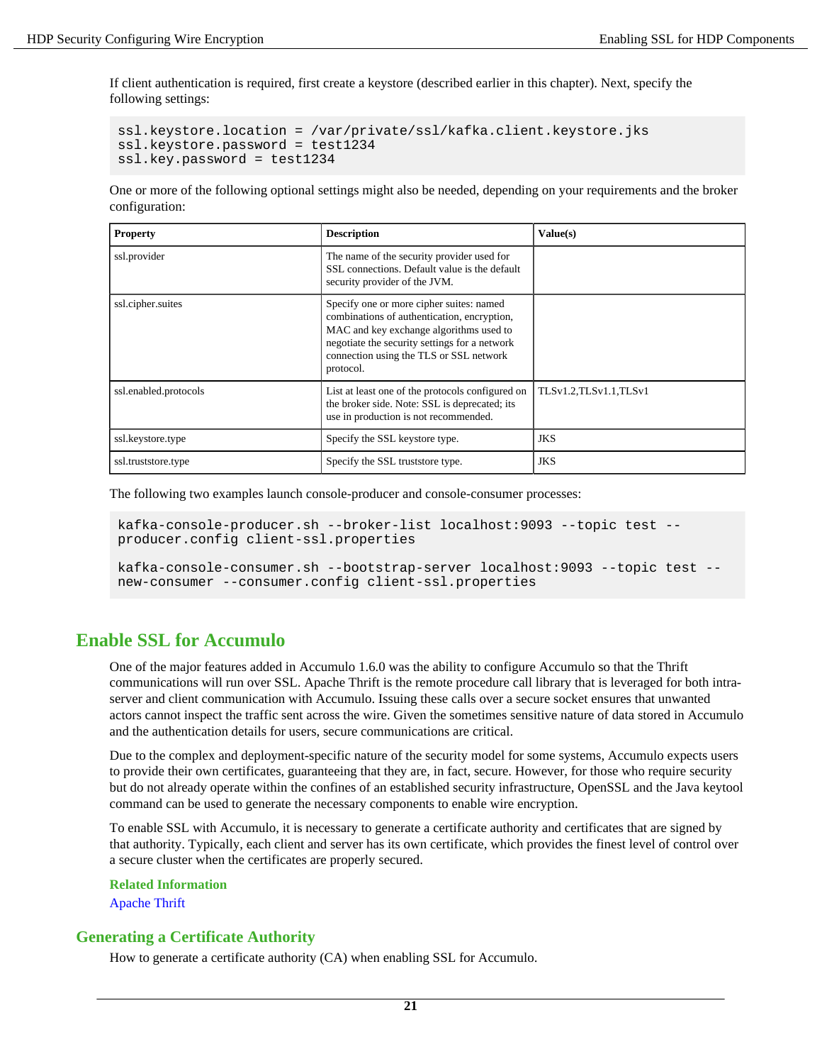If client authentication is required, first create a keystore (described earlier in this chapter). Next, specify the following settings:

```
ssl.keystore.location = /var/private/ssl/kafka.client.keystore.jks
ssl.keystore.password = test1234
ssl.key.password = test1234
```

One or more of the following optional settings might also be needed, depending on your requirements and the broker configuration:

| Property | Description | Value(s) |
| --- | --- | --- |
| ssl.provider | The name of the security provider used for SSL connections. Default value is the default security provider of the JVM. | |
| ssl.cipher.suites | Specify one or more cipher suites: named combinations of authentication, encryption, MAC and key exchange algorithms used to negotiate the security settings for a network connection using the TLS or SSL network protocol. | |
| ssl.enabled.protocols | List at least one of the protocols configured on the broker side. Note: SSL is deprecated; its use in production is not recommended. | TLSv1.2,TLSv1.1,TLSv1 |
| ssl.keystore.type | Specify the SSL keystore type. | JKS |
| ssl.truststore.type | Specify the SSL truststore type. | JKS |

The following two examples launch console-producer and console-consumer processes:

```
kafka-console-producer.sh --broker-list localhost:9093 --topic test --
producer.config client-ssl.properties

kafka-console-consumer.sh --bootstrap-server localhost:9093 --topic test --
new-consumer --consumer.config client-ssl.properties
```

## Enable SSL for Accumulo

One of the major features added in Accumulo 1.6.0 was the ability to configure Accumulo so that the Thrift communications will run over SSL. Apache Thrift is the remote procedure call library that is leveraged for both intra-server and client communication with Accumulo. Issuing these calls over a secure socket ensures that unwanted actors cannot inspect the traffic sent across the wire. Given the sometimes sensitive nature of data stored in Accumulo and the authentication details for users, secure communications are critical.

Due to the complex and deployment-specific nature of the security model for some systems, Accumulo expects users to provide their own certificates, guaranteeing that they are, in fact, secure. However, for those who require security but do not already operate within the confines of an established security infrastructure, OpenSSL and the Java keytool command can be used to generate the necessary components to enable wire encryption.

To enable SSL with Accumulo, it is necessary to generate a certificate authority and certificates that are signed by that authority. Typically, each client and server has its own certificate, which provides the finest level of control over a secure cluster when the certificates are properly secured.

**Related Information**

Apache Thrift

### Generating a Certificate Authority

How to generate a certificate authority (CA) when enabling SSL for Accumulo.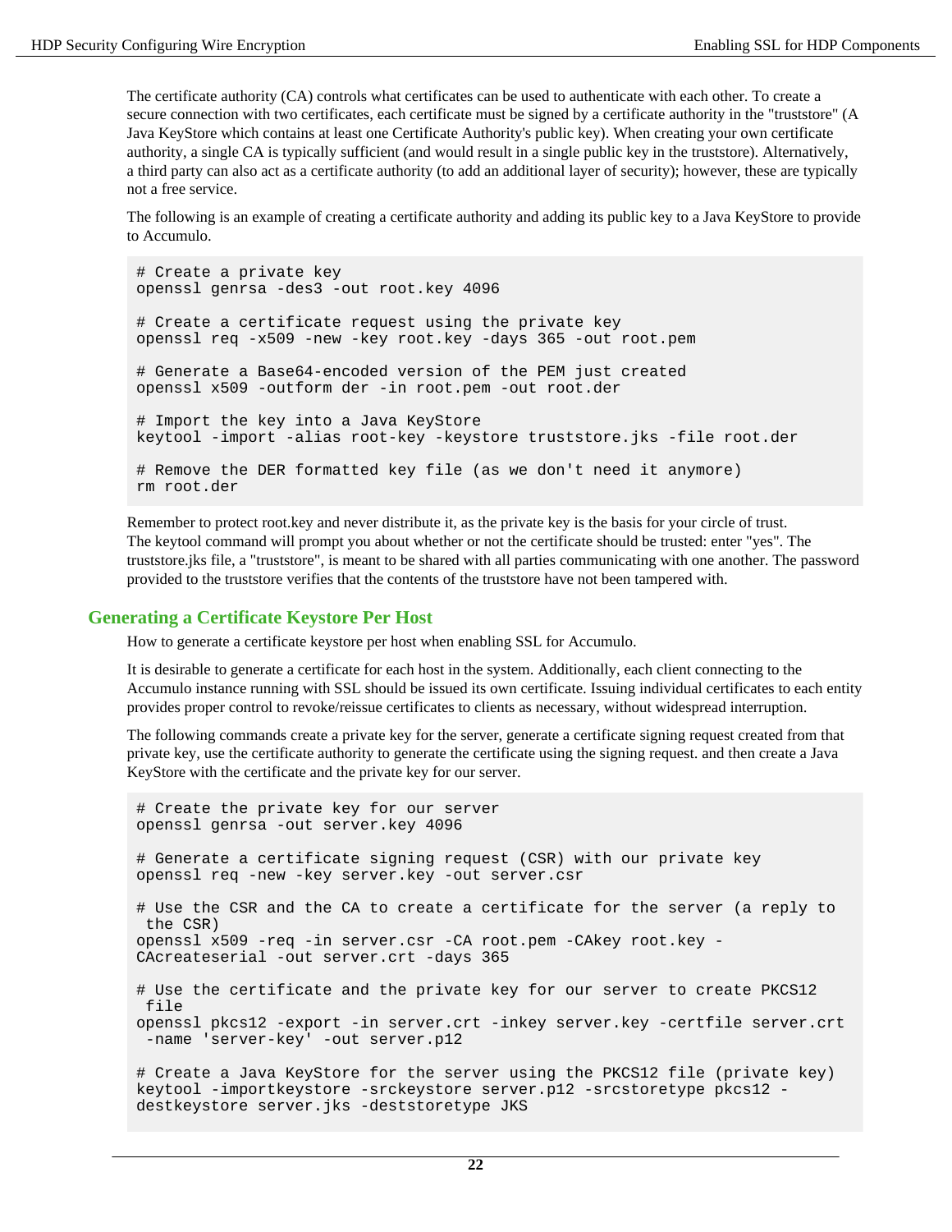The certificate authority (CA) controls what certificates can be used to authenticate with each other. To create a secure connection with two certificates, each certificate must be signed by a certificate authority in the "truststore" (A Java KeyStore which contains at least one Certificate Authority's public key). When creating your own certificate authority, a single CA is typically sufficient (and would result in a single public key in the truststore). Alternatively, a third party can also act as a certificate authority (to add an additional layer of security); however, these are typically not a free service.

The following is an example of creating a certificate authority and adding its public key to a Java KeyStore to provide to Accumulo.

```
# Create a private key
openssl genrsa -des3 -out root.key 4096

# Create a certificate request using the private key
openssl req -x509 -new -key root.key -days 365 -out root.pem

# Generate a Base64-encoded version of the PEM just created
openssl x509 -outform der -in root.pem -out root.der

# Import the key into a Java KeyStore
keytool -import -alias root-key -keystore truststore.jks -file root.der

# Remove the DER formatted key file (as we don't need it anymore)
rm root.der
```

Remember to protect root.key and never distribute it, as the private key is the basis for your circle of trust. The keytool command will prompt you about whether or not the certificate should be trusted: enter "yes". The truststore.jks file, a "truststore", is meant to be shared with all parties communicating with one another. The password provided to the truststore verifies that the contents of the truststore have not been tampered with.

## Generating a Certificate Keystore Per Host

How to generate a certificate keystore per host when enabling SSL for Accumulo.

It is desirable to generate a certificate for each host in the system. Additionally, each client connecting to the Accumulo instance running with SSL should be issued its own certificate. Issuing individual certificates to each entity provides proper control to revoke/reissue certificates to clients as necessary, without widespread interruption.

The following commands create a private key for the server, generate a certificate signing request created from that private key, use the certificate authority to generate the certificate using the signing request. and then create a Java KeyStore with the certificate and the private key for our server.

```
# Create the private key for our server
openssl genrsa -out server.key 4096

# Generate a certificate signing request (CSR) with our private key
openssl req -new -key server.key -out server.csr

# Use the CSR and the CA to create a certificate for the server (a reply to
 the CSR)
openssl x509 -req -in server.csr -CA root.pem -CAkey root.key -
CAcreateserial -out server.crt -days 365

# Use the certificate and the private key for our server to create PKCS12
 file
openssl pkcs12 -export -in server.crt -inkey server.key -certfile server.crt
 -name 'server-key' -out server.p12

# Create a Java KeyStore for the server using the PKCS12 file (private key)
keytool -importkeystore -srckeystore server.p12 -srcstoretype pkcs12 -
destkeystore server.jks -deststoretype JKS
```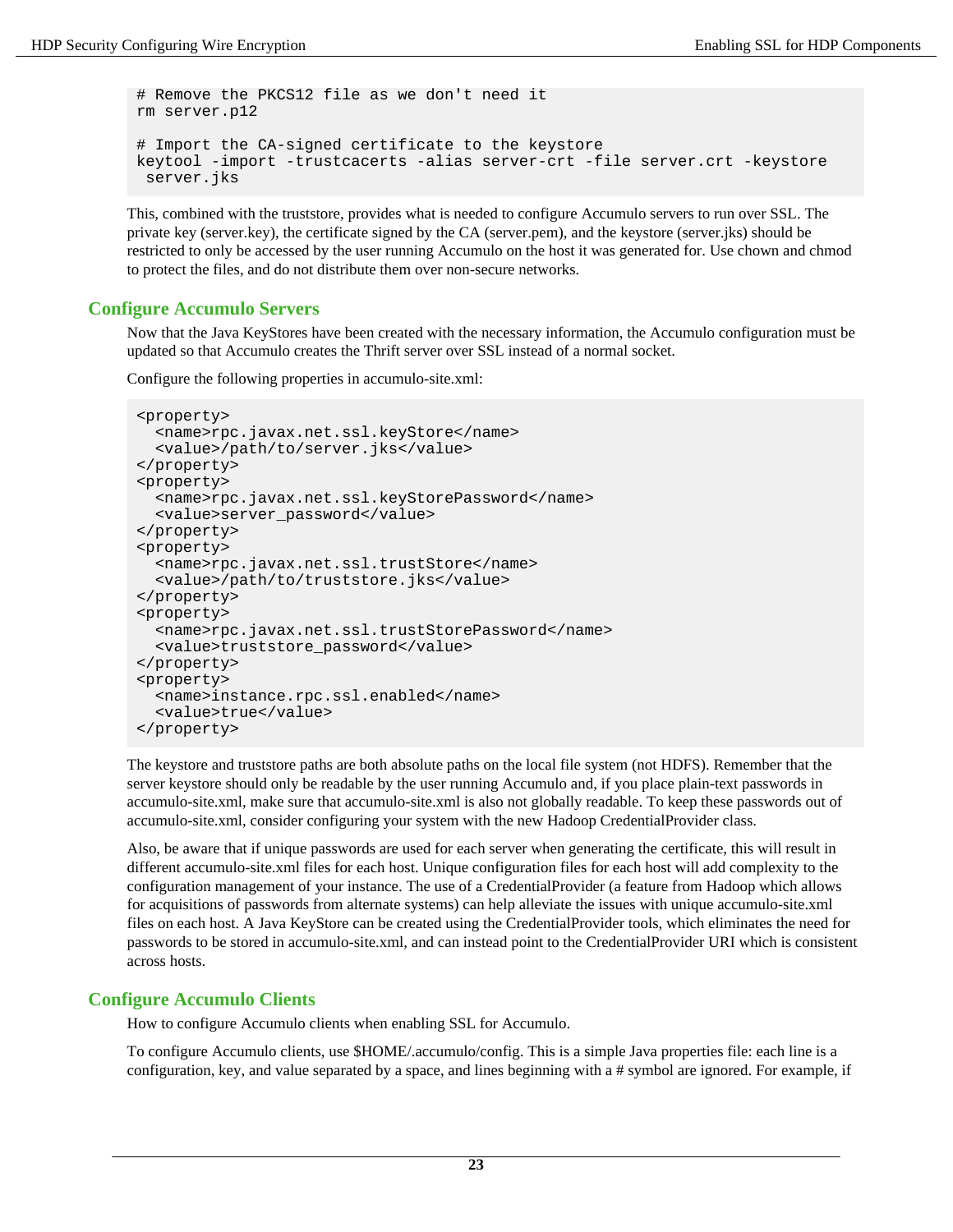```
# Remove the PKCS12 file as we don't need it
rm server.p12

# Import the CA-signed certificate to the keystore
keytool -import -trustcacerts -alias server-crt -file server.crt -keystore
 server.jks
```

This, combined with the truststore, provides what is needed to configure Accumulo servers to run over SSL. The private key (server.key), the certificate signed by the CA (server.pem), and the keystore (server.jks) should be restricted to only be accessed by the user running Accumulo on the host it was generated for. Use chown and chmod to protect the files, and do not distribute them over non-secure networks.

## Configure Accumulo Servers

Now that the Java KeyStores have been created with the necessary information, the Accumulo configuration must be updated so that Accumulo creates the Thrift server over SSL instead of a normal socket.

Configure the following properties in accumulo-site.xml:

```
<property>
  <name>rpc.javax.net.ssl.keyStore</name>
  <value>/path/to/server.jks</value>
</property>
<property>
  <name>rpc.javax.net.ssl.keyStorePassword</name>
  <value>server_password</value>
</property>
<property>
  <name>rpc.javax.net.ssl.trustStore</name>
  <value>/path/to/truststore.jks</value>
</property>
<property>
  <name>rpc.javax.net.ssl.trustStorePassword</name>
  <value>truststore_password</value>
</property>
<property>
  <name>instance.rpc.ssl.enabled</name>
  <value>true</value>
</property>
```

The keystore and truststore paths are both absolute paths on the local file system (not HDFS). Remember that the server keystore should only be readable by the user running Accumulo and, if you place plain-text passwords in accumulo-site.xml, make sure that accumulo-site.xml is also not globally readable. To keep these passwords out of accumulo-site.xml, consider configuring your system with the new Hadoop CredentialProvider class.

Also, be aware that if unique passwords are used for each server when generating the certificate, this will result in different accumulo-site.xml files for each host. Unique configuration files for each host will add complexity to the configuration management of your instance. The use of a CredentialProvider (a feature from Hadoop which allows for acquisitions of passwords from alternate systems) can help alleviate the issues with unique accumulo-site.xml files on each host. A Java KeyStore can be created using the CredentialProvider tools, which eliminates the need for passwords to be stored in accumulo-site.xml, and can instead point to the CredentialProvider URI which is consistent across hosts.

## Configure Accumulo Clients

How to configure Accumulo clients when enabling SSL for Accumulo.

To configure Accumulo clients, use $HOME/.accumulo/config. This is a simple Java properties file: each line is a configuration, key, and value separated by a space, and lines beginning with a # symbol are ignored. For example, if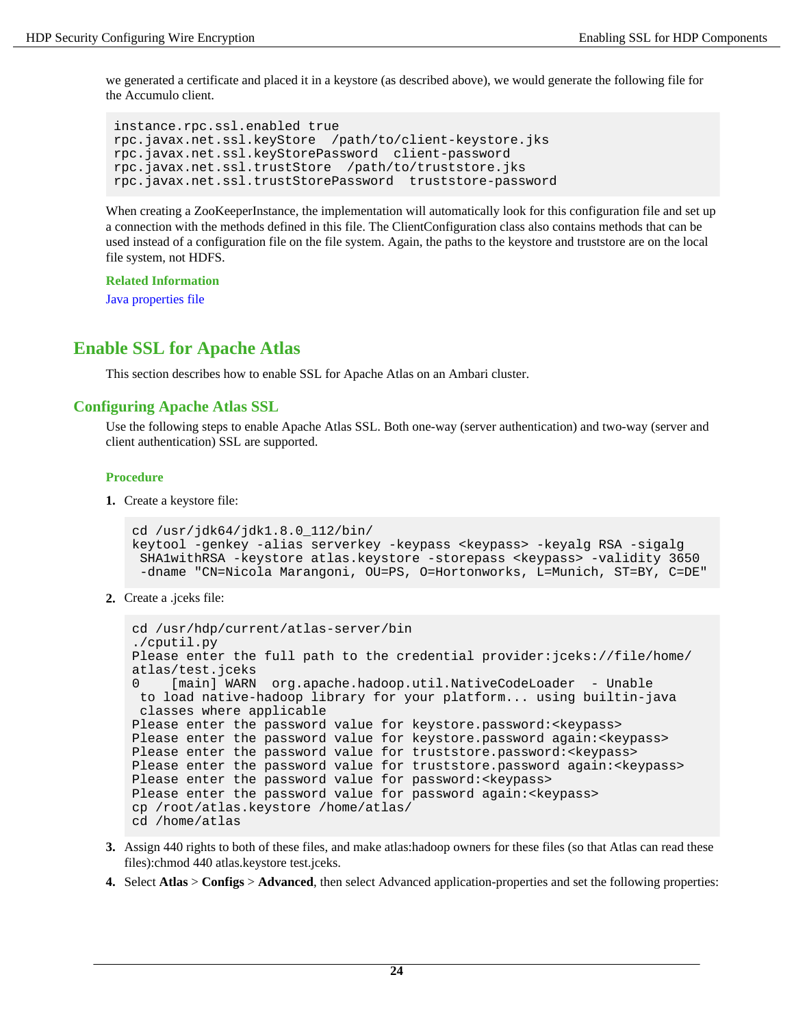we generated a certificate and placed it in a keystore (as described above), we would generate the following file for the Accumulo client.

```
instance.rpc.ssl.enabled true
rpc.javax.net.ssl.keyStore  /path/to/client-keystore.jks
rpc.javax.net.ssl.keyStorePassword  client-password
rpc.javax.net.ssl.trustStore  /path/to/truststore.jks
rpc.javax.net.ssl.trustStorePassword  truststore-password
```

When creating a ZooKeeperInstance, the implementation will automatically look for this configuration file and set up a connection with the methods defined in this file. The ClientConfiguration class also contains methods that can be used instead of a configuration file on the file system. Again, the paths to the keystore and truststore are on the local file system, not HDFS.

**Related Information**

Java properties file

## Enable SSL for Apache Atlas

This section describes how to enable SSL for Apache Atlas on an Ambari cluster.

### Configuring Apache Atlas SSL

Use the following steps to enable Apache Atlas SSL. Both one-way (server authentication) and two-way (server and client authentication) SSL are supported.

**Procedure**

1. Create a keystore file:

```
cd /usr/jdk64/jdk1.8.0_112/bin/
keytool -genkey -alias serverkey -keypass <keypass> -keyalg RSA -sigalg
 SHA1withRSA -keystore atlas.keystore -storepass <keypass> -validity 3650
 -dname "CN=Nicola Marangoni, OU=PS, O=Hortonworks, L=Munich, ST=BY, C=DE"
```

2. Create a .jceks file:

```
cd /usr/hdp/current/atlas-server/bin
./cputil.py
Please enter the full path to the credential provider:jceks://file/home/
atlas/test.jceks
0    [main] WARN  org.apache.hadoop.util.NativeCodeLoader  - Unable
 to load native-hadoop library for your platform... using builtin-java
 classes where applicable
Please enter the password value for keystore.password:<keypass>
Please enter the password value for keystore.password again:<keypass>
Please enter the password value for truststore.password:<keypass>
Please enter the password value for truststore.password again:<keypass>
Please enter the password value for password:<keypass>
Please enter the password value for password again:<keypass>
cp /root/atlas.keystore /home/atlas/
cd /home/atlas
```

3. Assign 440 rights to both of these files, and make atlas:hadoop owners for these files (so that Atlas can read these files):chmod 440 atlas.keystore test.jceks.

4. Select **Atlas** > **Configs** > **Advanced**, then select Advanced application-properties and set the following properties: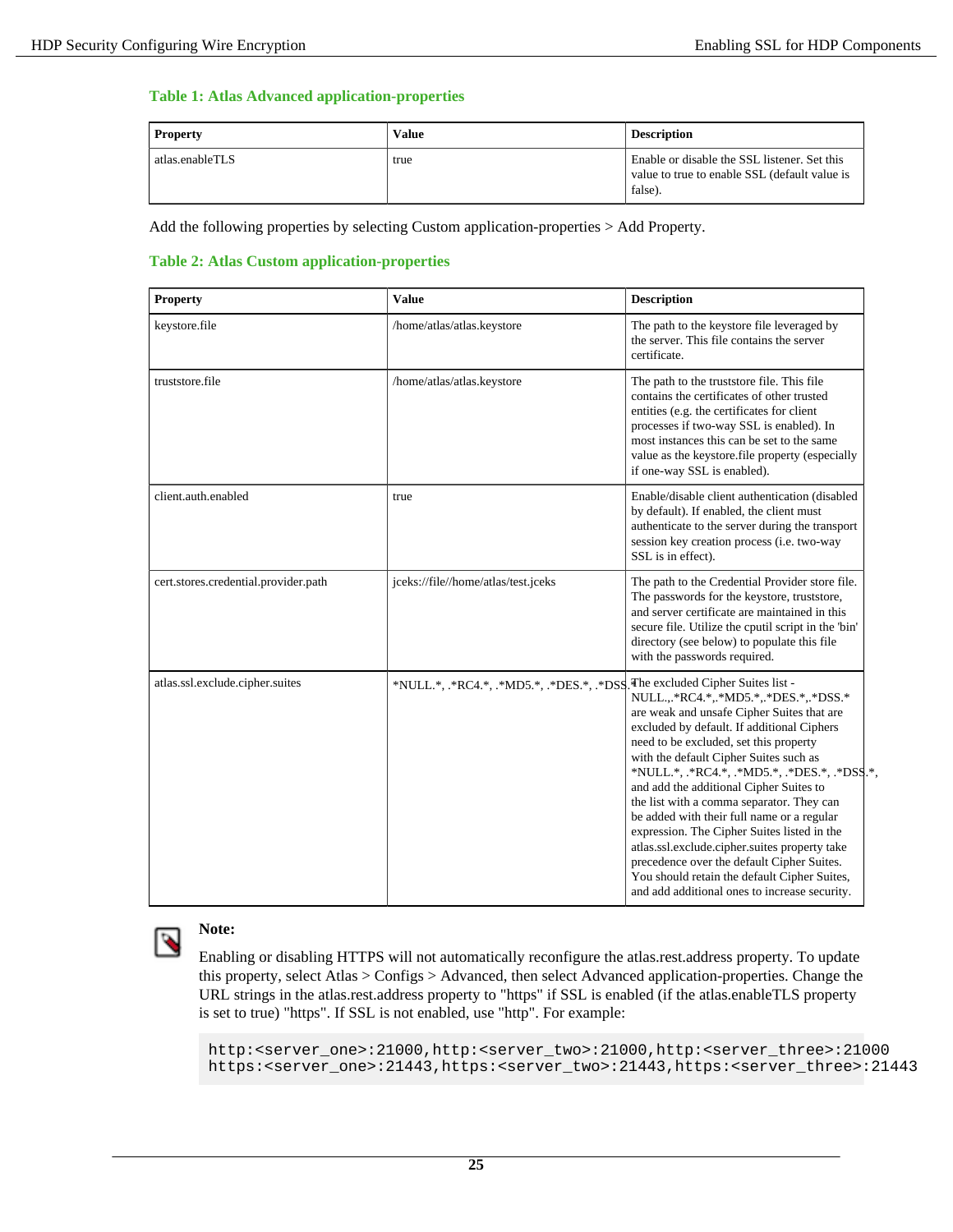**Table 1: Atlas Advanced application-properties**

| Property | Value | Description |
| --- | --- | --- |
| atlas.enableTLS | true | Enable or disable the SSL listener. Set this value to true to enable SSL (default value is false). |

Add the following properties by selecting Custom application-properties > Add Property.

**Table 2: Atlas Custom application-properties**

| Property | Value | Description |
| --- | --- | --- |
| keystore.file | /home/atlas/atlas.keystore | The path to the keystore file leveraged by the server. This file contains the server certificate. |
| truststore.file | /home/atlas/atlas.keystore | The path to the truststore file. This file contains the certificates of other trusted entities (e.g. the certificates for client processes if two-way SSL is enabled). In most instances this can be set to the same value as the keystore.file property (especially if one-way SSL is enabled). |
| client.auth.enabled | true | Enable/disable client authentication (disabled by default). If enabled, the client must authenticate to the server during the transport session key creation process (i.e. two-way SSL is in effect). |
| cert.stores.credential.provider.path | jceks://file//home/atlas/test.jceks | The path to the Credential Provider store file. The passwords for the keystore, truststore, and server certificate are maintained in this secure file. Utilize the cputil script in the 'bin' directory (see below) to populate this file with the passwords required. |
| atlas.ssl.exclude.cipher.suites | *NULL.*, .*RC4.*, .*MD5.*, .*DES.*, .*DSS.* | The excluded Cipher Suites list - NULL.,.*RC4.*,.*MD5.*,.*DES.*,.*DSS.* are weak and unsafe Cipher Suites that are excluded by default. If additional Ciphers need to be excluded, set this property with the default Cipher Suites such as *NULL.*, .*RC4.*, .*MD5.*, .*DES.*, .*DSS.*, and add the additional Cipher Suites to the list with a comma separator. They can be added with their full name or a regular expression. The Cipher Suites listed in the atlas.ssl.exclude.cipher.suites property take precedence over the default Cipher Suites. You should retain the default Cipher Suites, and add additional ones to increase security. |

**Note:**

Enabling or disabling HTTPS will not automatically reconfigure the atlas.rest.address property. To update this property, select Atlas > Configs > Advanced, then select Advanced application-properties. Change the URL strings in the atlas.rest.address property to "https" if SSL is enabled (if the atlas.enableTLS property is set to true) "https". If SSL is not enabled, use "http". For example:

```
http:<server_one>:21000,http:<server_two>:21000,http:<server_three>:21000
https:<server_one>:21443,https:<server_two>:21443,https:<server_three>:21443
```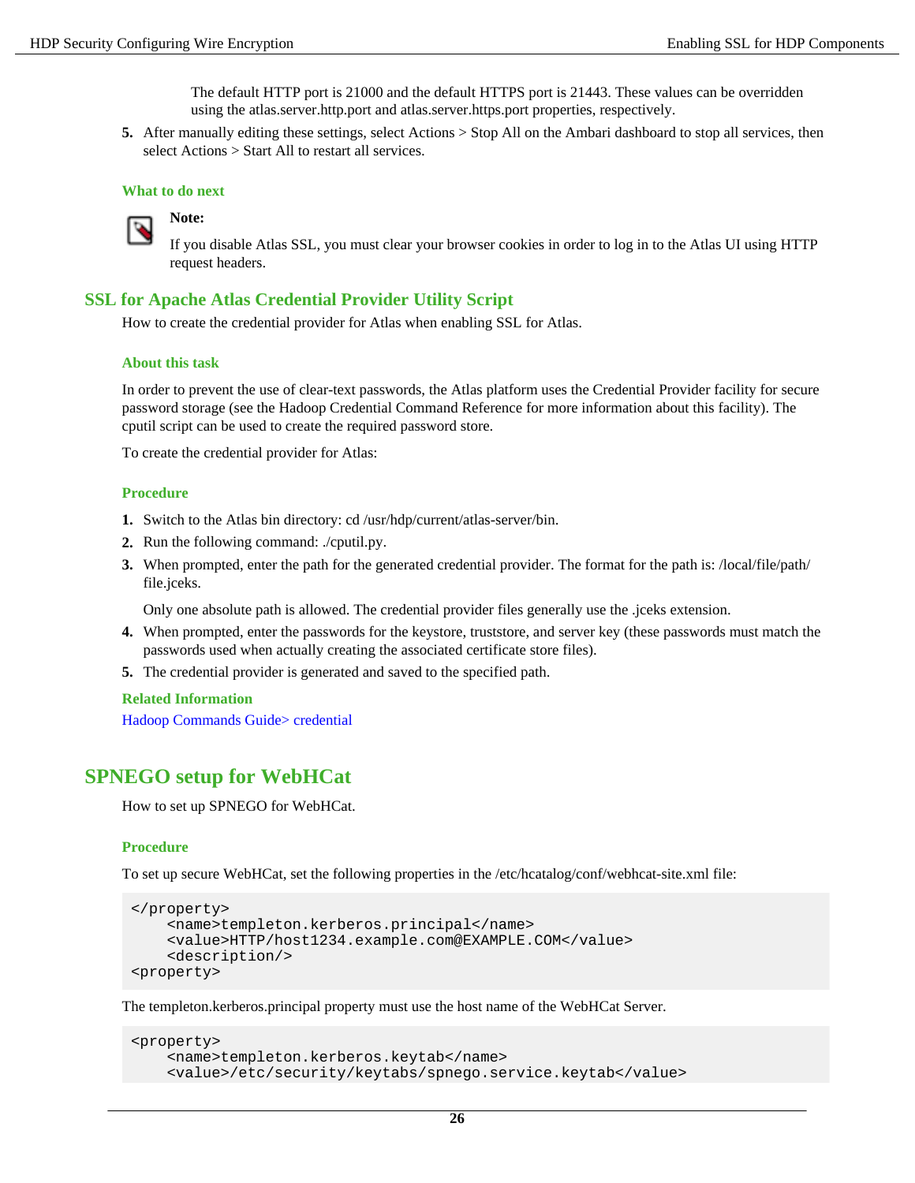The default HTTP port is 21000 and the default HTTPS port is 21443. These values can be overridden using the atlas.server.http.port and atlas.server.https.port properties, respectively.

5. After manually editing these settings, select Actions > Stop All on the Ambari dashboard to stop all services, then select Actions > Start All to restart all services.

#### What to do next

**Note:**

If you disable Atlas SSL, you must clear your browser cookies in order to log in to the Atlas UI using HTTP request headers.

## SSL for Apache Atlas Credential Provider Utility Script

How to create the credential provider for Atlas when enabling SSL for Atlas.

#### About this task

In order to prevent the use of clear-text passwords, the Atlas platform uses the Credential Provider facility for secure password storage (see the Hadoop Credential Command Reference for more information about this facility). The cputil script can be used to create the required password store.

To create the credential provider for Atlas:

#### Procedure

1. Switch to the Atlas bin directory: cd /usr/hdp/current/atlas-server/bin.
2. Run the following command: ./cputil.py.
3. When prompted, enter the path for the generated credential provider. The format for the path is: /local/file/path/file.jceks.

   Only one absolute path is allowed. The credential provider files generally use the .jceks extension.
4. When prompted, enter the passwords for the keystore, truststore, and server key (these passwords must match the passwords used when actually creating the associated certificate store files).
5. The credential provider is generated and saved to the specified path.

#### Related Information

Hadoop Commands Guide> credential

# SPNEGO setup for WebHCat

How to set up SPNEGO for WebHCat.

#### Procedure

To set up secure WebHCat, set the following properties in the /etc/hcatalog/conf/webhcat-site.xml file:

```
</property>
    <name>templeton.kerberos.principal</name>
    <value>HTTP/host1234.example.com@EXAMPLE.COM</value>
    <description/>
<property>
```

The templeton.kerberos.principal property must use the host name of the WebHCat Server.

```
<property>
    <name>templeton.kerberos.keytab</name>
    <value>/etc/security/keytabs/spnego.service.keytab</value>
```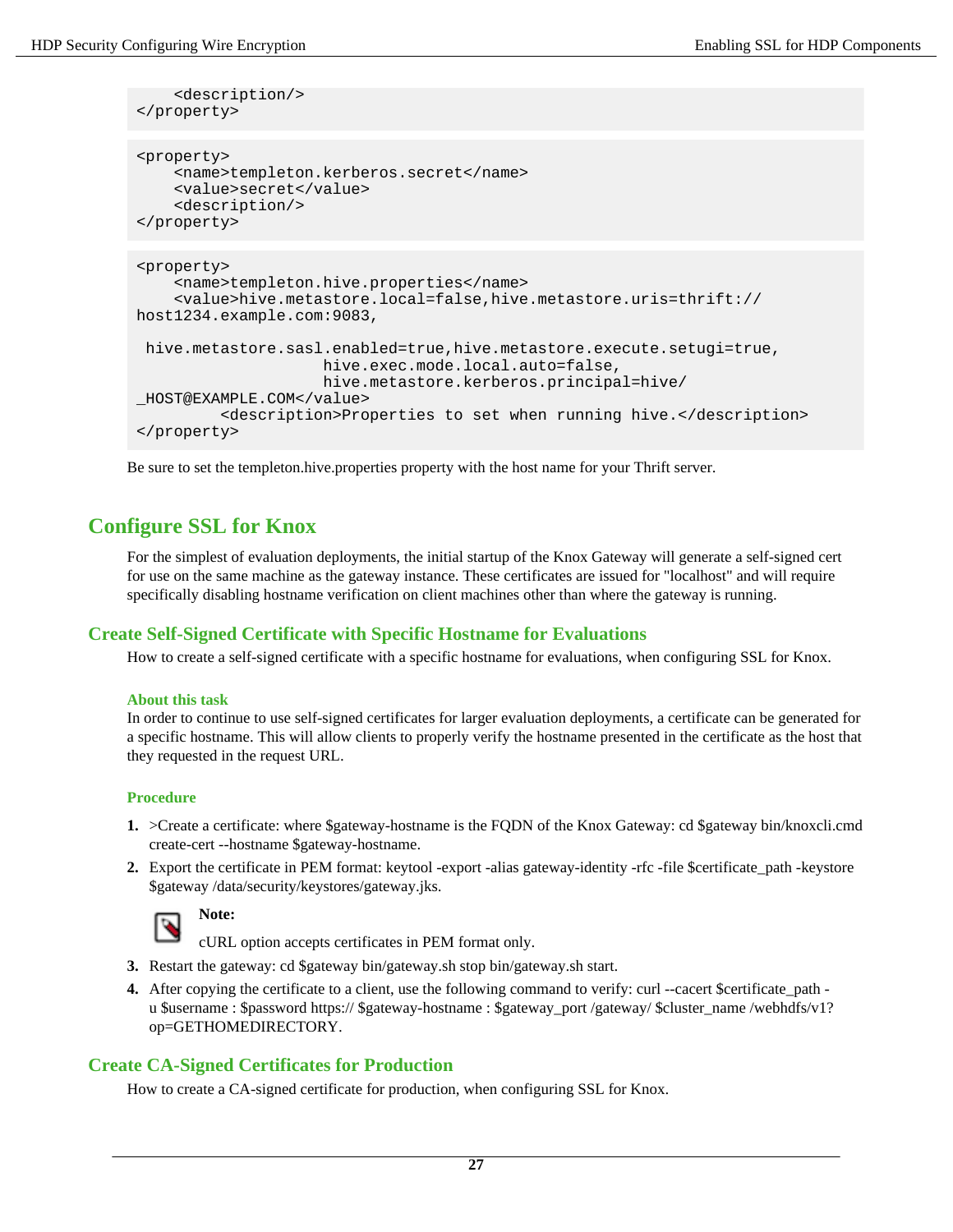```
    <description/>
</property>
```

```
<property>
    <name>templeton.kerberos.secret</name>
    <value>secret</value>
    <description/>
</property>
```

```
<property>
    <name>templeton.hive.properties</name>
    <value>hive.metastore.local=false,hive.metastore.uris=thrift://
host1234.example.com:9083,

 hive.metastore.sasl.enabled=true,hive.metastore.execute.setugi=true,
                   hive.exec.mode.local.auto=false,
                   hive.metastore.kerberos.principal=hive/
_HOST@EXAMPLE.COM</value>
         <description>Properties to set when running hive.</description>
</property>
```

Be sure to set the templeton.hive.properties property with the host name for your Thrift server.

## Configure SSL for Knox

For the simplest of evaluation deployments, the initial startup of the Knox Gateway will generate a self-signed cert for use on the same machine as the gateway instance. These certificates are issued for "localhost" and will require specifically disabling hostname verification on client machines other than where the gateway is running.

### Create Self-Signed Certificate with Specific Hostname for Evaluations

How to create a self-signed certificate with a specific hostname for evaluations, when configuring SSL for Knox.

#### About this task

In order to continue to use self-signed certificates for larger evaluation deployments, a certificate can be generated for a specific hostname. This will allow clients to properly verify the hostname presented in the certificate as the host that they requested in the request URL.

#### Procedure

1. >Create a certificate: where $gateway-hostname is the FQDN of the Knox Gateway: cd $gateway bin/knoxcli.cmd create-cert --hostname $gateway-hostname.
2. Export the certificate in PEM format: keytool -export -alias gateway-identity -rfc -file $certificate_path -keystore $gateway /data/security/keystores/gateway.jks.

   **Note:**

   cURL option accepts certificates in PEM format only.
3. Restart the gateway: cd $gateway bin/gateway.sh stop bin/gateway.sh start.
4. After copying the certificate to a client, use the following command to verify: curl --cacert $certificate_path -u $username : $password https:// $gateway-hostname : $gateway_port /gateway/ $cluster_name /webhdfs/v1?op=GETHOMEDIRECTORY.

### Create CA-Signed Certificates for Production

How to create a CA-signed certificate for production, when configuring SSL for Knox.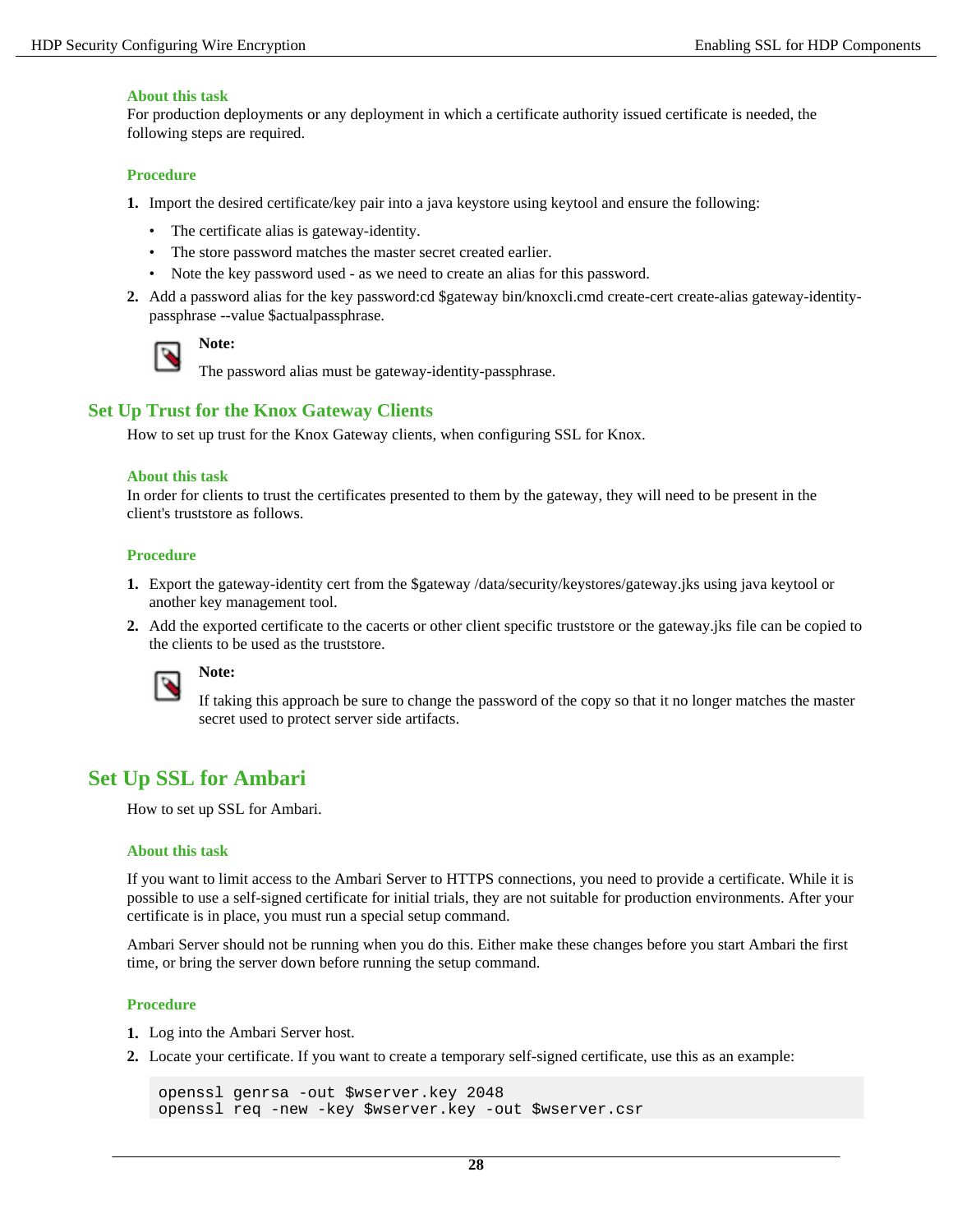### About this task

For production deployments or any deployment in which a certificate authority issued certificate is needed, the following steps are required.

### Procedure

1. Import the desired certificate/key pair into a java keystore using keytool and ensure the following:
   - The certificate alias is gateway-identity.
   - The store password matches the master secret created earlier.
   - Note the key password used - as we need to create an alias for this password.
2. Add a password alias for the key password:cd $gateway bin/knoxcli.cmd create-cert create-alias gateway-identity-passphrase --value $actualpassphrase.

   **Note:**

   The password alias must be gateway-identity-passphrase.

## Set Up Trust for the Knox Gateway Clients

How to set up trust for the Knox Gateway clients, when configuring SSL for Knox.

### About this task

In order for clients to trust the certificates presented to them by the gateway, they will need to be present in the client's truststore as follows.

### Procedure

1. Export the gateway-identity cert from the $gateway /data/security/keystores/gateway.jks using java keytool or another key management tool.
2. Add the exported certificate to the cacerts or other client specific truststore or the gateway.jks file can be copied to the clients to be used as the truststore.

   **Note:**

   If taking this approach be sure to change the password of the copy so that it no longer matches the master secret used to protect server side artifacts.

# Set Up SSL for Ambari

How to set up SSL for Ambari.

### About this task

If you want to limit access to the Ambari Server to HTTPS connections, you need to provide a certificate. While it is possible to use a self-signed certificate for initial trials, they are not suitable for production environments. After your certificate is in place, you must run a special setup command.

Ambari Server should not be running when you do this. Either make these changes before you start Ambari the first time, or bring the server down before running the setup command.

### Procedure

1. Log into the Ambari Server host.
2. Locate your certificate. If you want to create a temporary self-signed certificate, use this as an example:

```
openssl genrsa -out $wserver.key 2048
openssl req -new -key $wserver.key -out $wserver.csr
```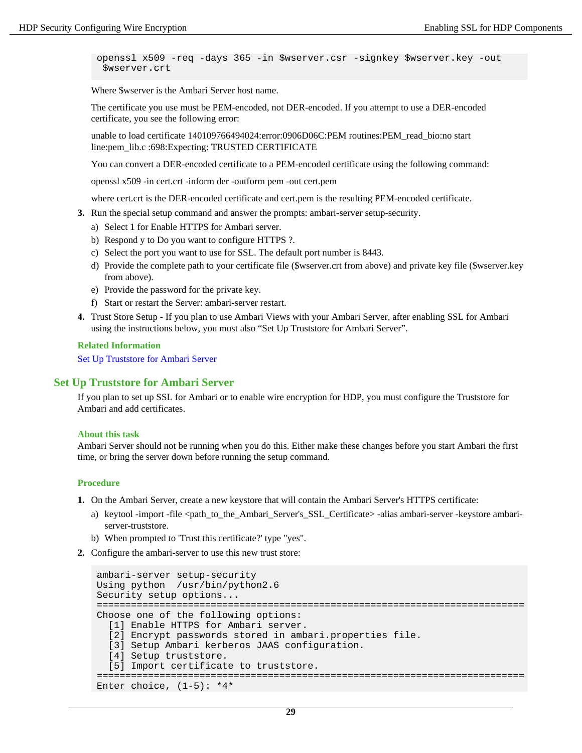```
openssl x509 -req -days 365 -in $wserver.csr -signkey $wserver.key -out
 $wserver.crt
```

Where $wserver is the Ambari Server host name.

The certificate you use must be PEM-encoded, not DER-encoded. If you attempt to use a DER-encoded certificate, you see the following error:

unable to load certificate 140109766494024:error:0906D06C:PEM routines:PEM_read_bio:no start line:pem_lib.c :698:Expecting: TRUSTED CERTIFICATE

You can convert a DER-encoded certificate to a PEM-encoded certificate using the following command:

openssl x509 -in cert.crt -inform der -outform pem -out cert.pem

where cert.crt is the DER-encoded certificate and cert.pem is the resulting PEM-encoded certificate.

3. Run the special setup command and answer the prompts: ambari-server setup-security.
   a) Select 1 for Enable HTTPS for Ambari server.
   b) Respond y to Do you want to configure HTTPS ?.
   c) Select the port you want to use for SSL. The default port number is 8443.
   d) Provide the complete path to your certificate file ($wserver.crt from above) and private key file ($wserver.key from above).
   e) Provide the password for the private key.
   f) Start or restart the Server: ambari-server restart.
4. Trust Store Setup - If you plan to use Ambari Views with your Ambari Server, after enabling SSL for Ambari using the instructions below, you must also “Set Up Truststore for Ambari Server”.

**Related Information**

Set Up Truststore for Ambari Server

## Set Up Truststore for Ambari Server

If you plan to set up SSL for Ambari or to enable wire encryption for HDP, you must configure the Truststore for Ambari and add certificates.

**About this task**

Ambari Server should not be running when you do this. Either make these changes before you start Ambari the first time, or bring the server down before running the setup command.

**Procedure**

1. On the Ambari Server, create a new keystore that will contain the Ambari Server's HTTPS certificate:
   a) keytool -import -file <path_to_the_Ambari_Server's_SSL_Certificate> -alias ambari-server -keystore ambari-server-truststore.
   b) When prompted to 'Trust this certificate?' type "yes".
2. Configure the ambari-server to use this new trust store:

```
ambari-server setup-security
Using python  /usr/bin/python2.6
Security setup options...
===========================================================================
Choose one of the following options:
  [1] Enable HTTPS for Ambari server.
  [2] Encrypt passwords stored in ambari.properties file.
  [3] Setup Ambari kerberos JAAS configuration.
  [4] Setup truststore.
  [5] Import certificate to truststore.
===========================================================================
Enter choice, (1-5): *4*
```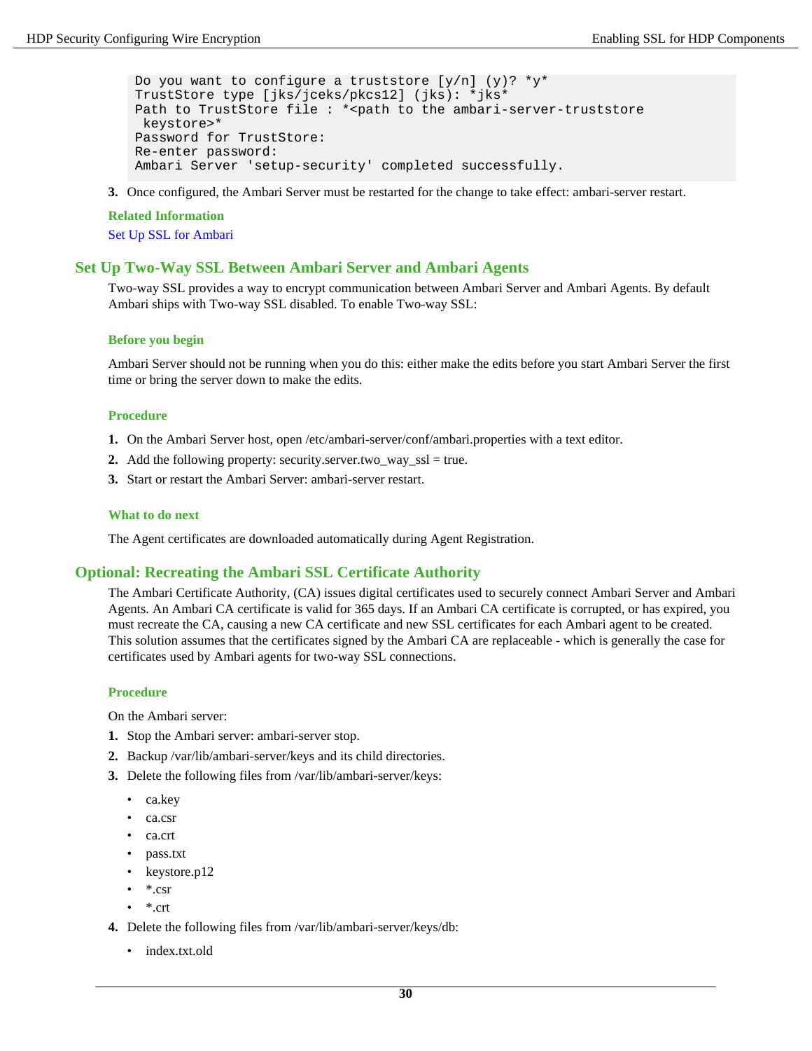```
Do you want to configure a truststore [y/n] (y)? *y*
TrustStore type [jks/jceks/pkcs12] (jks): *jks*
Path to TrustStore file : *<path to the ambari-server-truststore
 keystore>*
Password for TrustStore:
Re-enter password:
Ambari Server 'setup-security' completed successfully.
```

3. Once configured, the Ambari Server must be restarted for the change to take effect: ambari-server restart.

**Related Information**

Set Up SSL for Ambari

## Set Up Two-Way SSL Between Ambari Server and Ambari Agents

Two-way SSL provides a way to encrypt communication between Ambari Server and Ambari Agents. By default Ambari ships with Two-way SSL disabled. To enable Two-way SSL:

### Before you begin

Ambari Server should not be running when you do this: either make the edits before you start Ambari Server the first time or bring the server down to make the edits.

### Procedure

1. On the Ambari Server host, open /etc/ambari-server/conf/ambari.properties with a text editor.
2. Add the following property: security.server.two_way_ssl = true.
3. Start or restart the Ambari Server: ambari-server restart.

### What to do next

The Agent certificates are downloaded automatically during Agent Registration.

## Optional: Recreating the Ambari SSL Certificate Authority

The Ambari Certificate Authority, (CA) issues digital certificates used to securely connect Ambari Server and Ambari Agents. An Ambari CA certificate is valid for 365 days. If an Ambari CA certificate is corrupted, or has expired, you must recreate the CA, causing a new CA certificate and new SSL certificates for each Ambari agent to be created. This solution assumes that the certificates signed by the Ambari CA are replaceable - which is generally the case for certificates used by Ambari agents for two-way SSL connections.

### Procedure

On the Ambari server:

1. Stop the Ambari server: ambari-server stop.
2. Backup /var/lib/ambari-server/keys and its child directories.
3. Delete the following files from /var/lib/ambari-server/keys:
   - ca.key
   - ca.csr
   - ca.crt
   - pass.txt
   - keystore.p12
   - *.csr
   - *.crt
4. Delete the following files from /var/lib/ambari-server/keys/db:
   - index.txt.old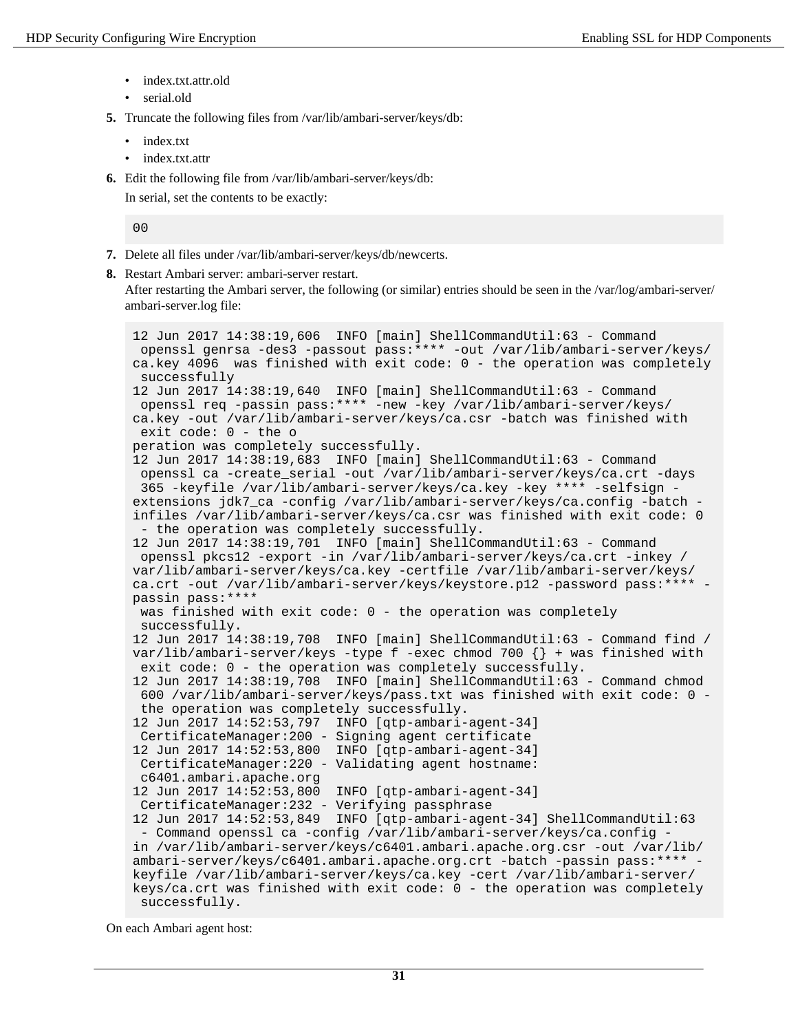- index.txt.attr.old
- serial.old

5. Truncate the following files from /var/lib/ambari-server/keys/db:

   - index.txt
   - index.txt.attr

6. Edit the following file from /var/lib/ambari-server/keys/db:

   In serial, set the contents to be exactly:

   ```
   00
   ```

7. Delete all files under /var/lib/ambari-server/keys/db/newcerts.

8. Restart Ambari server: ambari-server restart.

   After restarting the Ambari server, the following (or similar) entries should be seen in the /var/log/ambari-server/ambari-server.log file:

   ```
   12 Jun 2017 14:38:19,606  INFO [main] ShellCommandUtil:63 - Command
    openssl genrsa -des3 -passout pass:**** -out /var/lib/ambari-server/keys/
   ca.key 4096  was finished with exit code: 0 - the operation was completely
    successfully
   12 Jun 2017 14:38:19,640  INFO [main] ShellCommandUtil:63 - Command
    openssl req -passin pass:**** -new -key /var/lib/ambari-server/keys/
   ca.key -out /var/lib/ambari-server/keys/ca.csr -batch was finished with
    exit code: 0 - the o
   peration was completely successfully.
   12 Jun 2017 14:38:19,683  INFO [main] ShellCommandUtil:63 - Command
    openssl ca -create_serial -out /var/lib/ambari-server/keys/ca.crt -days
    365 -keyfile /var/lib/ambari-server/keys/ca.key -key **** -selfsign -
   extensions jdk7_ca -config /var/lib/ambari-server/keys/ca.config -batch -
   infiles /var/lib/ambari-server/keys/ca.csr was finished with exit code: 0
    - the operation was completely successfully.
   12 Jun 2017 14:38:19,701  INFO [main] ShellCommandUtil:63 - Command
    openssl pkcs12 -export -in /var/lib/ambari-server/keys/ca.crt -inkey /
   var/lib/ambari-server/keys/ca.key -certfile /var/lib/ambari-server/keys/
   ca.crt -out /var/lib/ambari-server/keys/keystore.p12 -password pass:**** -
   passin pass:****
    was finished with exit code: 0 - the operation was completely
    successfully.
   12 Jun 2017 14:38:19,708  INFO [main] ShellCommandUtil:63 - Command find /
   var/lib/ambari-server/keys -type f -exec chmod 700 {} + was finished with
    exit code: 0 - the operation was completely successfully.
   12 Jun 2017 14:38:19,708  INFO [main] ShellCommandUtil:63 - Command chmod
    600 /var/lib/ambari-server/keys/pass.txt was finished with exit code: 0 -
    the operation was completely successfully.
   12 Jun 2017 14:52:53,797  INFO [qtp-ambari-agent-34]
    CertificateManager:200 - Signing agent certificate
   12 Jun 2017 14:52:53,800  INFO [qtp-ambari-agent-34]
    CertificateManager:220 - Validating agent hostname:
    c6401.ambari.apache.org
   12 Jun 2017 14:52:53,800  INFO [qtp-ambari-agent-34]
    CertificateManager:232 - Verifying passphrase
   12 Jun 2017 14:52:53,849  INFO [qtp-ambari-agent-34] ShellCommandUtil:63
    - Command openssl ca -config /var/lib/ambari-server/keys/ca.config -
   in /var/lib/ambari-server/keys/c6401.ambari.apache.org.csr -out /var/lib/
   ambari-server/keys/c6401.ambari.apache.org.crt -batch -passin pass:**** -
   keyfile /var/lib/ambari-server/keys/ca.key -cert /var/lib/ambari-server/
   keys/ca.crt was finished with exit code: 0 - the operation was completely
    successfully.
   ```

On each Ambari agent host: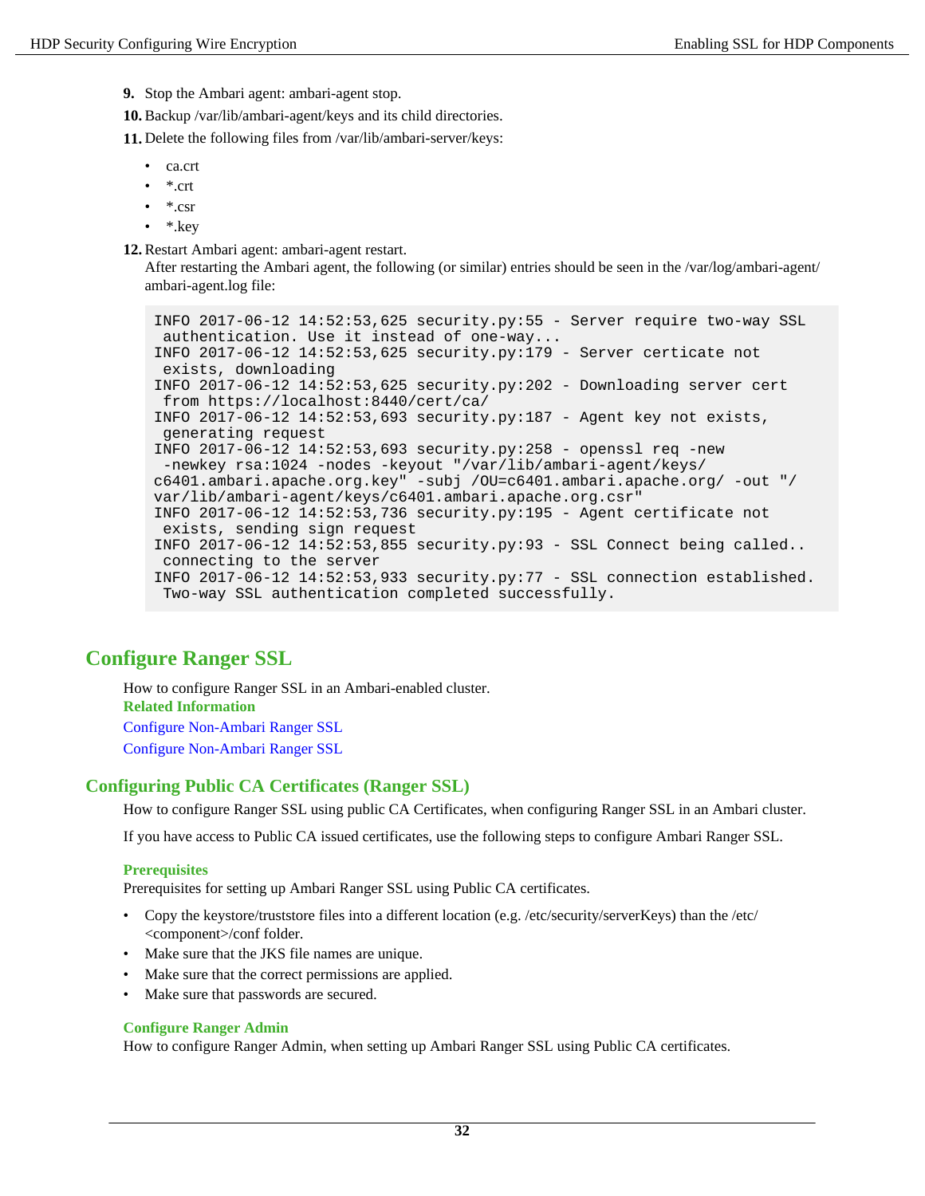9. Stop the Ambari agent: ambari-agent stop.
10. Backup /var/lib/ambari-agent/keys and its child directories.
11. Delete the following files from /var/lib/ambari-server/keys:

    - ca.crt
    - *.crt
    - *.csr
    - *.key

12. Restart Ambari agent: ambari-agent restart.

    After restarting the Ambari agent, the following (or similar) entries should be seen in the /var/log/ambari-agent/ambari-agent.log file:

```
INFO 2017-06-12 14:52:53,625 security.py:55 - Server require two-way SSL
 authentication. Use it instead of one-way...
INFO 2017-06-12 14:52:53,625 security.py:179 - Server certicate not
 exists, downloading
INFO 2017-06-12 14:52:53,625 security.py:202 - Downloading server cert
 from https://localhost:8440/cert/ca/
INFO 2017-06-12 14:52:53,693 security.py:187 - Agent key not exists,
 generating request
INFO 2017-06-12 14:52:53,693 security.py:258 - openssl req -new
 -newkey rsa:1024 -nodes -keyout "/var/lib/ambari-agent/keys/
c6401.ambari.apache.org.key" -subj /OU=c6401.ambari.apache.org/ -out "/
var/lib/ambari-agent/keys/c6401.ambari.apache.org.csr"
INFO 2017-06-12 14:52:53,736 security.py:195 - Agent certificate not
 exists, sending sign request
INFO 2017-06-12 14:52:53,855 security.py:93 - SSL Connect being called..
 connecting to the server
INFO 2017-06-12 14:52:53,933 security.py:77 - SSL connection established.
 Two-way SSL authentication completed successfully.
```

# Configure Ranger SSL

How to configure Ranger SSL in an Ambari-enabled cluster.

**Related Information**

Configure Non-Ambari Ranger SSL

Configure Non-Ambari Ranger SSL

## Configuring Public CA Certificates (Ranger SSL)

How to configure Ranger SSL using public CA Certificates, when configuring Ranger SSL in an Ambari cluster.

If you have access to Public CA issued certificates, use the following steps to configure Ambari Ranger SSL.

### Prerequisites

Prerequisites for setting up Ambari Ranger SSL using Public CA certificates.

- Copy the keystore/truststore files into a different location (e.g. /etc/security/serverKeys) than the /etc/<component>/conf folder.
- Make sure that the JKS file names are unique.
- Make sure that the correct permissions are applied.
- Make sure that passwords are secured.

### Configure Ranger Admin

How to configure Ranger Admin, when setting up Ambari Ranger SSL using Public CA certificates.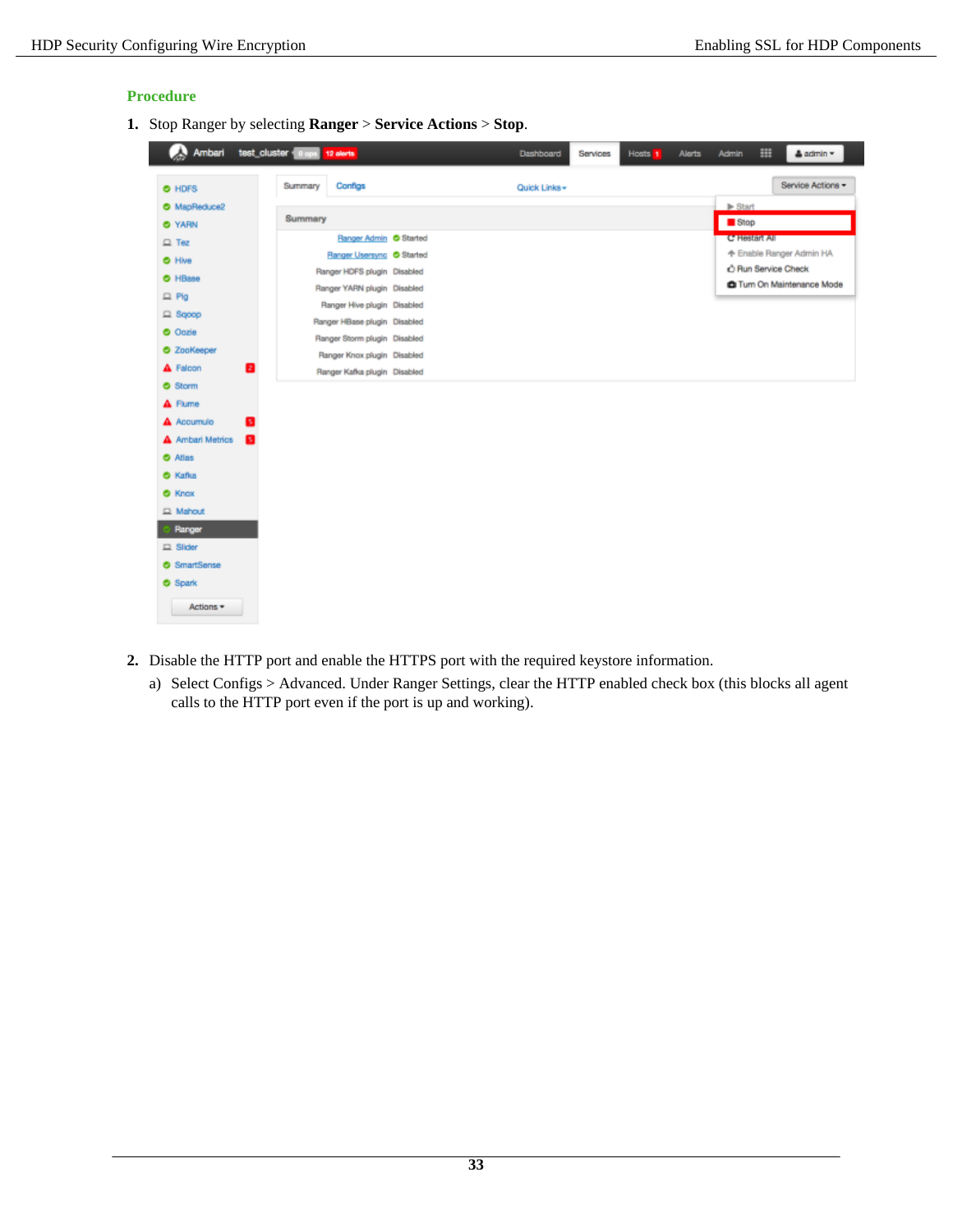### Procedure

1. Stop Ranger by selecting **Ranger** > **Service Actions** > **Stop**.

2. Disable the HTTP port and enable the HTTPS port with the required keystore information.

   a) Select Configs > Advanced. Under Ranger Settings, clear the HTTP enabled check box (this blocks all agent calls to the HTTP port even if the port is up and working).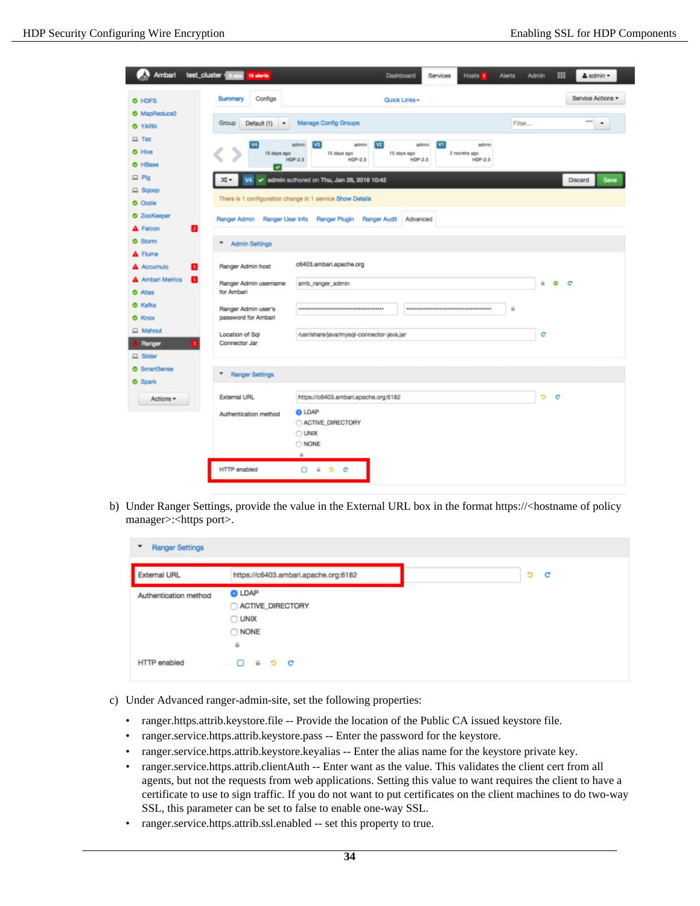b) Under Ranger Settings, provide the value in the External URL box in the format https://<hostname of policy manager>:<https port>.

c) Under Advanced ranger-admin-site, set the following properties:

- ranger.https.attrib.keystore.file -- Provide the location of the Public CA issued keystore file.
- ranger.service.https.attrib.keystore.pass -- Enter the password for the keystore.
- ranger.service.https.attrib.keystore.keyalias -- Enter the alias name for the keystore private key.
- ranger.service.https.attrib.clientAuth -- Enter want as the value. This validates the client cert from all agents, but not the requests from web applications. Setting this value to want requires the client to have a certificate to use to sign traffic. If you do not want to put certificates on the client machines to do two-way SSL, this parameter can be set to false to enable one-way SSL.
- ranger.service.https.attrib.ssl.enabled -- set this property to true.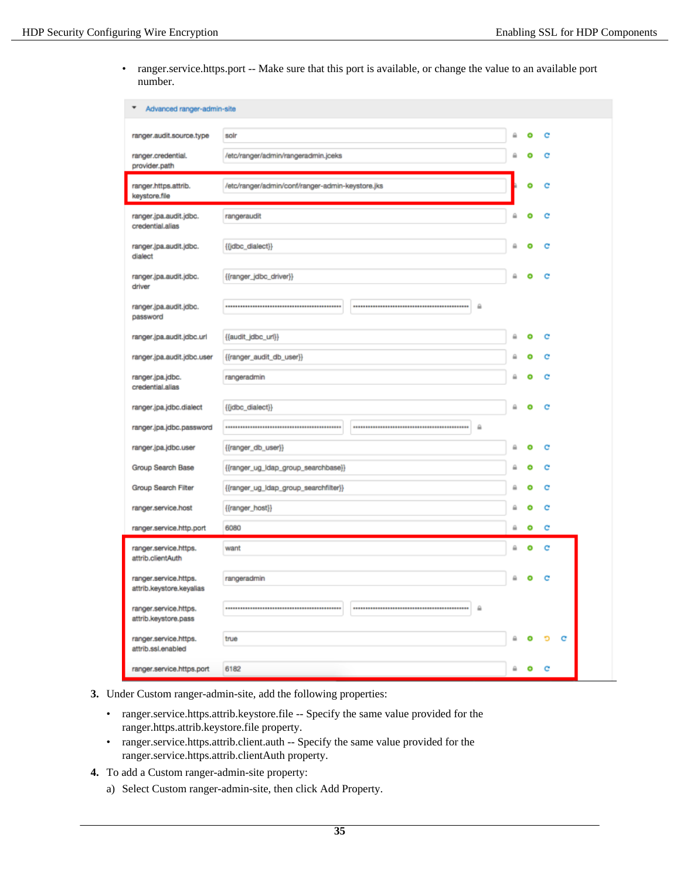- ranger.service.https.port -- Make sure that this port is available, or change the value to an available port number.

**Advanced ranger-admin-site**

| Property | Value |
|---|---|
| ranger.audit.source.type | solr |
| ranger.credential.provider.path | /etc/ranger/admin/rangeradmin.jceks |
| ranger.https.attrib.keystore.file | /etc/ranger/admin/conf/ranger-admin-keystore.jks |
| ranger.jpa.audit.jdbc.credential.alias | rangeraudit |
| ranger.jpa.audit.jdbc.dialect | {{jdbc_dialect}} |
| ranger.jpa.audit.jdbc.driver | {{ranger_jdbc_driver}} |
| ranger.jpa.audit.jdbc.password | •••••••• |
| ranger.jpa.audit.jdbc.url | {{audit_jdbc_url}} |
| ranger.jpa.audit.jdbc.user | {{ranger_audit_db_user}} |
| ranger.jpa.jdbc.credential.alias | rangeradmin |
| ranger.jpa.jdbc.dialect | {{jdbc_dialect}} |
| ranger.jpa.jdbc.password | •••••••• |
| ranger.jpa.jdbc.user | {{ranger_db_user}} |
| Group Search Base | {{ranger_ug_ldap_group_searchbase}} |
| Group Search Filter | {{ranger_ug_ldap_group_searchfilter}} |
| ranger.service.host | {{ranger_host}} |
| ranger.service.http.port | 6080 |
| ranger.service.https.attrib.clientAuth | want |
| ranger.service.https.attrib.keystore.keyalias | rangeradmin |
| ranger.service.https.attrib.keystore.pass | •••••••• |
| ranger.service.https.attrib.ssl.enabled | true |
| ranger.service.https.port | 6182 |

3. Under Custom ranger-admin-site, add the following properties:
   - ranger.service.https.attrib.keystore.file -- Specify the same value provided for the ranger.https.attrib.keystore.file property.
   - ranger.service.https.attrib.client.auth -- Specify the same value provided for the ranger.service.https.attrib.clientAuth property.
4. To add a Custom ranger-admin-site property:

   a) Select Custom ranger-admin-site, then click Add Property.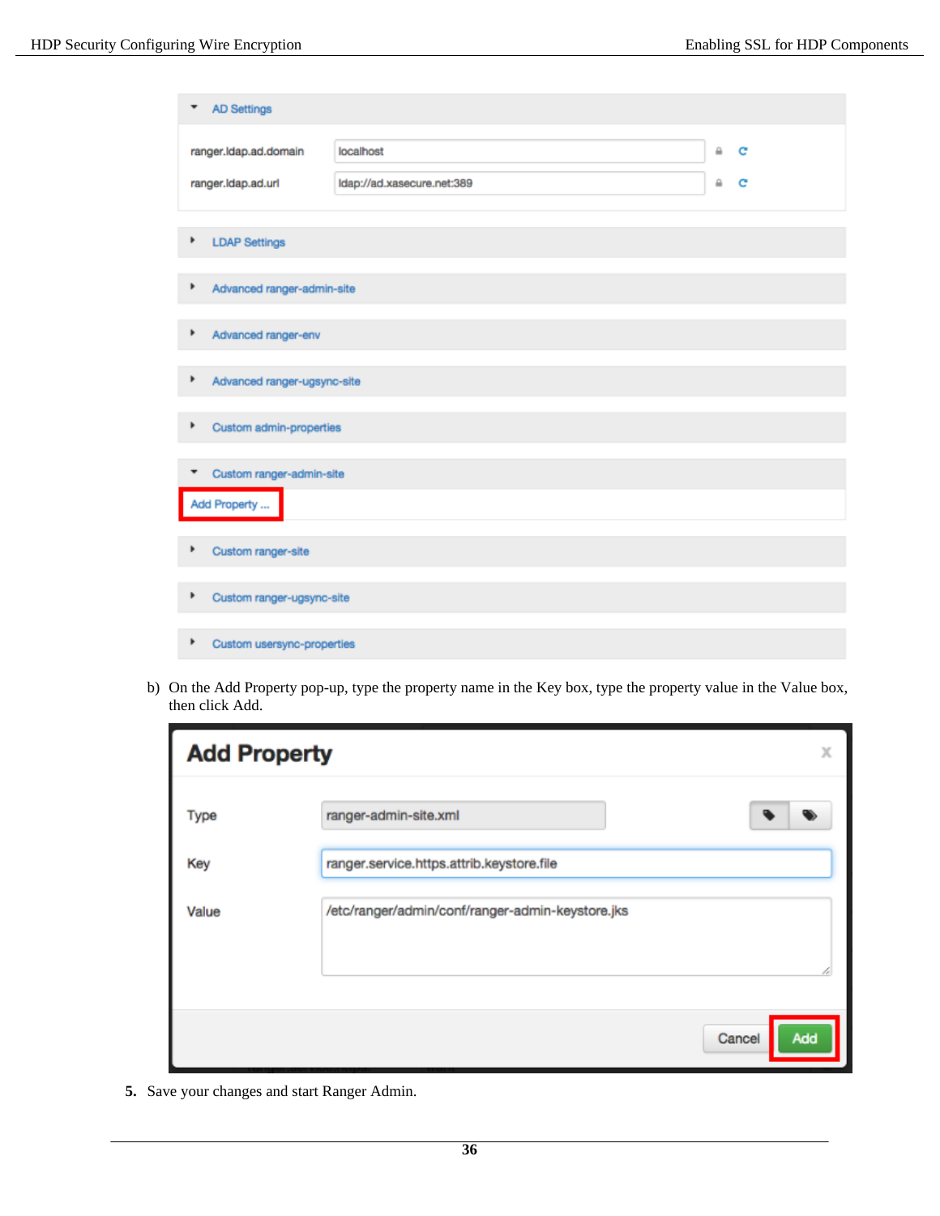b) On the Add Property pop-up, type the property name in the Key box, type the property value in the Value box, then click Add.

5. Save your changes and start Ranger Admin.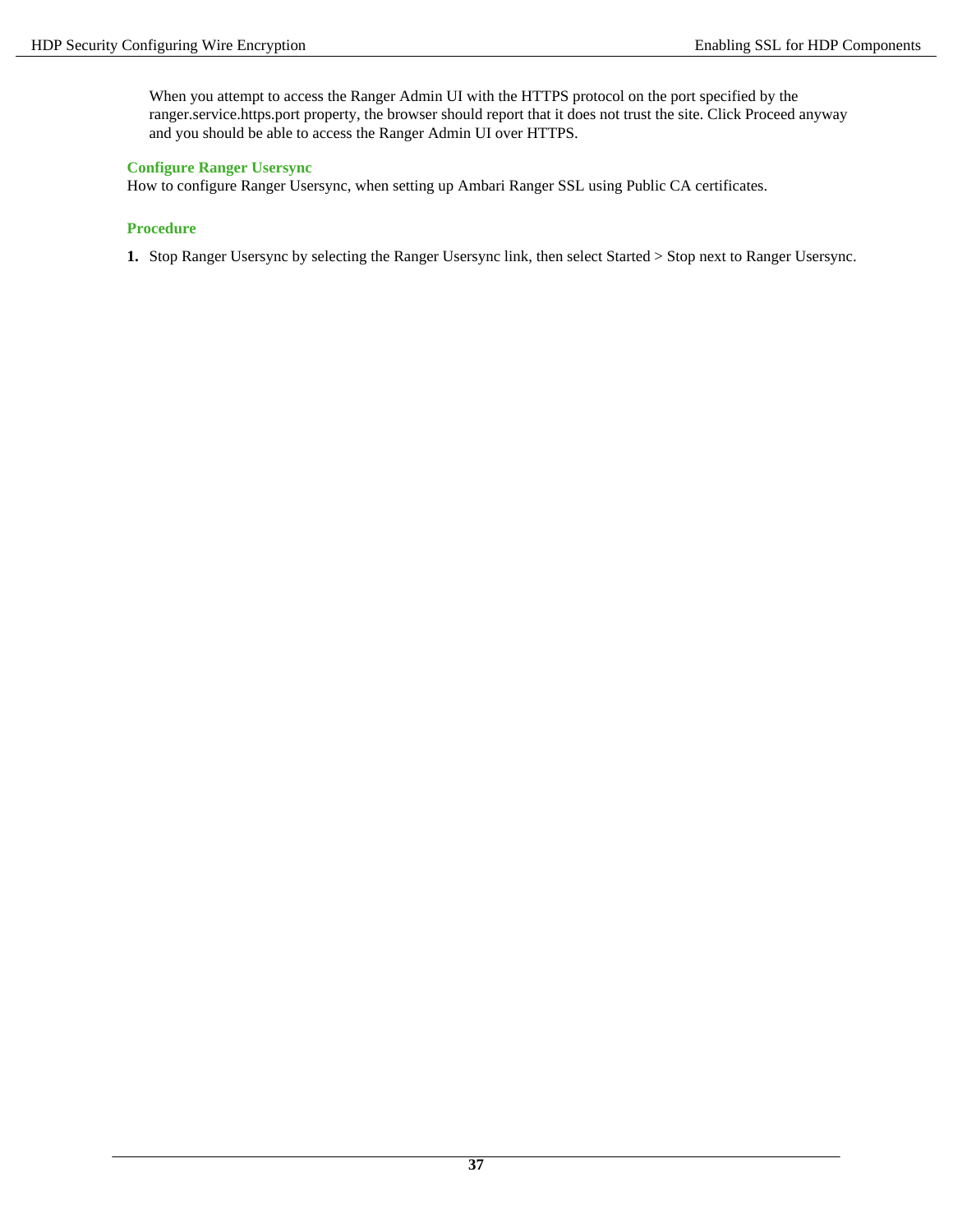When you attempt to access the Ranger Admin UI with the HTTPS protocol on the port specified by the ranger.service.https.port property, the browser should report that it does not trust the site. Click Proceed anyway and you should be able to access the Ranger Admin UI over HTTPS.

### Configure Ranger Usersync

How to configure Ranger Usersync, when setting up Ambari Ranger SSL using Public CA certificates.

#### Procedure

1. Stop Ranger Usersync by selecting the Ranger Usersync link, then select Started > Stop next to Ranger Usersync.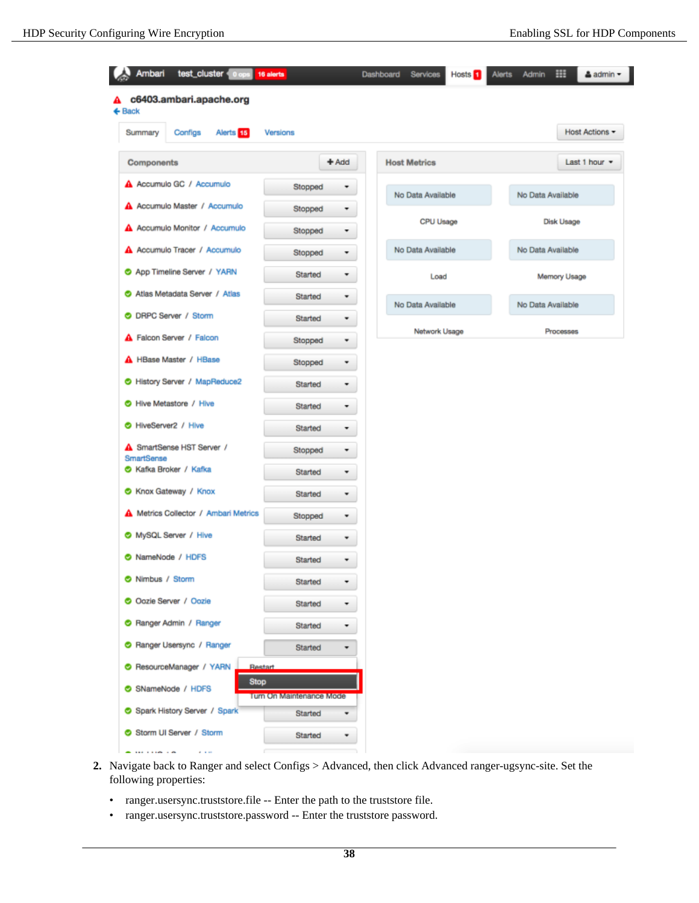2. Navigate back to Ranger and select Configs > Advanced, then click Advanced ranger-ugsync-site. Set the following properties:

   - ranger.usersync.truststore.file -- Enter the path to the truststore file.
   - ranger.usersync.truststore.password -- Enter the truststore password.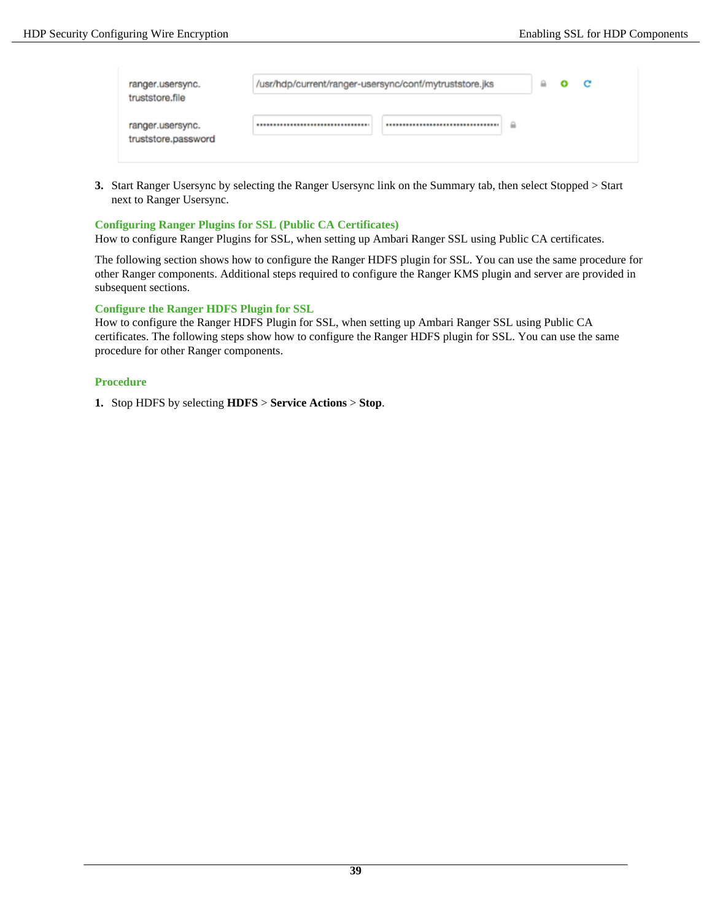| ranger.usersync.truststore.file | /usr/hdp/current/ranger-usersync/conf/mytruststore.jks |
|---|---|
| ranger.usersync.truststore.password | •••••••••••••••••••••••••••••••• |

3. Start Ranger Usersync by selecting the Ranger Usersync link on the Summary tab, then select Stopped > Start next to Ranger Usersync.

## Configuring Ranger Plugins for SSL (Public CA Certificates)

How to configure Ranger Plugins for SSL, when setting up Ambari Ranger SSL using Public CA certificates.

The following section shows how to configure the Ranger HDFS plugin for SSL. You can use the same procedure for other Ranger components. Additional steps required to configure the Ranger KMS plugin and server are provided in subsequent sections.

## Configure the Ranger HDFS Plugin for SSL

How to configure the Ranger HDFS Plugin for SSL, when setting up Ambari Ranger SSL using Public CA certificates. The following steps show how to configure the Ranger HDFS plugin for SSL. You can use the same procedure for other Ranger components.

### Procedure

1. Stop HDFS by selecting **HDFS** > **Service Actions** > **Stop**.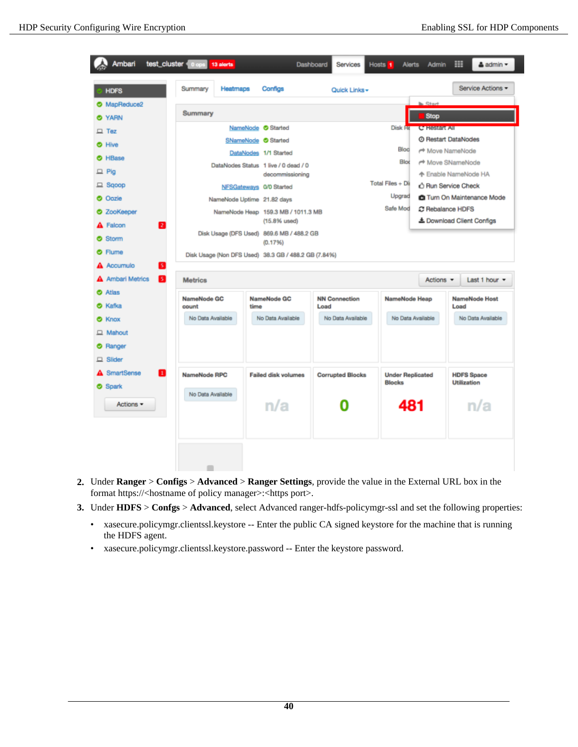2. Under **Ranger** > **Configs** > **Advanced** > **Ranger Settings**, provide the value in the External URL box in the format https://<hostname of policy manager>:<https port>.
3. Under **HDFS** > **Confgs** > **Advanced**, select Advanced ranger-hdfs-policymgr-ssl and set the following properties:
   - xasecure.policymgr.clientssl.keystore -- Enter the public CA signed keystore for the machine that is running the HDFS agent.
   - xasecure.policymgr.clientssl.keystore.password -- Enter the keystore password.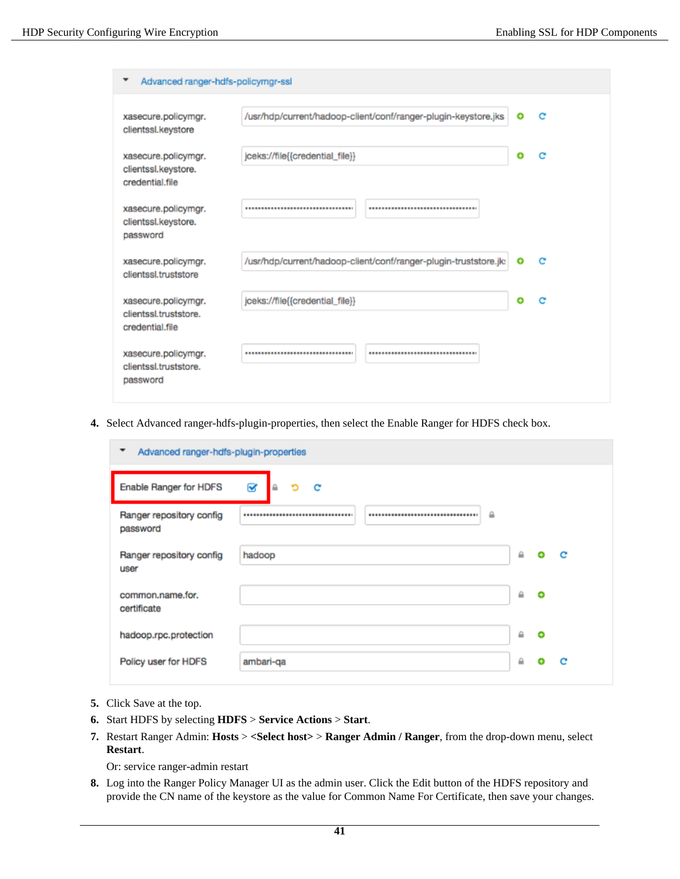Advanced ranger-hdfs-policymgr-ssl

| Property | Value |
|---|---|
| xasecure.policymgr.clientssl.keystore | /usr/hdp/current/hadoop-client/conf/ranger-plugin-keystore.jks |
| xasecure.policymgr.clientssl.keystore.credential.file | jceks://file{{credential_file}} |
| xasecure.policymgr.clientssl.keystore.password | •••••••••••••••••••••••••••••••• |
| xasecure.policymgr.clientssl.truststore | /usr/hdp/current/hadoop-client/conf/ranger-plugin-truststore.jks |
| xasecure.policymgr.clientssl.truststore.credential.file | jceks://file{{credential_file}} |
| xasecure.policymgr.clientssl.truststore.password | •••••••••••••••••••••••••••••••• |

4. Select Advanced ranger-hdfs-plugin-properties, then select the Enable Ranger for HDFS check box.

Advanced ranger-hdfs-plugin-properties

| Property | Value |
|---|---|
| Enable Ranger for HDFS | ☑ |
| Ranger repository config password | •••••••••••••••••••••••••••••••• |
| Ranger repository config user | hadoop |
| common.name.for.certificate | |
| hadoop.rpc.protection | |
| Policy user for HDFS | ambari-qa |

5. Click Save at the top.
6. Start HDFS by selecting **HDFS** > **Service Actions** > **Start**.
7. Restart Ranger Admin: **Hosts** > **<Select host>** > **Ranger Admin / Ranger**, from the drop-down menu, select **Restart**.

   Or: service ranger-admin restart
8. Log into the Ranger Policy Manager UI as the admin user. Click the Edit button of the HDFS repository and provide the CN name of the keystore as the value for Common Name For Certificate, then save your changes.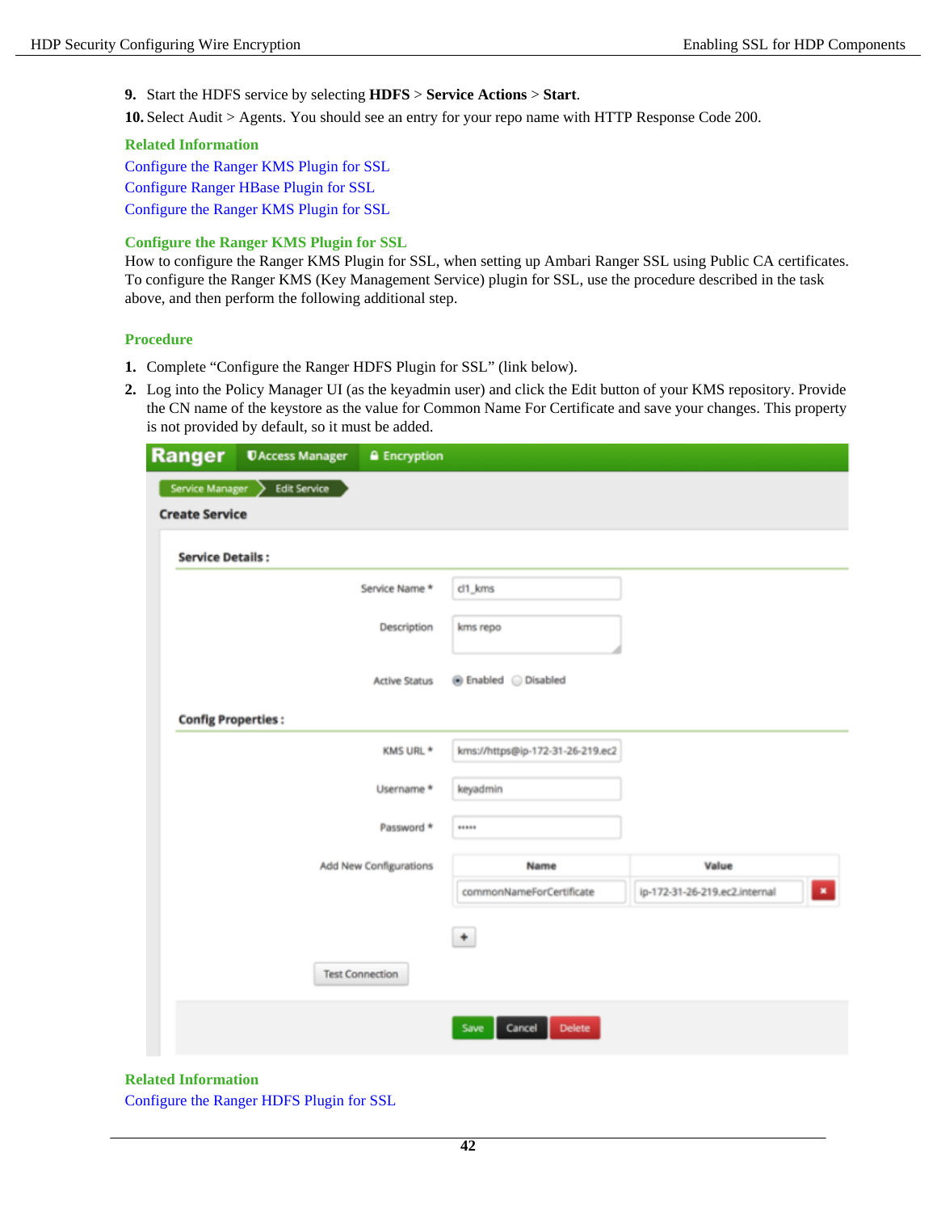9. Start the HDFS service by selecting **HDFS** > **Service Actions** > **Start**.
10. Select Audit > Agents. You should see an entry for your repo name with HTTP Response Code 200.

**Related Information**

Configure the Ranger KMS Plugin for SSL
Configure Ranger HBase Plugin for SSL
Configure the Ranger KMS Plugin for SSL

## Configure the Ranger KMS Plugin for SSL

How to configure the Ranger KMS Plugin for SSL, when setting up Ambari Ranger SSL using Public CA certificates. To configure the Ranger KMS (Key Management Service) plugin for SSL, use the procedure described in the task above, and then perform the following additional step.

### Procedure

1. Complete "Configure the Ranger HDFS Plugin for SSL" (link below).
2. Log into the Policy Manager UI (as the keyadmin user) and click the Edit button of your KMS repository. Provide the CN name of the keystore as the value for Common Name For Certificate and save your changes. This property is not provided by default, so it must be added.

**Related Information**

Configure the Ranger HDFS Plugin for SSL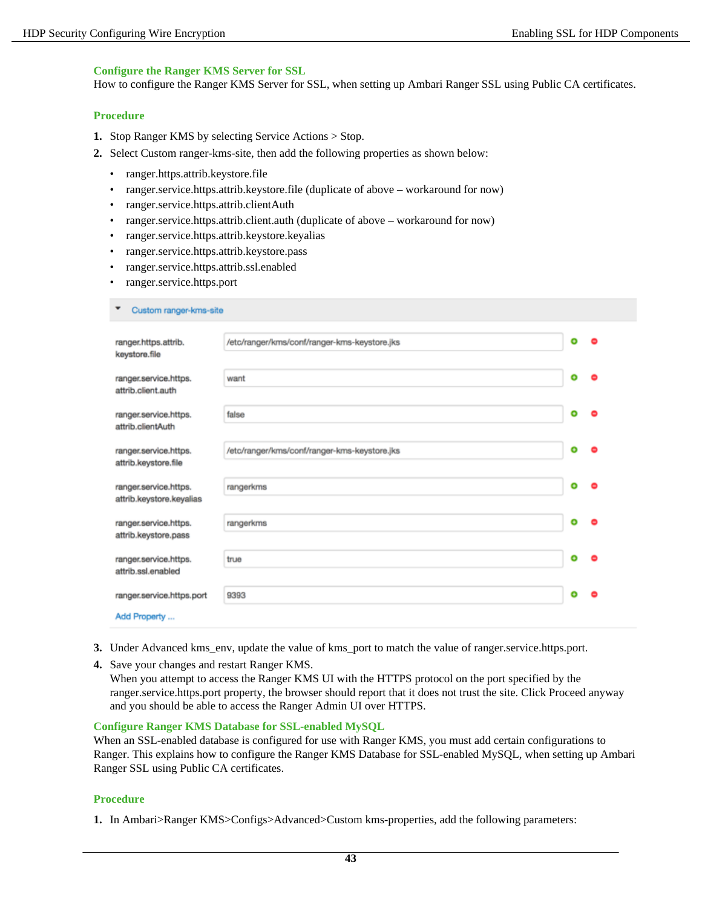## Configure the Ranger KMS Server for SSL

How to configure the Ranger KMS Server for SSL, when setting up Ambari Ranger SSL using Public CA certificates.

### Procedure

1. Stop Ranger KMS by selecting Service Actions > Stop.
2. Select Custom ranger-kms-site, then add the following properties as shown below:
   - ranger.https.attrib.keystore.file
   - ranger.service.https.attrib.keystore.file (duplicate of above – workaround for now)
   - ranger.service.https.attrib.clientAuth
   - ranger.service.https.attrib.client.auth (duplicate of above – workaround for now)
   - ranger.service.https.attrib.keystore.keyalias
   - ranger.service.https.attrib.keystore.pass
   - ranger.service.https.attrib.ssl.enabled
   - ranger.service.https.port

   **Custom ranger-kms-site**

   | Property | Value |
   |---|---|
   | ranger.https.attrib.keystore.file | /etc/ranger/kms/conf/ranger-kms-keystore.jks |
   | ranger.service.https.attrib.client.auth | want |
   | ranger.service.https.attrib.clientAuth | false |
   | ranger.service.https.attrib.keystore.file | /etc/ranger/kms/conf/ranger-kms-keystore.jks |
   | ranger.service.https.attrib.keystore.keyalias | rangerkms |
   | ranger.service.https.attrib.keystore.pass | rangerkms |
   | ranger.service.https.attrib.ssl.enabled | true |
   | ranger.service.https.port | 9393 |

   Add Property ...

3. Under Advanced kms_env, update the value of kms_port to match the value of ranger.service.https.port.
4. Save your changes and restart Ranger KMS.
   When you attempt to access the Ranger KMS UI with the HTTPS protocol on the port specified by the ranger.service.https.port property, the browser should report that it does not trust the site. Click Proceed anyway and you should be able to access the Ranger Admin UI over HTTPS.

## Configure Ranger KMS Database for SSL-enabled MySQL

When an SSL-enabled database is configured for use with Ranger KMS, you must add certain configurations to Ranger. This explains how to configure the Ranger KMS Database for SSL-enabled MySQL, when setting up Ambari Ranger SSL using Public CA certificates.

### Procedure

1. In Ambari>Ranger KMS>Configs>Advanced>Custom kms-properties, add the following parameters: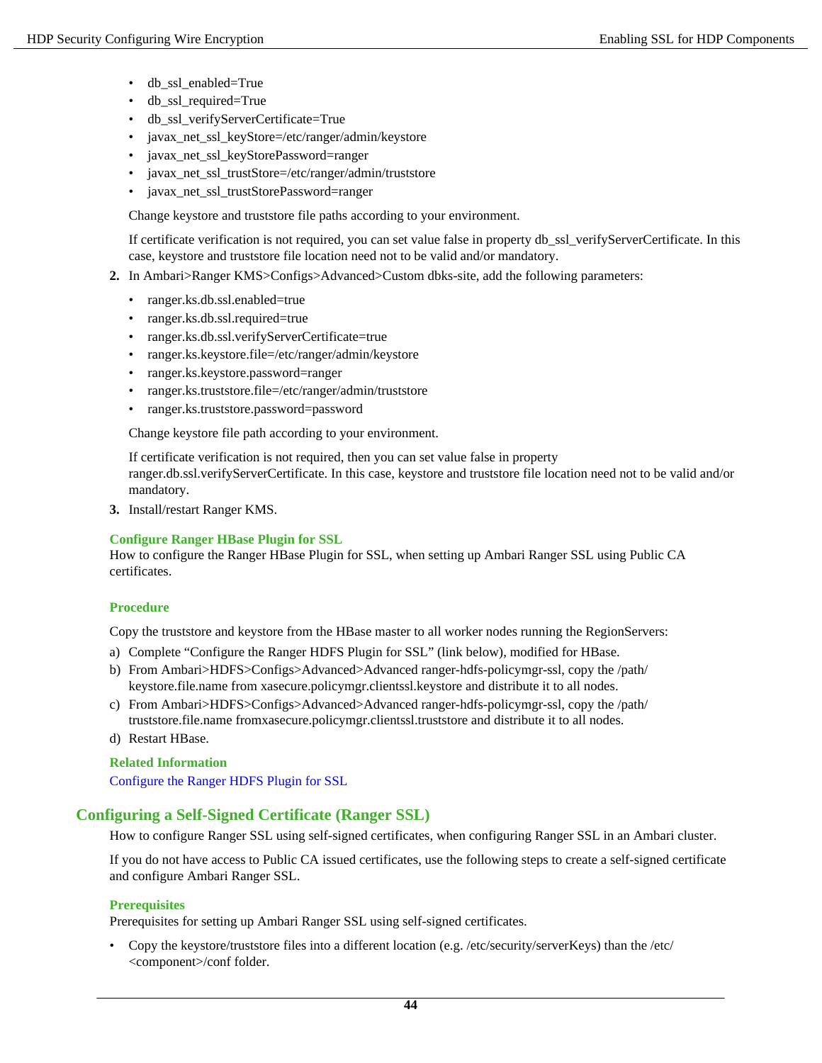- db_ssl_enabled=True
- db_ssl_required=True
- db_ssl_verifyServerCertificate=True
- javax_net_ssl_keyStore=/etc/ranger/admin/keystore
- javax_net_ssl_keyStorePassword=ranger
- javax_net_ssl_trustStore=/etc/ranger/admin/truststore
- javax_net_ssl_trustStorePassword=ranger

Change keystore and truststore file paths according to your environment.

If certificate verification is not required, you can set value false in property db_ssl_verifyServerCertificate. In this case, keystore and truststore file location need not to be valid and/or mandatory.

2. In Ambari>Ranger KMS>Configs>Advanced>Custom dbks-site, add the following parameters:

   - ranger.ks.db.ssl.enabled=true
   - ranger.ks.db.ssl.required=true
   - ranger.ks.db.ssl.verifyServerCertificate=true
   - ranger.ks.keystore.file=/etc/ranger/admin/keystore
   - ranger.ks.keystore.password=ranger
   - ranger.ks.truststore.file=/etc/ranger/admin/truststore
   - ranger.ks.truststore.password=password

   Change keystore file path according to your environment.

   If certificate verification is not required, then you can set value false in property ranger.db.ssl.verifyServerCertificate. In this case, keystore and truststore file location need not to be valid and/or mandatory.

3. Install/restart Ranger KMS.

### Configure Ranger HBase Plugin for SSL

How to configure the Ranger HBase Plugin for SSL, when setting up Ambari Ranger SSL using Public CA certificates.

#### Procedure

Copy the truststore and keystore from the HBase master to all worker nodes running the RegionServers:

a) Complete "Configure the Ranger HDFS Plugin for SSL" (link below), modified for HBase.

b) From Ambari>HDFS>Configs>Advanced>Advanced ranger-hdfs-policymgr-ssl, copy the /path/keystore.file.name from xasecure.policymgr.clientssl.keystore and distribute it to all nodes.

c) From Ambari>HDFS>Configs>Advanced>Advanced ranger-hdfs-policymgr-ssl, copy the /path/truststore.file.name fromxasecure.policymgr.clientssl.truststore and distribute it to all nodes.

d) Restart HBase.

#### Related Information

Configure the Ranger HDFS Plugin for SSL

## Configuring a Self-Signed Certificate (Ranger SSL)

How to configure Ranger SSL using self-signed certificates, when configuring Ranger SSL in an Ambari cluster.

If you do not have access to Public CA issued certificates, use the following steps to create a self-signed certificate and configure Ambari Ranger SSL.

#### Prerequisites

Prerequisites for setting up Ambari Ranger SSL using self-signed certificates.

- Copy the keystore/truststore files into a different location (e.g. /etc/security/serverKeys) than the /etc/<component>/conf folder.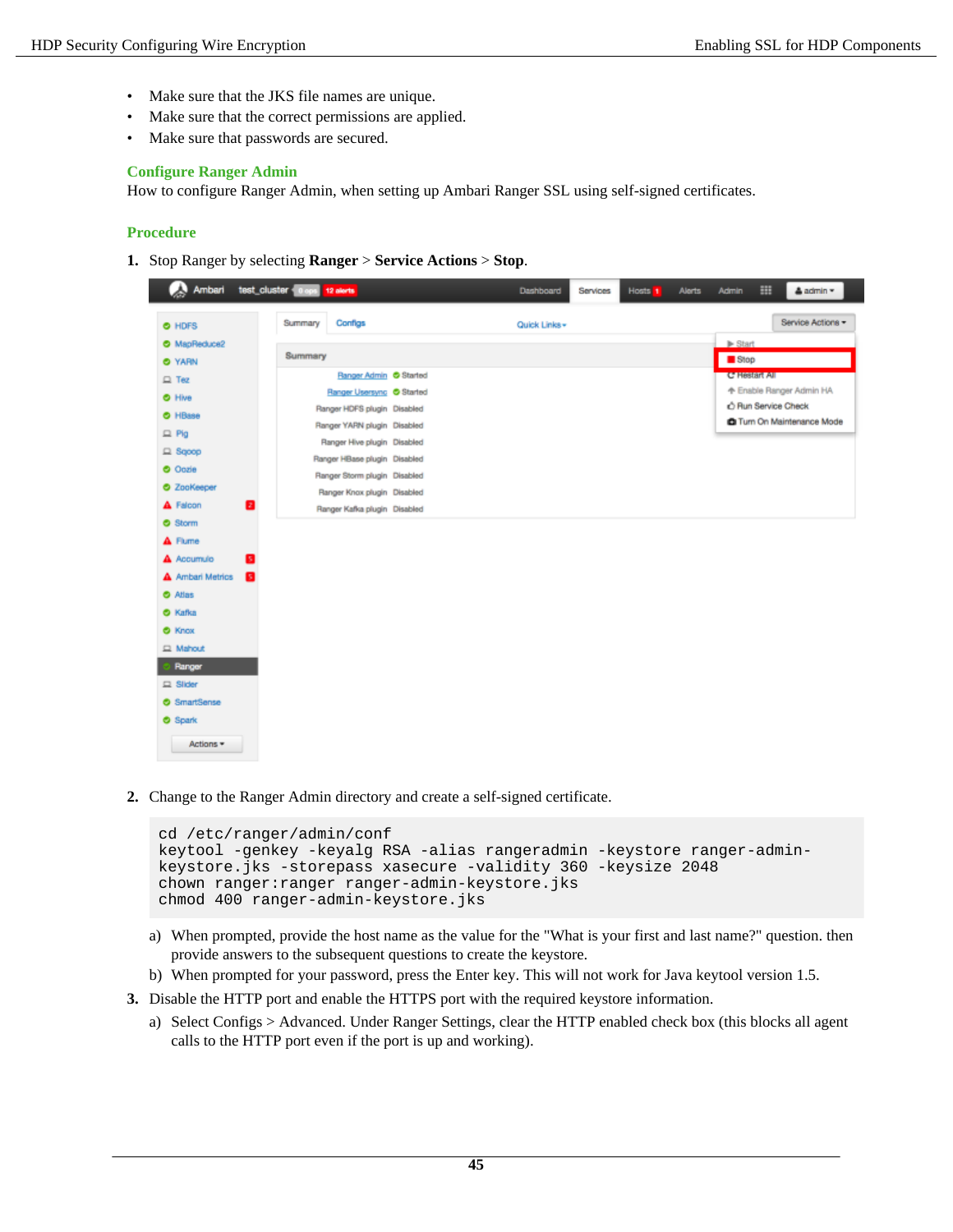- Make sure that the JKS file names are unique.
- Make sure that the correct permissions are applied.
- Make sure that passwords are secured.

## Configure Ranger Admin

How to configure Ranger Admin, when setting up Ambari Ranger SSL using self-signed certificates.

### Procedure

1. Stop Ranger by selecting **Ranger** > **Service Actions** > **Stop**.

2. Change to the Ranger Admin directory and create a self-signed certificate.

```
cd /etc/ranger/admin/conf
keytool -genkey -keyalg RSA -alias rangeradmin -keystore ranger-admin-
keystore.jks -storepass xasecure -validity 360 -keysize 2048
chown ranger:ranger ranger-admin-keystore.jks
chmod 400 ranger-admin-keystore.jks
```

   a) When prompted, provide the host name as the value for the "What is your first and last name?" question. then provide answers to the subsequent questions to create the keystore.

   b) When prompted for your password, press the Enter key. This will not work for Java keytool version 1.5.

3. Disable the HTTP port and enable the HTTPS port with the required keystore information.

   a) Select Configs > Advanced. Under Ranger Settings, clear the HTTP enabled check box (this blocks all agent calls to the HTTP port even if the port is up and working).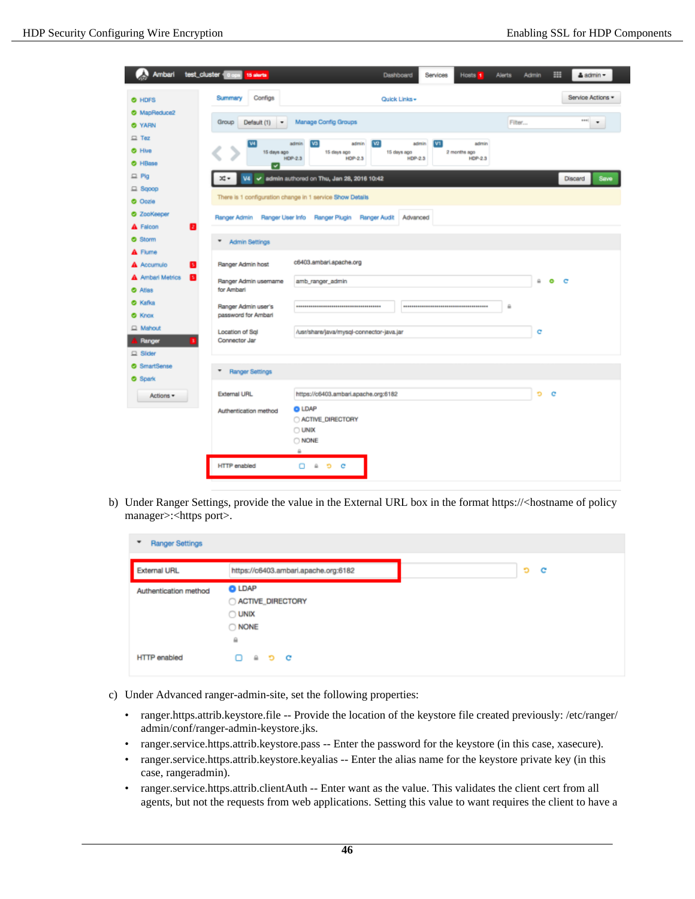b) Under Ranger Settings, provide the value in the External URL box in the format https://<hostname of policy manager>:<https port>.

c) Under Advanced ranger-admin-site, set the following properties:

- ranger.https.attrib.keystore.file -- Provide the location of the keystore file created previously: /etc/ranger/admin/conf/ranger-admin-keystore.jks.
- ranger.service.https.attrib.keystore.pass -- Enter the password for the keystore (in this case, xasecure).
- ranger.service.https.attrib.keystore.keyalias -- Enter the alias name for the keystore private key (in this case, rangeradmin).
- ranger.service.https.attrib.clientAuth -- Enter want as the value. This validates the client cert from all agents, but not the requests from web applications. Setting this value to want requires the client to have a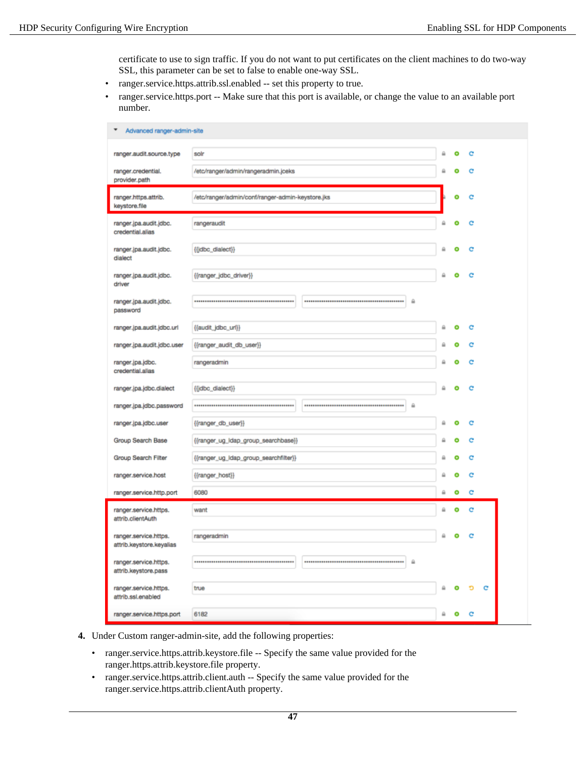certificate to use to sign traffic. If you do not want to put certificates on the client machines to do two-way SSL, this parameter can be set to false to enable one-way SSL.

- ranger.service.https.attrib.ssl.enabled -- set this property to true.
- ranger.service.https.port -- Make sure that this port is available, or change the value to an available port number.

Advanced ranger-admin-site

| Property | Value |
| --- | --- |
| ranger.audit.source.type | solr |
| ranger.credential.provider.path | /etc/ranger/admin/rangeradmin.jceks |
| ranger.https.attrib.keystore.file | /etc/ranger/admin/conf/ranger-admin-keystore.jks |
| ranger.jpa.audit.jdbc.credential.alias | rangeraudit |
| ranger.jpa.audit.jdbc.dialect | {{jdbc_dialect}} |
| ranger.jpa.audit.jdbc.driver | {{ranger_jdbc_driver}} |
| ranger.jpa.audit.jdbc.password | ................................................ |
| ranger.jpa.audit.jdbc.url | {{audit_jdbc_url}} |
| ranger.jpa.audit.jdbc.user | {{ranger_audit_db_user}} |
| ranger.jpa.jdbc.credential.alias | rangeradmin |
| ranger.jpa.jdbc.dialect | {{jdbc_dialect}} |
| ranger.jpa.jdbc.password | ................................................ |
| ranger.jpa.jdbc.user | {{ranger_db_user}} |
| Group Search Base | {{ranger_ug_ldap_group_searchbase}} |
| Group Search Filter | {{ranger_ug_ldap_group_searchfilter}} |
| ranger.service.host | {{ranger_host}} |
| ranger.service.http.port | 6080 |
| ranger.service.https.attrib.clientAuth | want |
| ranger.service.https.attrib.keystore.keyalias | rangeradmin |
| ranger.service.https.attrib.keystore.pass | ................................................ |
| ranger.service.https.attrib.ssl.enabled | true |
| ranger.service.https.port | 6182 |

4. Under Custom ranger-admin-site, add the following properties:

   - ranger.service.https.attrib.keystore.file -- Specify the same value provided for the ranger.https.attrib.keystore.file property.
   - ranger.service.https.attrib.client.auth -- Specify the same value provided for the ranger.service.https.attrib.clientAuth property.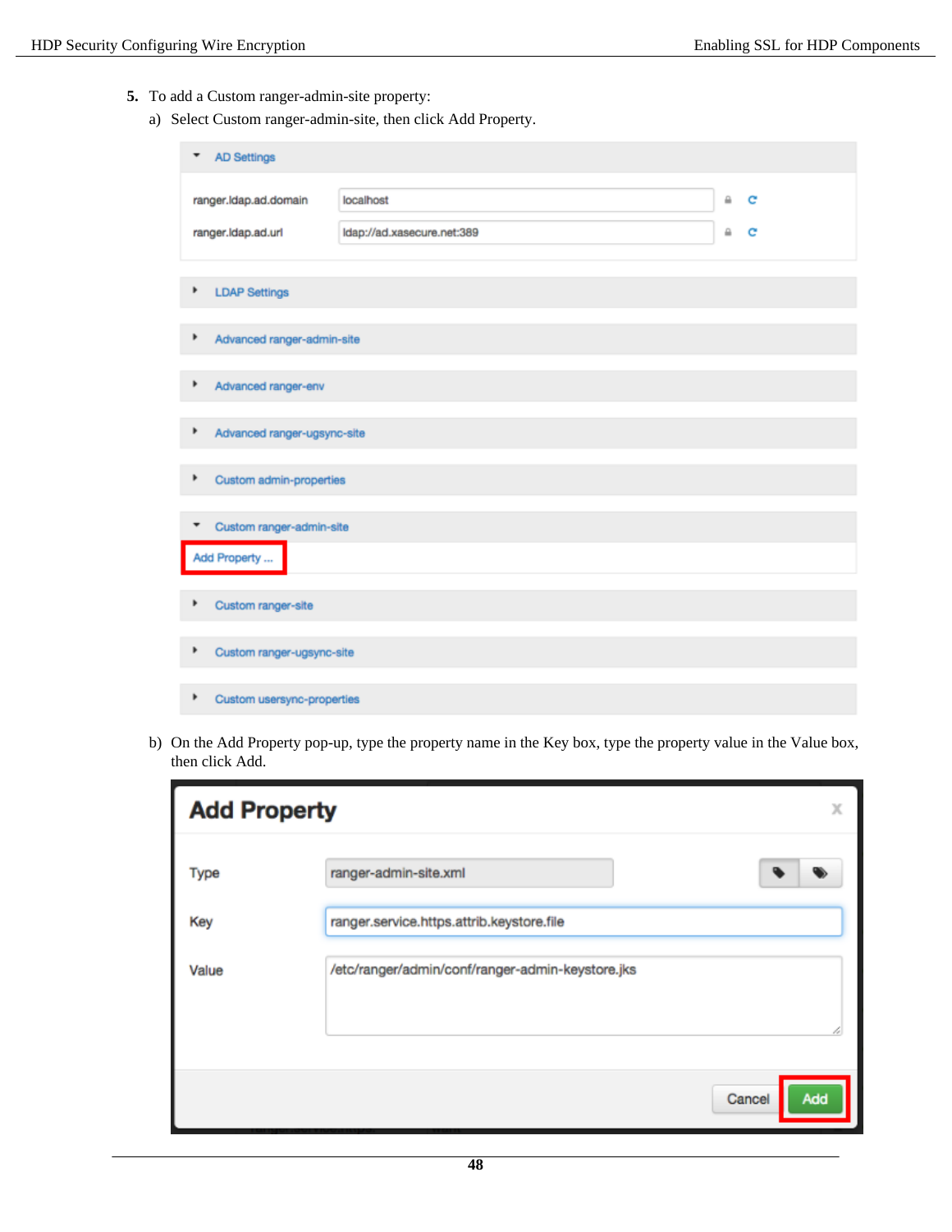5. To add a Custom ranger-admin-site property:
   a) Select Custom ranger-admin-site, then click Add Property.

   b) On the Add Property pop-up, type the property name in the Key box, type the property value in the Value box, then click Add.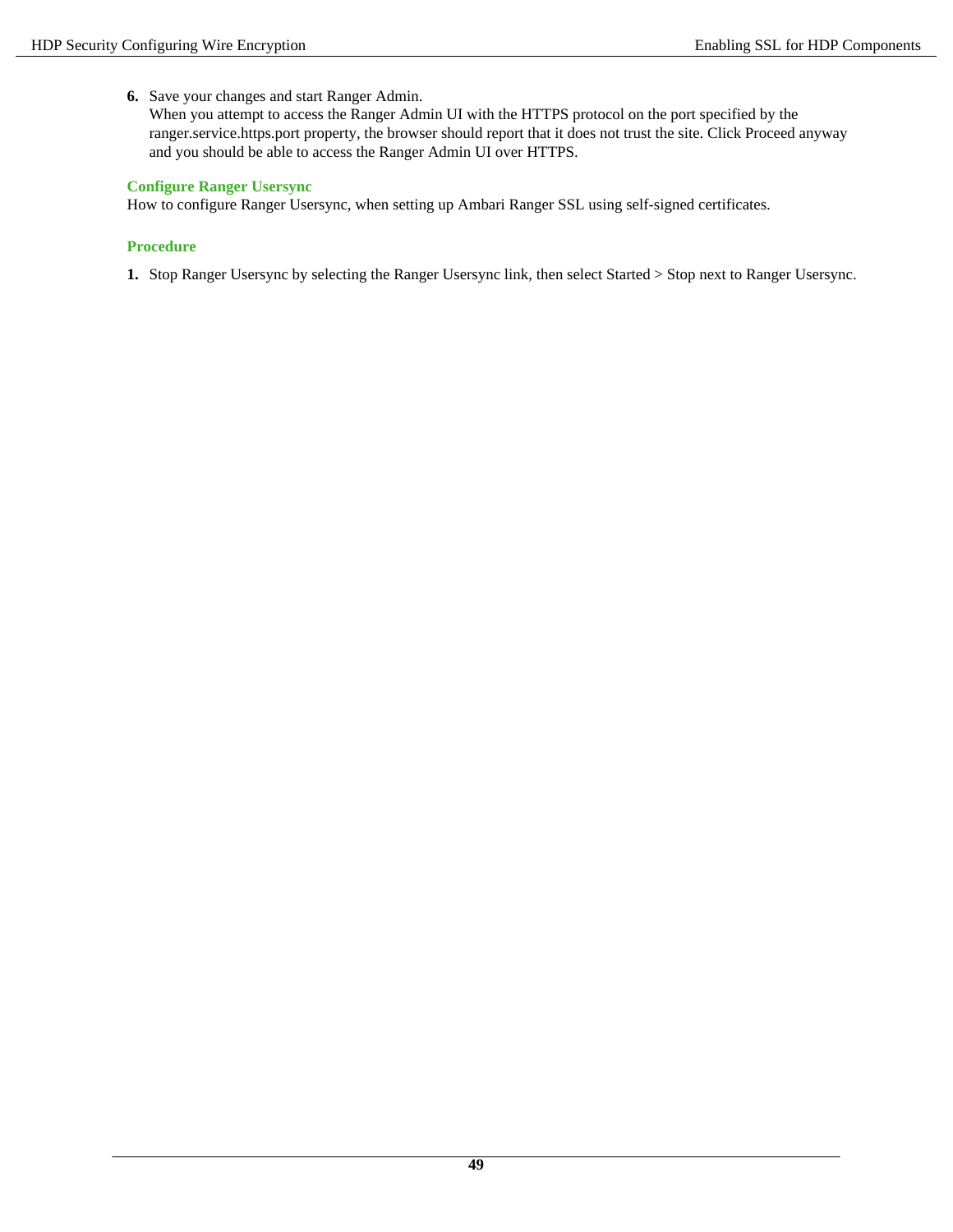6. Save your changes and start Ranger Admin.
   When you attempt to access the Ranger Admin UI with the HTTPS protocol on the port specified by the ranger.service.https.port property, the browser should report that it does not trust the site. Click Proceed anyway and you should be able to access the Ranger Admin UI over HTTPS.

### Configure Ranger Usersync

How to configure Ranger Usersync, when setting up Ambari Ranger SSL using self-signed certificates.

#### Procedure

1. Stop Ranger Usersync by selecting the Ranger Usersync link, then select Started > Stop next to Ranger Usersync.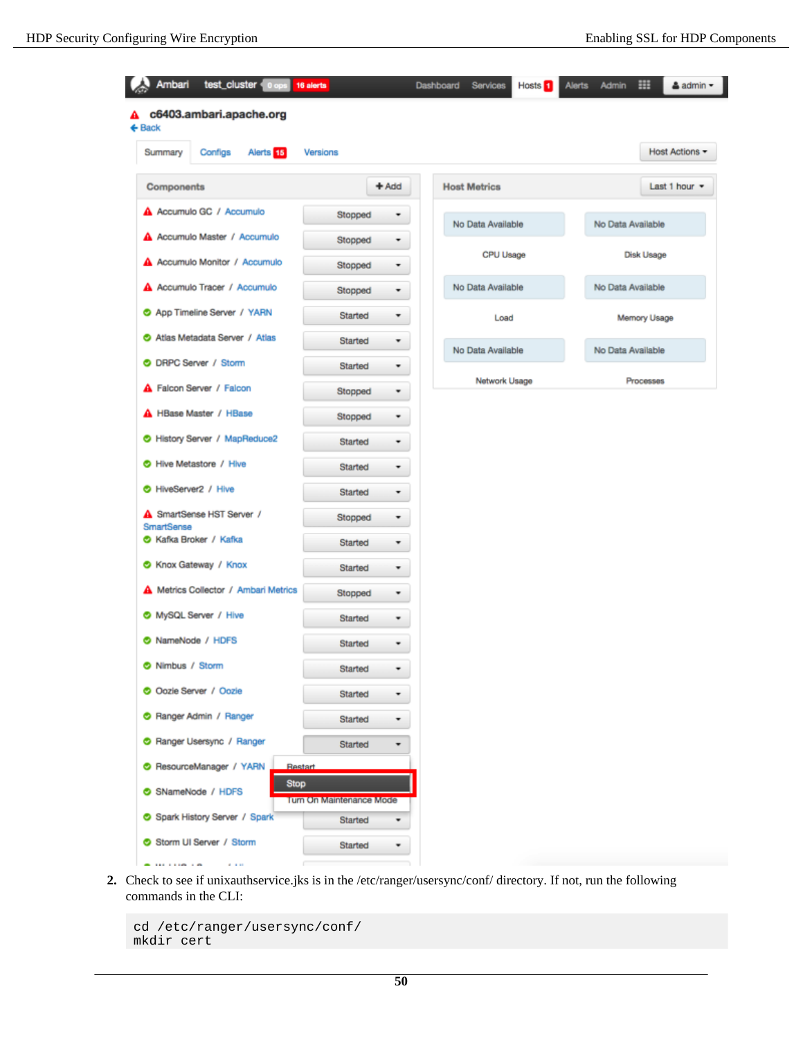2. Check to see if unixauthservice.jks is in the /etc/ranger/usersync/conf/ directory. If not, run the following commands in the CLI:

```
cd /etc/ranger/usersync/conf/
mkdir cert
```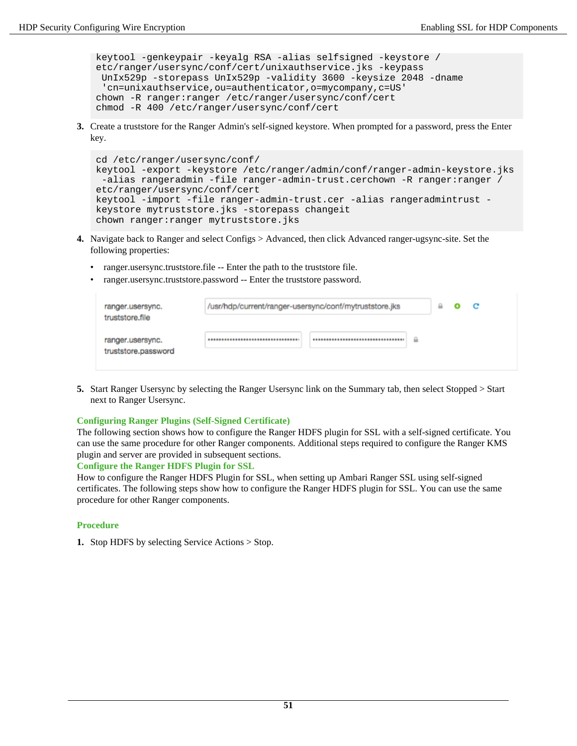```
keytool -genkeypair -keyalg RSA -alias selfsigned -keystore /
etc/ranger/usersync/conf/cert/unixauthservice.jks -keypass
 UnIx529p -storepass UnIx529p -validity 3600 -keysize 2048 -dname
 'cn=unixauthservice,ou=authenticator,o=mycompany,c=US'
chown -R ranger:ranger /etc/ranger/usersync/conf/cert
chmod -R 400 /etc/ranger/usersync/conf/cert
```

3. Create a truststore for the Ranger Admin's self-signed keystore. When prompted for a password, press the Enter key.

```
cd /etc/ranger/usersync/conf/
keytool -export -keystore /etc/ranger/admin/conf/ranger-admin-keystore.jks
 -alias rangeradmin -file ranger-admin-trust.cerchown -R ranger:ranger /
etc/ranger/usersync/conf/cert
keytool -import -file ranger-admin-trust.cer -alias rangeradmintrust -
keystore mytruststore.jks -storepass changeit
chown ranger:ranger mytruststore.jks
```

4. Navigate back to Ranger and select Configs > Advanced, then click Advanced ranger-ugsync-site. Set the following properties:
   - ranger.usersync.truststore.file -- Enter the path to the truststore file.
   - ranger.usersync.truststore.password -- Enter the truststore password.

| ranger.usersync.truststore.file | /usr/hdp/current/ranger-usersync/conf/mytruststore.jks | |
|---|---|---|
| ranger.usersync.truststore.password | •••••••••••••••••••••••••••••••• | •••••••••••••••••••••••••••••••• |

5. Start Ranger Usersync by selecting the Ranger Usersync link on the Summary tab, then select Stopped > Start next to Ranger Usersync.

### Configuring Ranger Plugins (Self-Signed Certificate)

The following section shows how to configure the Ranger HDFS plugin for SSL with a self-signed certificate. You can use the same procedure for other Ranger components. Additional steps required to configure the Ranger KMS plugin and server are provided in subsequent sections.

### Configure the Ranger HDFS Plugin for SSL

How to configure the Ranger HDFS Plugin for SSL, when setting up Ambari Ranger SSL using self-signed certificates. The following steps show how to configure the Ranger HDFS plugin for SSL. You can use the same procedure for other Ranger components.

#### Procedure

1. Stop HDFS by selecting Service Actions > Stop.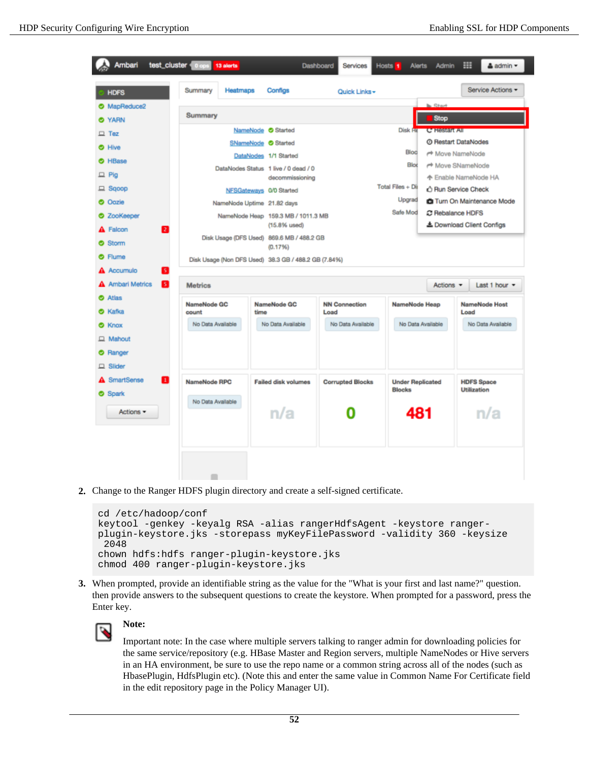2. Change to the Ranger HDFS plugin directory and create a self-signed certificate.

```
cd /etc/hadoop/conf
keytool -genkey -keyalg RSA -alias rangerHdfsAgent -keystore ranger-plugin-keystore.jks -storepass myKeyFilePassword -validity 360 -keysize 2048
chown hdfs:hdfs ranger-plugin-keystore.jks
chmod 400 ranger-plugin-keystore.jks
```

3. When prompted, provide an identifiable string as the value for the "What is your first and last name?" question. then provide answers to the subsequent questions to create the keystore. When prompted for a password, press the Enter key.

**Note:**

Important note: In the case where multiple servers talking to ranger admin for downloading policies for the same service/repository (e.g. HBase Master and Region servers, multiple NameNodes or Hive servers in an HA environment, be sure to use the repo name or a common string across all of the nodes (such as HbasePlugin, HdfsPlugin etc). (Note this and enter the same value in Common Name For Certificate field in the edit repository page in the Policy Manager UI).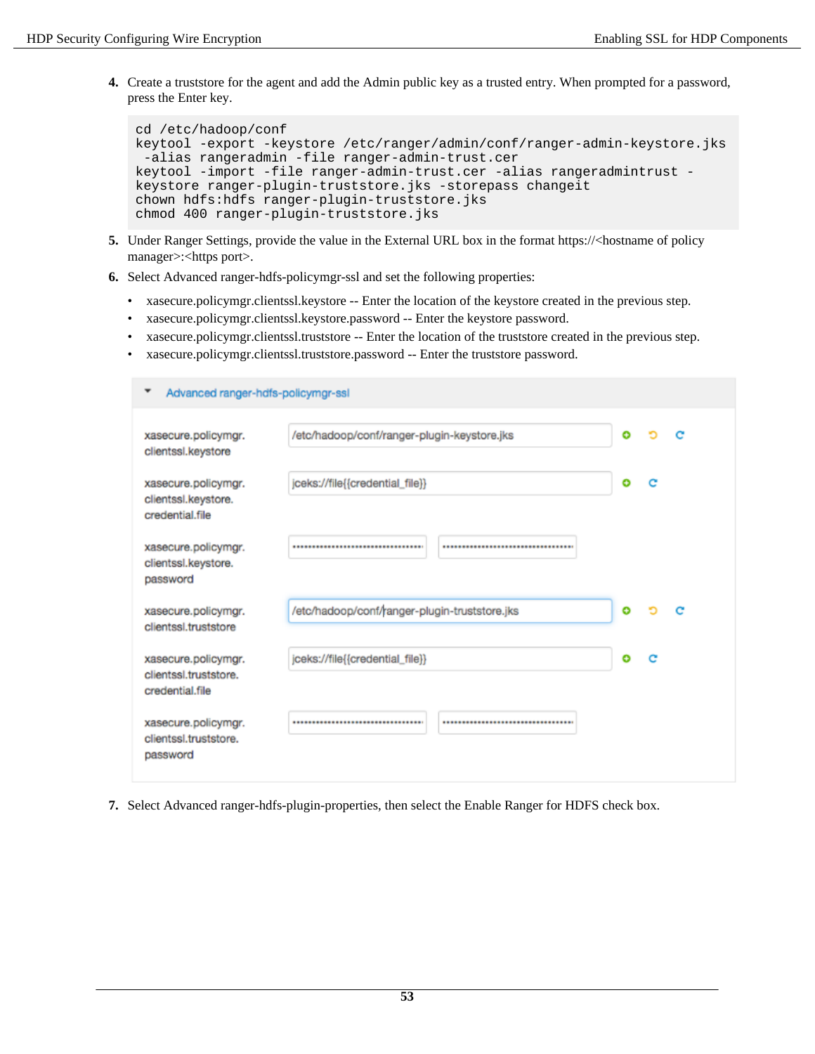4. Create a truststore for the agent and add the Admin public key as a trusted entry. When prompted for a password, press the Enter key.

```
cd /etc/hadoop/conf
keytool -export -keystore /etc/ranger/admin/conf/ranger-admin-keystore.jks
 -alias rangeradmin -file ranger-admin-trust.cer
keytool -import -file ranger-admin-trust.cer -alias rangeradmintrust -
keystore ranger-plugin-truststore.jks -storepass changeit
chown hdfs:hdfs ranger-plugin-truststore.jks
chmod 400 ranger-plugin-truststore.jks
```

5. Under Ranger Settings, provide the value in the External URL box in the format https://<hostname of policy manager>:<https port>.

6. Select Advanced ranger-hdfs-policymgr-ssl and set the following properties:

   - xasecure.policymgr.clientssl.keystore -- Enter the location of the keystore created in the previous step.
   - xasecure.policymgr.clientssl.keystore.password -- Enter the keystore password.
   - xasecure.policymgr.clientssl.truststore -- Enter the location of the truststore created in the previous step.
   - xasecure.policymgr.clientssl.truststore.password -- Enter the truststore password.

Advanced ranger-hdfs-policymgr-ssl

| Property | Value |
| --- | --- |
| xasecure.policymgr.clientssl.keystore | /etc/hadoop/conf/ranger-plugin-keystore.jks |
| xasecure.policymgr.clientssl.keystore.credential.file | jceks://file{{credential_file}} |
| xasecure.policymgr.clientssl.keystore.password | •••••••• |
| xasecure.policymgr.clientssl.truststore | /etc/hadoop/conf/ranger-plugin-truststore.jks |
| xasecure.policymgr.clientssl.truststore.credential.file | jceks://file{{credential_file}} |
| xasecure.policymgr.clientssl.truststore.password | •••••••• |

7. Select Advanced ranger-hdfs-plugin-properties, then select the Enable Ranger for HDFS check box.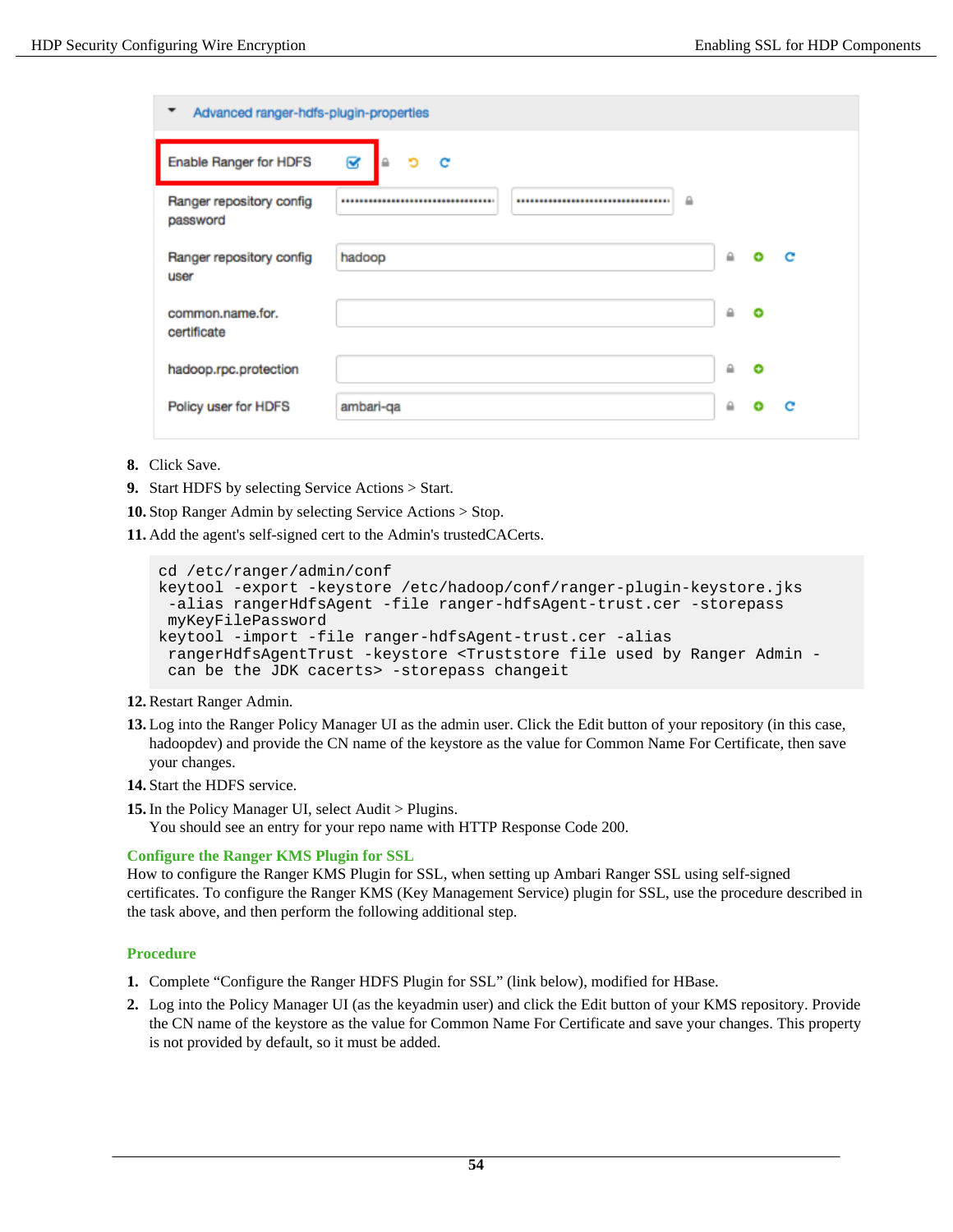8. Click Save.
9. Start HDFS by selecting Service Actions > Start.
10. Stop Ranger Admin by selecting Service Actions > Stop.
11. Add the agent's self-signed cert to the Admin's trustedCACerts.

```
cd /etc/ranger/admin/conf
keytool -export -keystore /etc/hadoop/conf/ranger-plugin-keystore.jks
 -alias rangerHdfsAgent -file ranger-hdfsAgent-trust.cer -storepass
 myKeyFilePassword
keytool -import -file ranger-hdfsAgent-trust.cer -alias
 rangerHdfsAgentTrust -keystore <Truststore file used by Ranger Admin -
 can be the JDK cacerts> -storepass changeit
```

12. Restart Ranger Admin.
13. Log into the Ranger Policy Manager UI as the admin user. Click the Edit button of your repository (in this case, hadoopdev) and provide the CN name of the keystore as the value for Common Name For Certificate, then save your changes.
14. Start the HDFS service.
15. In the Policy Manager UI, select Audit > Plugins.
    You should see an entry for your repo name with HTTP Response Code 200.

### Configure the Ranger KMS Plugin for SSL

How to configure the Ranger KMS Plugin for SSL, when setting up Ambari Ranger SSL using self-signed certificates. To configure the Ranger KMS (Key Management Service) plugin for SSL, use the procedure described in the task above, and then perform the following additional step.

#### Procedure

1. Complete “Configure the Ranger HDFS Plugin for SSL” (link below), modified for HBase.
2. Log into the Policy Manager UI (as the keyadmin user) and click the Edit button of your KMS repository. Provide the CN name of the keystore as the value for Common Name For Certificate and save your changes. This property is not provided by default, so it must be added.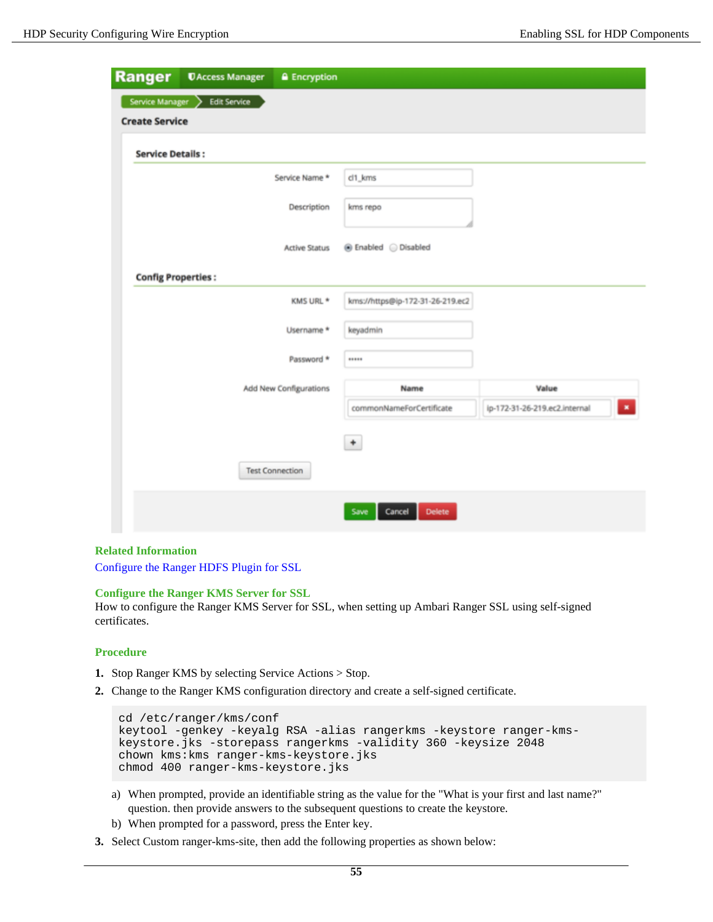**Related Information**

Configure the Ranger HDFS Plugin for SSL

## Configure the Ranger KMS Server for SSL

How to configure the Ranger KMS Server for SSL, when setting up Ambari Ranger SSL using self-signed certificates.

### Procedure

1. Stop Ranger KMS by selecting Service Actions > Stop.
2. Change to the Ranger KMS configuration directory and create a self-signed certificate.

```
cd /etc/ranger/kms/conf
keytool -genkey -keyalg RSA -alias rangerkms -keystore ranger-kms-keystore.jks -storepass rangerkms -validity 360 -keysize 2048
chown kms:kms ranger-kms-keystore.jks
chmod 400 ranger-kms-keystore.jks
```

   a) When prompted, provide an identifiable string as the value for the "What is your first and last name?" question. then provide answers to the subsequent questions to create the keystore.
   b) When prompted for a password, press the Enter key.

3. Select Custom ranger-kms-site, then add the following properties as shown below: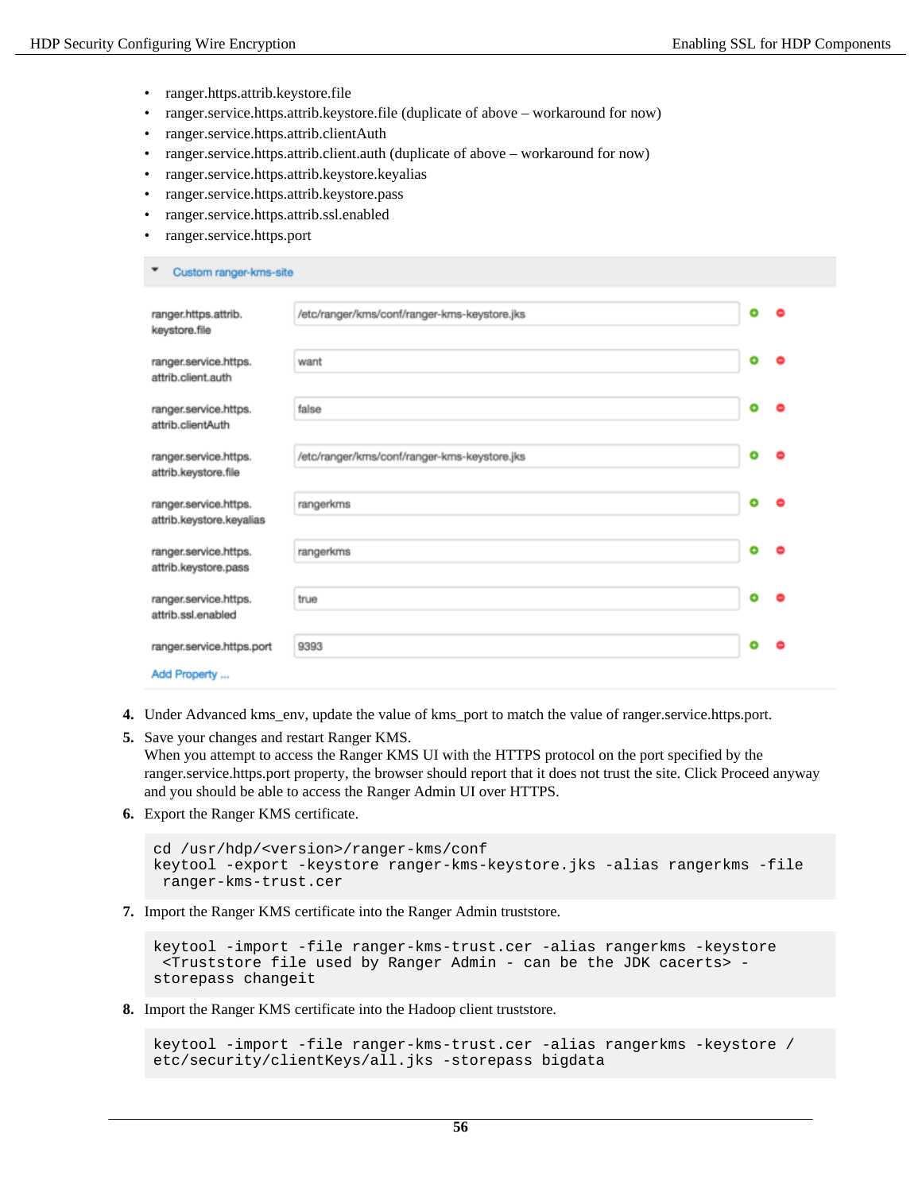- ranger.https.attrib.keystore.file
- ranger.service.https.attrib.keystore.file (duplicate of above – workaround for now)
- ranger.service.https.attrib.clientAuth
- ranger.service.https.attrib.client.auth (duplicate of above – workaround for now)
- ranger.service.https.attrib.keystore.keyalias
- ranger.service.https.attrib.keystore.pass
- ranger.service.https.attrib.ssl.enabled
- ranger.service.https.port

**Custom ranger-kms-site**

| Property | Value |
| --- | --- |
| ranger.https.attrib.keystore.file | /etc/ranger/kms/conf/ranger-kms-keystore.jks |
| ranger.service.https.attrib.client.auth | want |
| ranger.service.https.attrib.clientAuth | false |
| ranger.service.https.attrib.keystore.file | /etc/ranger/kms/conf/ranger-kms-keystore.jks |
| ranger.service.https.attrib.keystore.keyalias | rangerkms |
| ranger.service.https.attrib.keystore.pass | rangerkms |
| ranger.service.https.attrib.ssl.enabled | true |
| ranger.service.https.port | 9393 |

Add Property ...

4. Under Advanced kms_env, update the value of kms_port to match the value of ranger.service.https.port.
5. Save your changes and restart Ranger KMS.
   When you attempt to access the Ranger KMS UI with the HTTPS protocol on the port specified by the ranger.service.https.port property, the browser should report that it does not trust the site. Click Proceed anyway and you should be able to access the Ranger Admin UI over HTTPS.
6. Export the Ranger KMS certificate.

```
cd /usr/hdp/<version>/ranger-kms/conf
keytool -export -keystore ranger-kms-keystore.jks -alias rangerkms -file
 ranger-kms-trust.cer
```

7. Import the Ranger KMS certificate into the Ranger Admin truststore.

```
keytool -import -file ranger-kms-trust.cer -alias rangerkms -keystore
 <Truststore file used by Ranger Admin - can be the JDK cacerts> -
storepass changeit
```

8. Import the Ranger KMS certificate into the Hadoop client truststore.

```
keytool -import -file ranger-kms-trust.cer -alias rangerkms -keystore /
etc/security/clientKeys/all.jks -storepass bigdata
```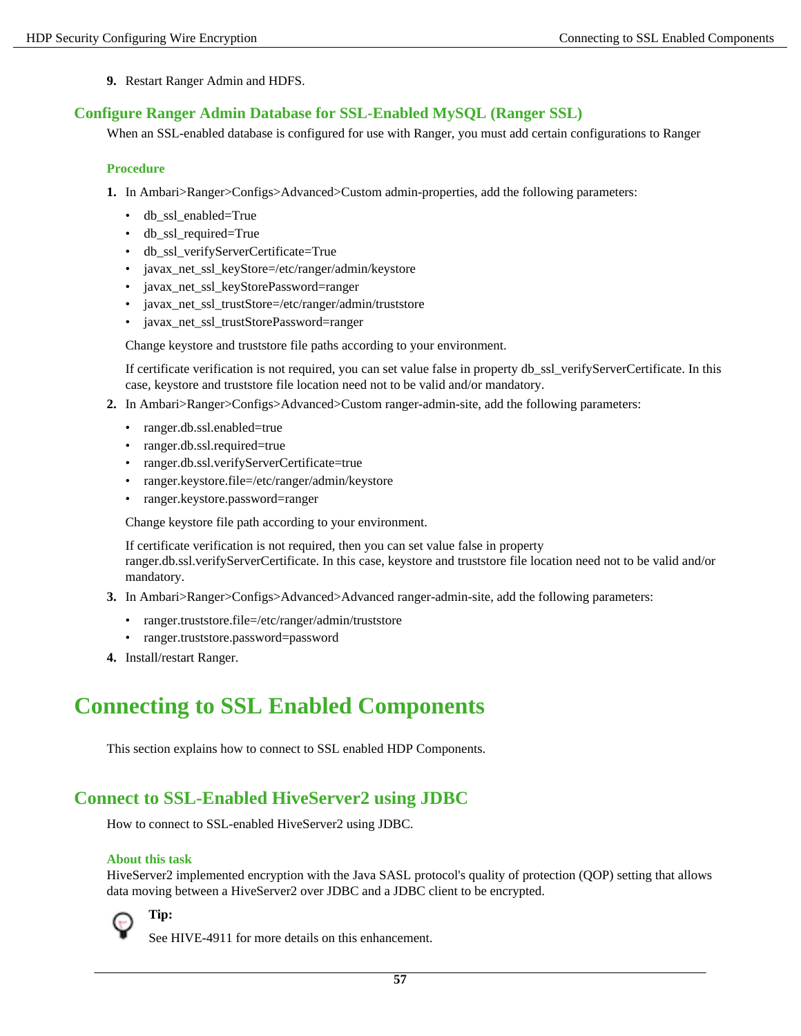9. Restart Ranger Admin and HDFS.

## Configure Ranger Admin Database for SSL-Enabled MySQL (Ranger SSL)

When an SSL-enabled database is configured for use with Ranger, you must add certain configurations to Ranger

### Procedure

1. In Ambari>Ranger>Configs>Advanced>Custom admin-properties, add the following parameters:

   - db_ssl_enabled=True
   - db_ssl_required=True
   - db_ssl_verifyServerCertificate=True
   - javax_net_ssl_keyStore=/etc/ranger/admin/keystore
   - javax_net_ssl_keyStorePassword=ranger
   - javax_net_ssl_trustStore=/etc/ranger/admin/truststore
   - javax_net_ssl_trustStorePassword=ranger

   Change keystore and truststore file paths according to your environment.

   If certificate verification is not required, you can set value false in property db_ssl_verifyServerCertificate. In this case, keystore and truststore file location need not to be valid and/or mandatory.

2. In Ambari>Ranger>Configs>Advanced>Custom ranger-admin-site, add the following parameters:

   - ranger.db.ssl.enabled=true
   - ranger.db.ssl.required=true
   - ranger.db.ssl.verifyServerCertificate=true
   - ranger.keystore.file=/etc/ranger/admin/keystore
   - ranger.keystore.password=ranger

   Change keystore file path according to your environment.

   If certificate verification is not required, then you can set value false in property ranger.db.ssl.verifyServerCertificate. In this case, keystore and truststore file location need not to be valid and/or mandatory.

3. In Ambari>Ranger>Configs>Advanced>Advanced ranger-admin-site, add the following parameters:

   - ranger.truststore.file=/etc/ranger/admin/truststore
   - ranger.truststore.password=password

4. Install/restart Ranger.

# Connecting to SSL Enabled Components

This section explains how to connect to SSL enabled HDP Components.

## Connect to SSL-Enabled HiveServer2 using JDBC

How to connect to SSL-enabled HiveServer2 using JDBC.

### About this task

HiveServer2 implemented encryption with the Java SASL protocol's quality of protection (QOP) setting that allows data moving between a HiveServer2 over JDBC and a JDBC client to be encrypted.

**Tip:**

See HIVE-4911 for more details on this enhancement.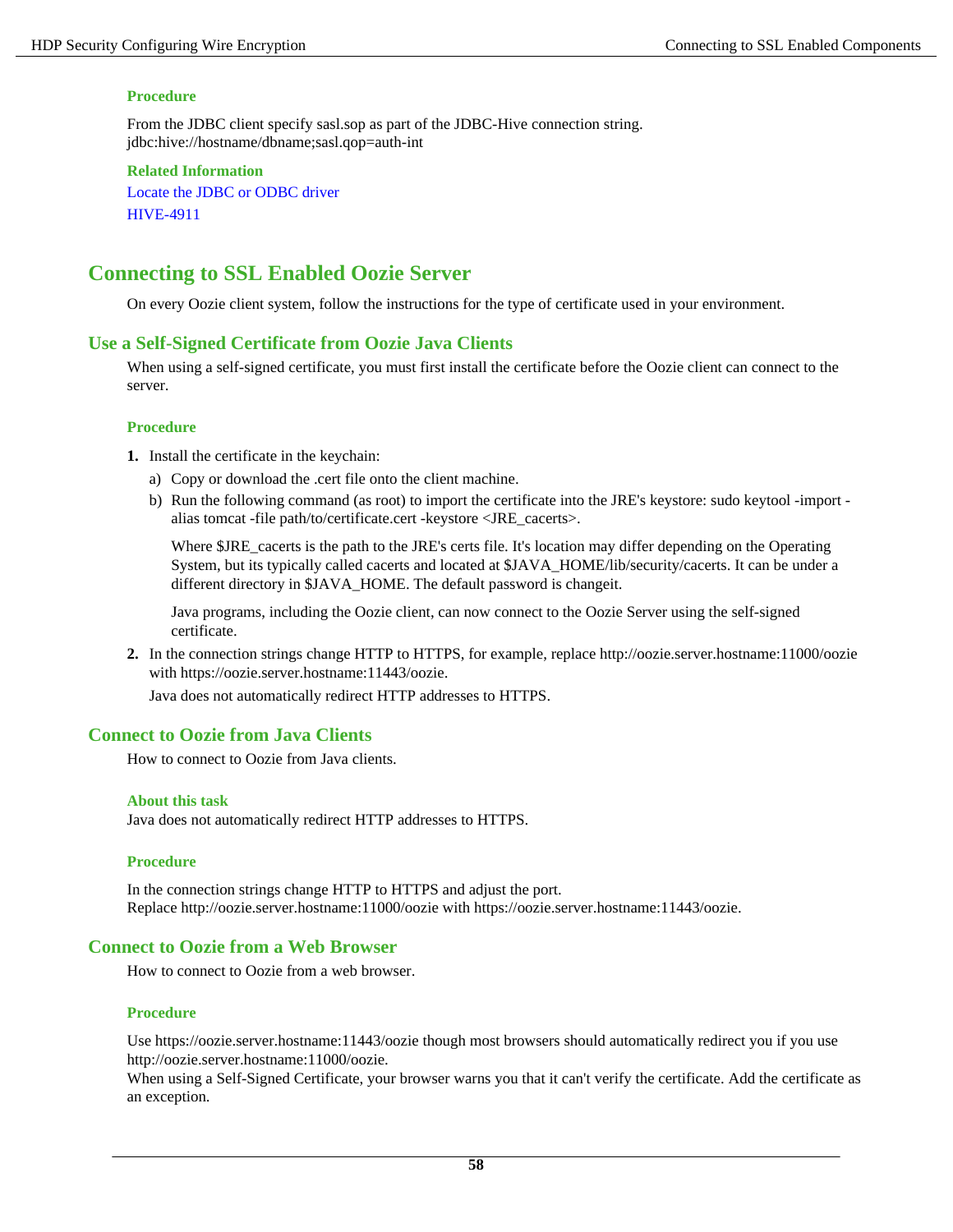### Procedure

From the JDBC client specify sasl.sop as part of the JDBC-Hive connection string.
jdbc:hive://hostname/dbname;sasl.qop=auth-int

### Related Information

Locate the JDBC or ODBC driver

HIVE-4911

## Connecting to SSL Enabled Oozie Server

On every Oozie client system, follow the instructions for the type of certificate used in your environment.

### Use a Self-Signed Certificate from Oozie Java Clients

When using a self-signed certificate, you must first install the certificate before the Oozie client can connect to the server.

#### Procedure

1. Install the certificate in the keychain:
   a) Copy or download the .cert file onto the client machine.
   b) Run the following command (as root) to import the certificate into the JRE's keystore: sudo keytool -import -alias tomcat -file path/to/certificate.cert -keystore <JRE_cacerts>.

      Where $JRE_cacerts is the path to the JRE's certs file. It's location may differ depending on the Operating System, but its typically called cacerts and located at $JAVA_HOME/lib/security/cacerts. It can be under a different directory in $JAVA_HOME. The default password is changeit.

      Java programs, including the Oozie client, can now connect to the Oozie Server using the self-signed certificate.
2. In the connection strings change HTTP to HTTPS, for example, replace http://oozie.server.hostname:11000/oozie with https://oozie.server.hostname:11443/oozie.

   Java does not automatically redirect HTTP addresses to HTTPS.

### Connect to Oozie from Java Clients

How to connect to Oozie from Java clients.

#### About this task

Java does not automatically redirect HTTP addresses to HTTPS.

#### Procedure

In the connection strings change HTTP to HTTPS and adjust the port.
Replace http://oozie.server.hostname:11000/oozie with https://oozie.server.hostname:11443/oozie.

### Connect to Oozie from a Web Browser

How to connect to Oozie from a web browser.

#### Procedure

Use https://oozie.server.hostname:11443/oozie though most browsers should automatically redirect you if you use http://oozie.server.hostname:11000/oozie.
When using a Self-Signed Certificate, your browser warns you that it can't verify the certificate. Add the certificate as an exception.